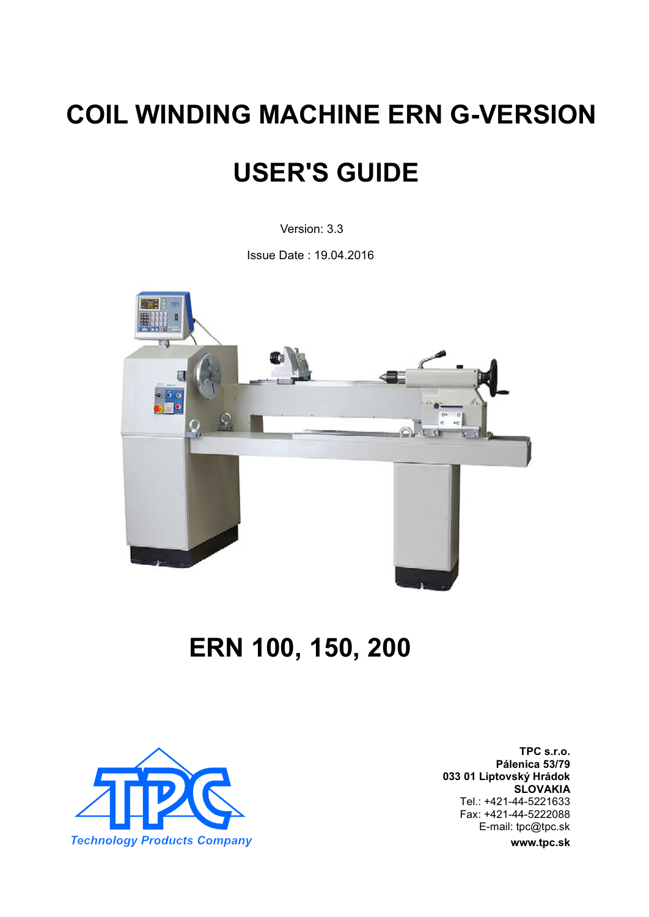# COIL WINDING MACHINE ERN G-VERSION

# USER'S GUIDE

Version: 3.3

Issue Date : 19.04.2016

# ERN 100, 150, 200

Technology Products Company

**TPC s.r.o.**
**Pálenica 53/79**
**033 01 Liptovský Hrádok**
**SLOVAKIA**
Tel.: +421-44-5221633
Fax: +421-44-5222088
E-mail: tpc@tpc.sk
**www.tpc.sk**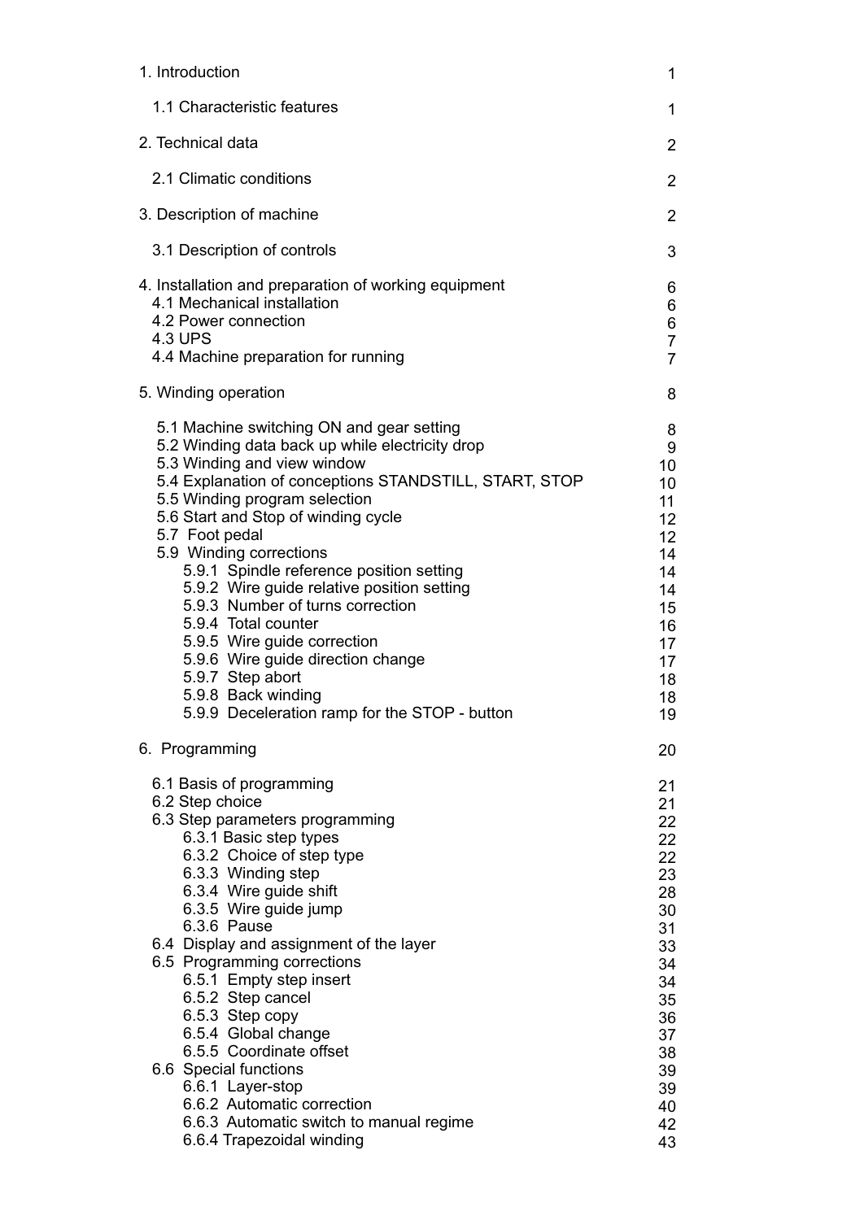| | |
|---|---|
| 1. Introduction | 1 |
| 1.1 Characteristic features | 1 |
| 2. Technical data | 2 |
| 2.1 Climatic conditions | 2 |
| 3. Description of machine | 2 |
| 3.1 Description of controls | 3 |
| 4. Installation and preparation of working equipment | 6 |
| 4.1 Mechanical installation | 6 |
| 4.2 Power connection | 6 |
| 4.3 UPS | 7 |
| 4.4 Machine preparation for running | 7 |
| 5. Winding operation | 8 |
| 5.1 Machine switching ON and gear setting | 8 |
| 5.2 Winding data back up while electricity drop | 9 |
| 5.3 Winding and view window | 10 |
| 5.4 Explanation of conceptions STANDSTILL, START, STOP | 10 |
| 5.5 Winding program selection | 11 |
| 5.6 Start and Stop of winding cycle | 12 |
| 5.7 Foot pedal | 12 |
| 5.9 Winding corrections | 14 |
| 5.9.1 Spindle reference position setting | 14 |
| 5.9.2 Wire guide relative position setting | 14 |
| 5.9.3 Number of turns correction | 15 |
| 5.9.4 Total counter | 16 |
| 5.9.5 Wire guide correction | 17 |
| 5.9.6 Wire guide direction change | 17 |
| 5.9.7 Step abort | 18 |
| 5.9.8 Back winding | 18 |
| 5.9.9 Deceleration ramp for the STOP - button | 19 |
| 6. Programming | 20 |
| 6.1 Basis of programming | 21 |
| 6.2 Step choice | 21 |
| 6.3 Step parameters programming | 22 |
| 6.3.1 Basic step types | 22 |
| 6.3.2 Choice of step type | 22 |
| 6.3.3 Winding step | 23 |
| 6.3.4 Wire guide shift | 28 |
| 6.3.5 Wire guide jump | 30 |
| 6.3.6 Pause | 31 |
| 6.4 Display and assignment of the layer | 33 |
| 6.5 Programming corrections | 34 |
| 6.5.1 Empty step insert | 34 |
| 6.5.2 Step cancel | 35 |
| 6.5.3 Step copy | 36 |
| 6.5.4 Global change | 37 |
| 6.5.5 Coordinate offset | 38 |
| 6.6 Special functions | 39 |
| 6.6.1 Layer-stop | 39 |
| 6.6.2 Automatic correction | 40 |
| 6.6.3 Automatic switch to manual regime | 42 |
| 6.6.4 Trapezoidal winding | 43 |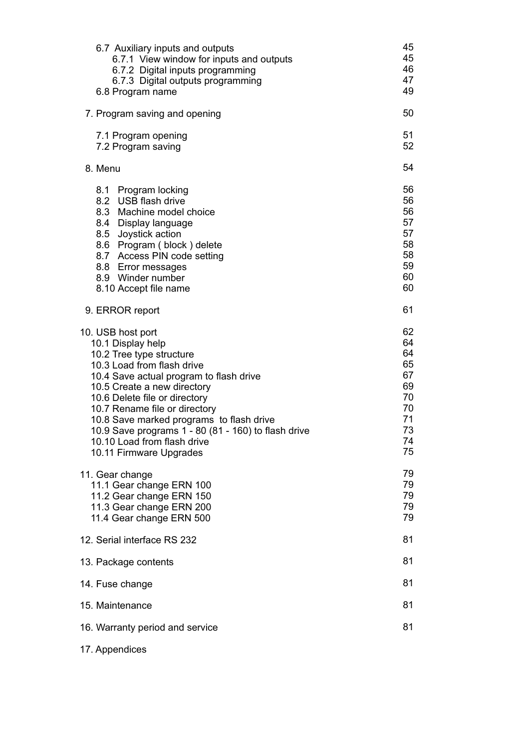| | |
|---|---|
| 6.7 Auxiliary inputs and outputs | 45 |
| 6.7.1 View window for inputs and outputs | 45 |
| 6.7.2 Digital inputs programming | 46 |
| 6.7.3 Digital outputs programming | 47 |
| 6.8 Program name | 49 |
| 7. Program saving and opening | 50 |
| 7.1 Program opening | 51 |
| 7.2 Program saving | 52 |
| 8. Menu | 54 |
| 8.1 Program locking | 56 |
| 8.2 USB flash drive | 56 |
| 8.3 Machine model choice | 56 |
| 8.4 Display language | 57 |
| 8.5 Joystick action | 57 |
| 8.6 Program ( block ) delete | 58 |
| 8.7 Access PIN code setting | 58 |
| 8.8 Error messages | 59 |
| 8.9 Winder number | 60 |
| 8.10 Accept file name | 60 |
| 9. ERROR report | 61 |
| 10. USB host port | 62 |
| 10.1 Display help | 64 |
| 10.2 Tree type structure | 64 |
| 10.3 Load from flash drive | 65 |
| 10.4 Save actual program to flash drive | 67 |
| 10.5 Create a new directory | 69 |
| 10.6 Delete file or directory | 70 |
| 10.7 Rename file or directory | 70 |
| 10.8 Save marked programs to flash drive | 71 |
| 10.9 Save programs 1 - 80 (81 - 160) to flash drive | 73 |
| 10.10 Load from flash drive | 74 |
| 10.11 Firmware Upgrades | 75 |
| 11. Gear change | 79 |
| 11.1 Gear change ERN 100 | 79 |
| 11.2 Gear change ERN 150 | 79 |
| 11.3 Gear change ERN 200 | 79 |
| 11.4 Gear change ERN 500 | 79 |
| 12. Serial interface RS 232 | 81 |
| 13. Package contents | 81 |
| 14. Fuse change | 81 |
| 15. Maintenance | 81 |
| 16. Warranty period and service | 81 |
| 17. Appendices | |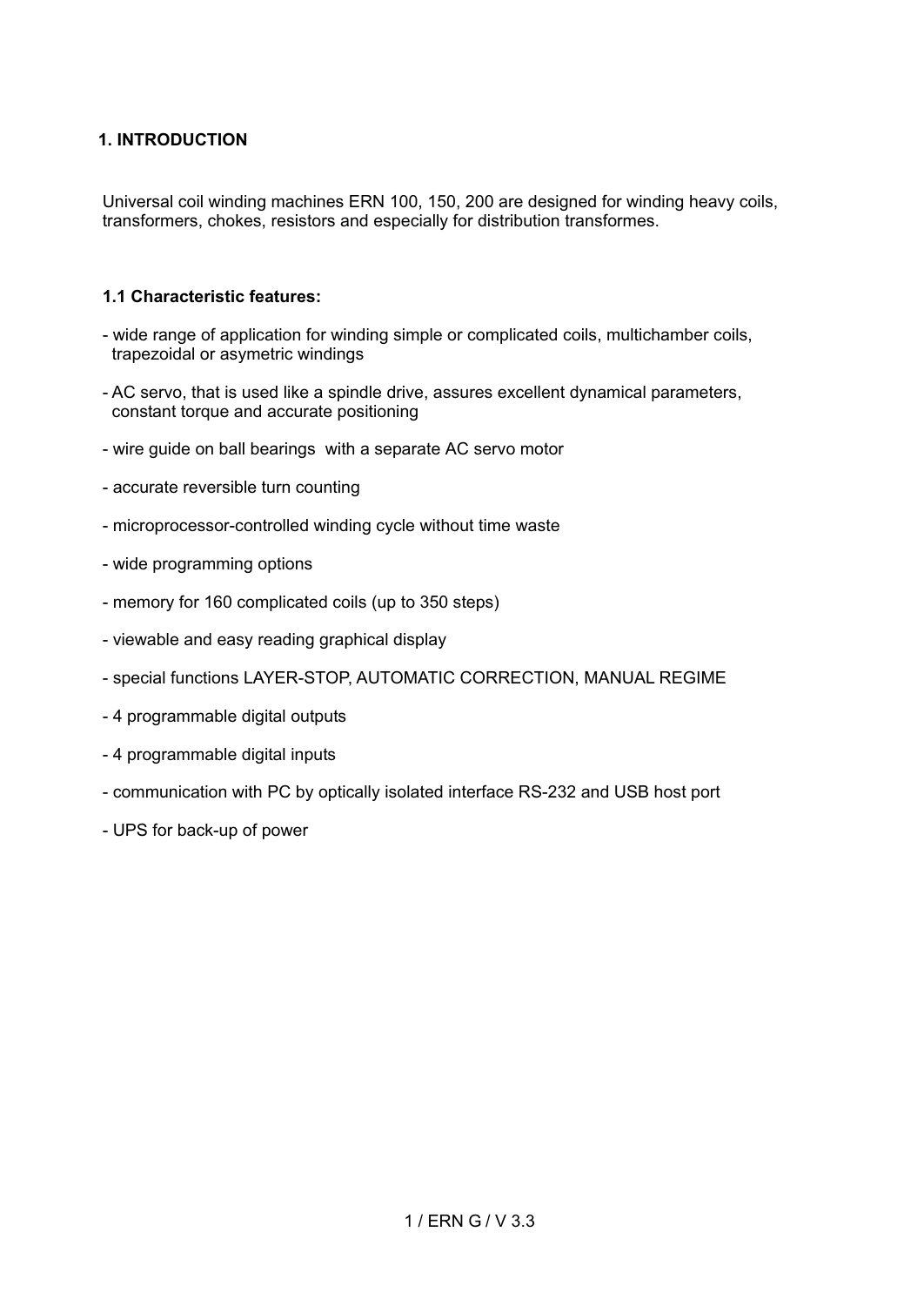# 1. INTRODUCTION

Universal coil winding machines ERN 100, 150, 200 are designed for winding heavy coils, transformers, chokes, resistors and especially for distribution transformes.

## 1.1 Characteristic features:

- wide range of application for winding simple or complicated coils, multichamber coils, trapezoidal or asymetric windings
- AC servo, that is used like a spindle drive, assures excellent dynamical parameters, constant torque and accurate positioning
- wire guide on ball bearings with a separate AC servo motor
- accurate reversible turn counting
- microprocessor-controlled winding cycle without time waste
- wide programming options
- memory for 160 complicated coils (up to 350 steps)
- viewable and easy reading graphical display
- special functions LAYER-STOP, AUTOMATIC CORRECTION, MANUAL REGIME
- 4 programmable digital outputs
- 4 programmable digital inputs
- communication with PC by optically isolated interface RS-232 and USB host port
- UPS for back-up of power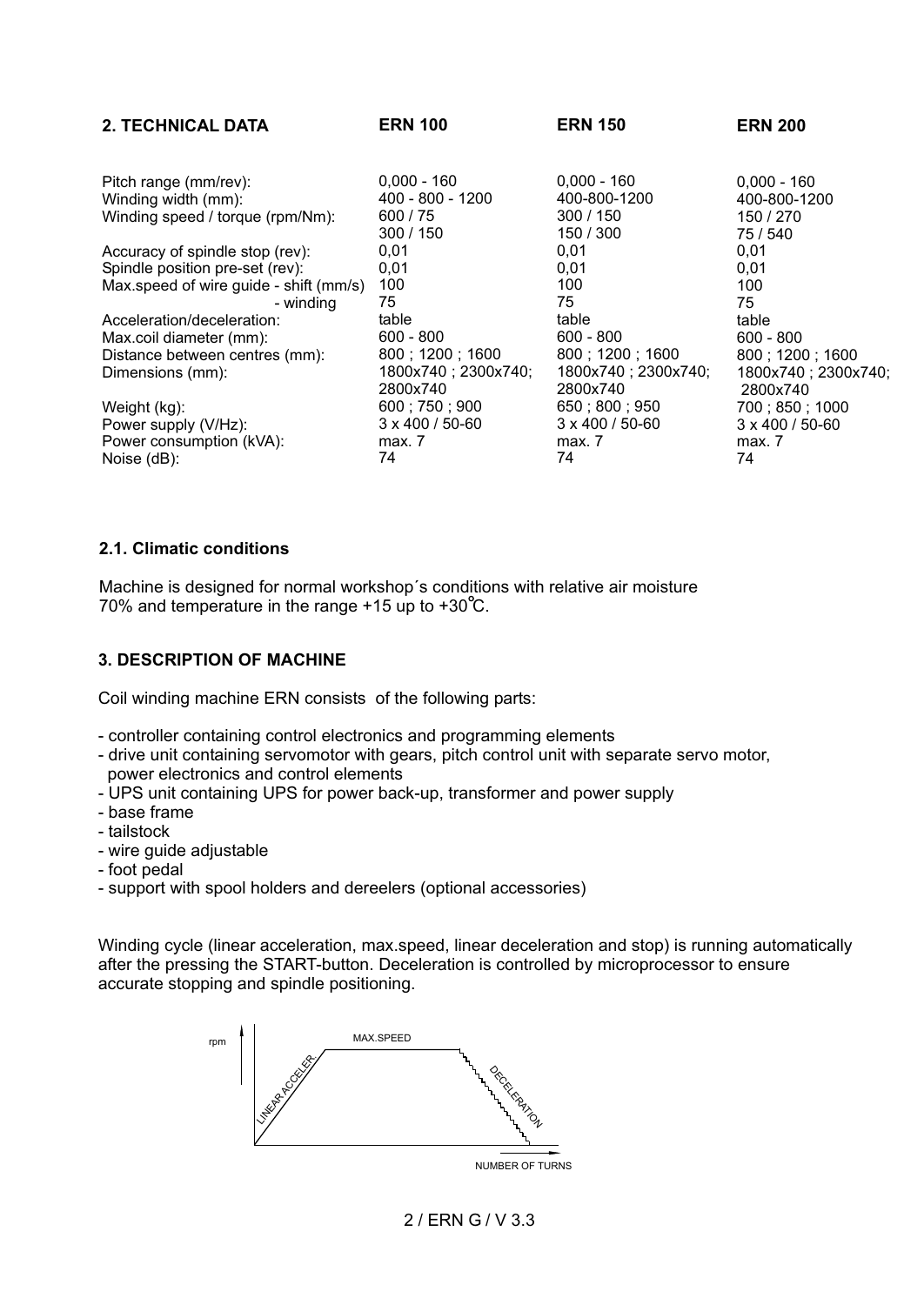## 2. TECHNICAL DATA

| | ERN 100 | ERN 150 | ERN 200 |
|---|---|---|---|
| Pitch range (mm/rev): | 0,000 - 160 | 0,000 - 160 | 0,000 - 160 |
| Winding width (mm): | 400 - 800 - 1200 | 400-800-1200 | 400-800-1200 |
| Winding speed / torque (rpm/Nm): | 600 / 75<br>300 / 150 | 300 / 150<br>150 / 300 | 150 / 270<br>75 / 540 |
| Accuracy of spindle stop (rev): | 0,01 | 0,01 | 0,01 |
| Spindle position pre-set (rev): | 0,01 | 0,01 | 0,01 |
| Max.speed of wire guide - shift (mm/s) | 100 | 100 | 100 |
| - winding | 75 | 75 | 75 |
| Acceleration/deceleration: | table | table | table |
| Max.coil diameter (mm): | 600 - 800 | 600 - 800 | 600 - 800 |
| Distance between centres (mm): | 800 ; 1200 ; 1600 | 800 ; 1200 ; 1600 | 800 ; 1200 ; 1600 |
| Dimensions (mm): | 1800x740 ; 2300x740; 2800x740 | 1800x740 ; 2300x740; 2800x740 | 1800x740 ; 2300x740; 2800x740 |
| Weight (kg): | 600 ; 750 ; 900 | 650 ; 800 ; 950 | 700 ; 850 ; 1000 |
| Power supply (V/Hz): | 3 x 400 / 50-60 | 3 x 400 / 50-60 | 3 x 400 / 50-60 |
| Power consumption (kVA): | max. 7 | max. 7 | max. 7 |
| Noise (dB): | 74 | 74 | 74 |

### 2.1. Climatic conditions

Machine is designed for normal workshop´s conditions with relative air moisture 70% and temperature in the range +15 up to +30°C.

## 3. DESCRIPTION OF MACHINE

Coil winding machine ERN consists of the following parts:

- controller containing control electronics and programming elements
- drive unit containing servomotor with gears, pitch control unit with separate servo motor, power electronics and control elements
- UPS unit containing UPS for power back-up, transformer and power supply
- base frame
- tailstock
- wire guide adjustable
- foot pedal
- support with spool holders and dereelers (optional accessories)

Winding cycle (linear acceleration, max.speed, linear deceleration and stop) is running automatically after the pressing the START-button. Deceleration is controlled by microprocessor to ensure accurate stopping and spindle positioning.

rpm — LINEAR ACCELER. — MAX.SPEED — DECELERATION — NUMBER OF TURNS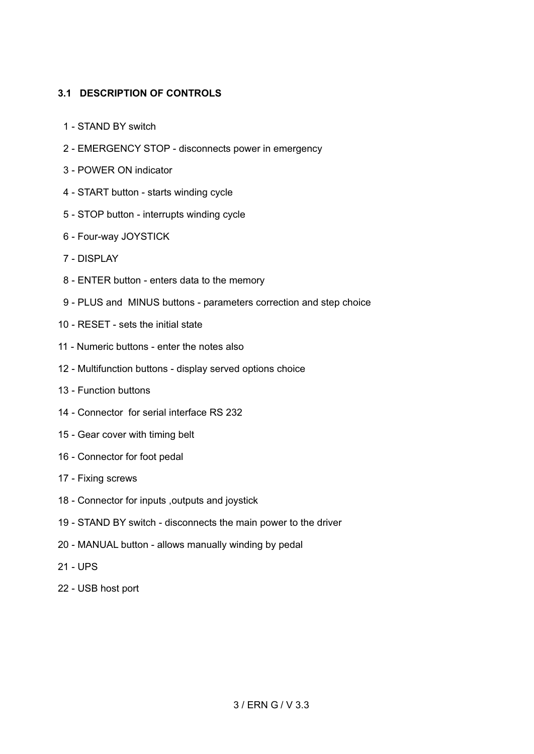### 3.1 DESCRIPTION OF CONTROLS

1 - STAND BY switch

2 - EMERGENCY STOP - disconnects power in emergency

3 - POWER ON indicator

4 - START button - starts winding cycle

5 - STOP button - interrupts winding cycle

6 - Four-way JOYSTICK

7 - DISPLAY

8 - ENTER button - enters data to the memory

9 - PLUS and MINUS buttons - parameters correction and step choice

10 - RESET - sets the initial state

11 - Numeric buttons - enter the notes also

12 - Multifunction buttons - display served options choice

13 - Function buttons

14 - Connector for serial interface RS 232

15 - Gear cover with timing belt

16 - Connector for foot pedal

17 - Fixing screws

18 - Connector for inputs ,outputs and joystick

19 - STAND BY switch - disconnects the main power to the driver

20 - MANUAL button - allows manually winding by pedal

21 - UPS

22 - USB host port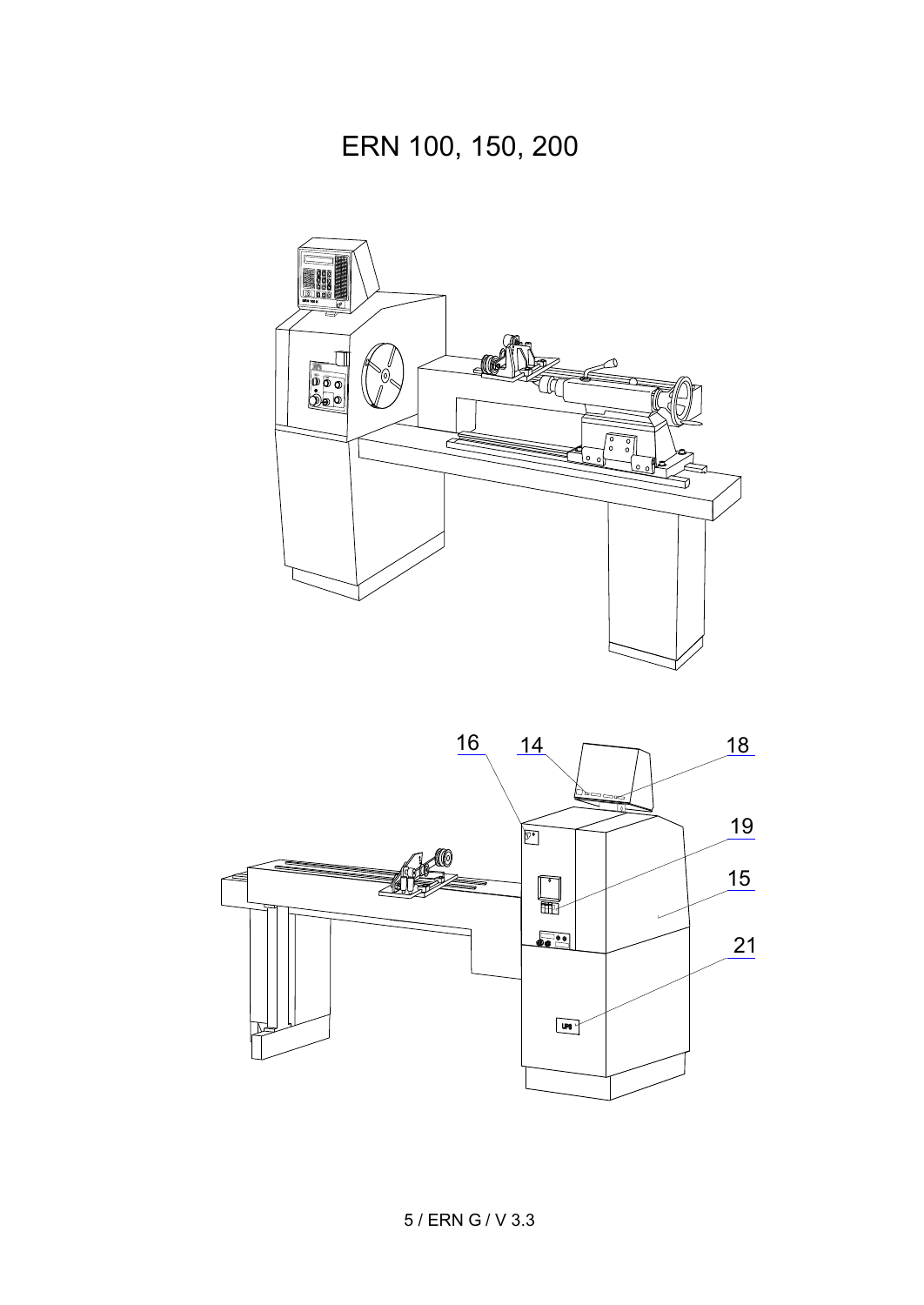# ERN 100, 150, 200

16 14 18

19

15

21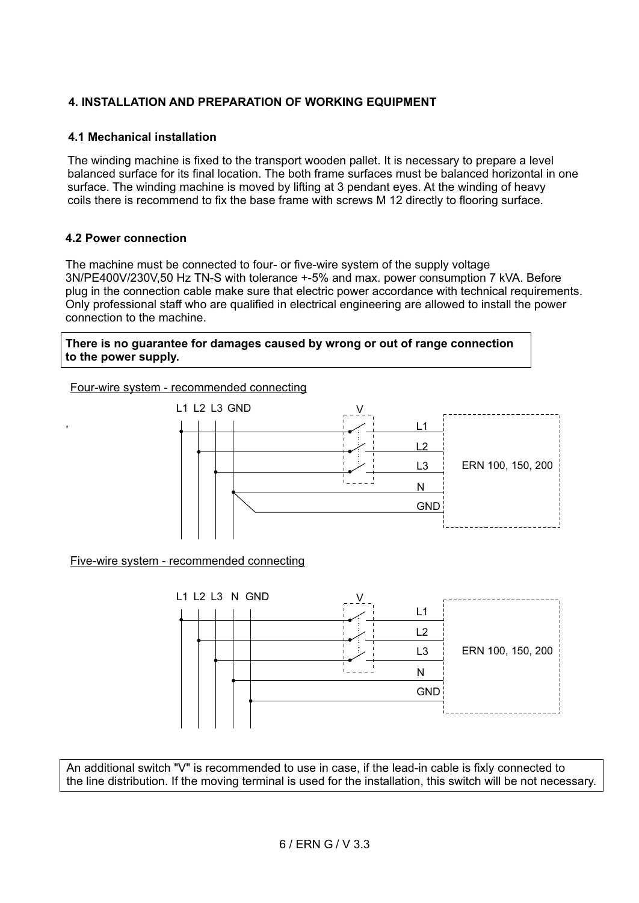## 4. INSTALLATION AND PREPARATION OF WORKING EQUIPMENT

### 4.1 Mechanical installation

The winding machine is fixed to the transport wooden pallet. It is necessary to prepare a level balanced surface for its final location. The both frame surfaces must be balanced horizontal in one surface. The winding machine is moved by lifting at 3 pendant eyes. At the winding of heavy coils there is recommend to fix the base frame with screws M 12 directly to flooring surface.

### 4.2 Power connection

The machine must be connected to four- or five-wire system of the supply voltage 3N/PE400V/230V,50 Hz TN-S with tolerance +-5% and max. power consumption 7 kVA. Before plug in the connection cable make sure that electric power accordance with technical requirements. Only professional staff who are qualified in electrical engineering are allowed to install the power connection to the machine.

**There is no guarantee for damages caused by wrong or out of range connection to the power supply.**

Four-wire system - recommended connecting

L1 L2 L3 GND — V — L1, L2, L3, N, GND — ERN 100, 150, 200

Five-wire system - recommended connecting

L1 L2 L3 N GND — V — L1, L2, L3, N, GND — ERN 100, 150, 200

An additional switch "V" is recommended to use in case, if the lead-in cable is fixly connected to the line distribution. If the moving terminal is used for the installation, this switch will be not necessary.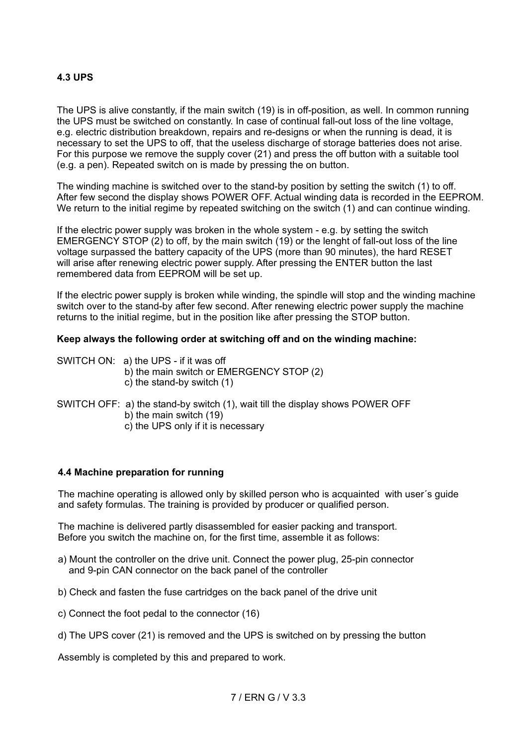### 4.3 UPS

The UPS is alive constantly, if the main switch (19) is in off-position, as well. In common running the UPS must be switched on constantly. In case of continual fall-out loss of the line voltage, e.g. electric distribution breakdown, repairs and re-designs or when the running is dead, it is necessary to set the UPS to off, that the useless discharge of storage batteries does not arise. For this purpose we remove the supply cover (21) and press the off button with a suitable tool (e.g. a pen). Repeated switch on is made by pressing the on button.

The winding machine is switched over to the stand-by position by setting the switch (1) to off. After few second the display shows POWER OFF. Actual winding data is recorded in the EEPROM. We return to the initial regime by repeated switching on the switch (1) and can continue winding.

If the electric power supply was broken in the whole system - e.g. by setting the switch EMERGENCY STOP (2) to off, by the main switch (19) or the lenght of fall-out loss of the line voltage surpassed the battery capacity of the UPS (more than 90 minutes), the hard RESET will arise after renewing electric power supply. After pressing the ENTER button the last remembered data from EEPROM will be set up.

If the electric power supply is broken while winding, the spindle will stop and the winding machine switch over to the stand-by after few second. After renewing electric power supply the machine returns to the initial regime, but in the position like after pressing the STOP button.

**Keep always the following order at switching off and on the winding machine:**

SWITCH ON:
- a) the UPS - if it was off
- b) the main switch or EMERGENCY STOP (2)
- c) the stand-by switch (1)

SWITCH OFF:
- a) the stand-by switch (1), wait till the display shows POWER OFF
- b) the main switch (19)
- c) the UPS only if it is necessary

### 4.4 Machine preparation for running

The machine operating is allowed only by skilled person who is acquainted with user´s guide and safety formulas. The training is provided by producer or qualified person.

The machine is delivered partly disassembled for easier packing and transport. Before you switch the machine on, for the first time, assemble it as follows:

a) Mount the controller on the drive unit. Connect the power plug, 25-pin connector and 9-pin CAN connector on the back panel of the controller

b) Check and fasten the fuse cartridges on the back panel of the drive unit

c) Connect the foot pedal to the connector (16)

d) The UPS cover (21) is removed and the UPS is switched on by pressing the button

Assembly is completed by this and prepared to work.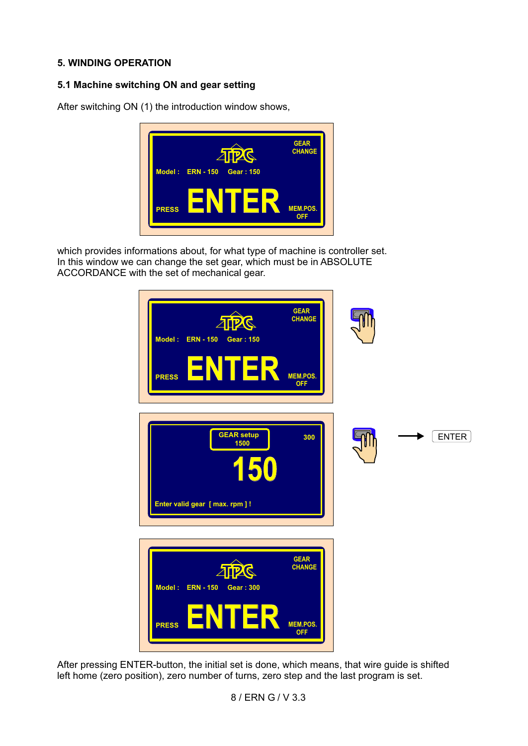## 5. WINDING OPERATION

### 5.1 Machine switching ON and gear setting

After switching ON (1) the introduction window shows,

which provides informations about, for what type of machine is controller set.
In this window we can change the set gear, which must be in ABSOLUTE ACCORDANCE with the set of mechanical gear.

After pressing ENTER-button, the initial set is done, which means, that wire guide is shifted left home (zero position), zero number of turns, zero step and the last program is set.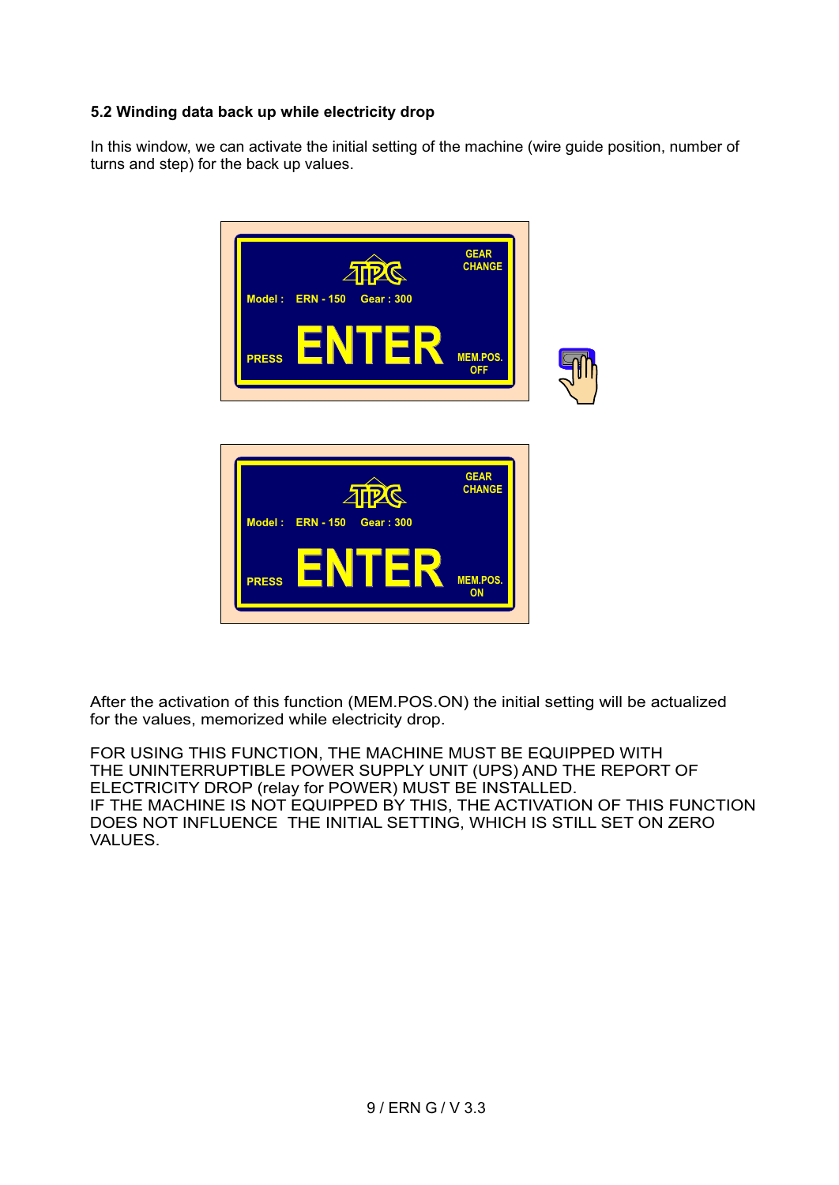### 5.2 Winding data back up while electricity drop

In this window, we can activate the initial setting of the machine (wire guide position, number of turns and step) for the back up values.

GEAR CHANGE

Model : ERN - 150 Gear : 300

PRESS **ENTER** MEM.POS. OFF

GEAR CHANGE

Model : ERN - 150 Gear : 300

PRESS **ENTER** MEM.POS. ON

After the activation of this function (MEM.POS.ON) the initial setting will be actualized for the values, memorized while electricity drop.

FOR USING THIS FUNCTION, THE MACHINE MUST BE EQUIPPED WITH THE UNINTERRUPTIBLE POWER SUPPLY UNIT (UPS) AND THE REPORT OF ELECTRICITY DROP (relay for POWER) MUST BE INSTALLED.
IF THE MACHINE IS NOT EQUIPPED BY THIS, THE ACTIVATION OF THIS FUNCTION DOES NOT INFLUENCE THE INITIAL SETTING, WHICH IS STILL SET ON ZERO VALUES.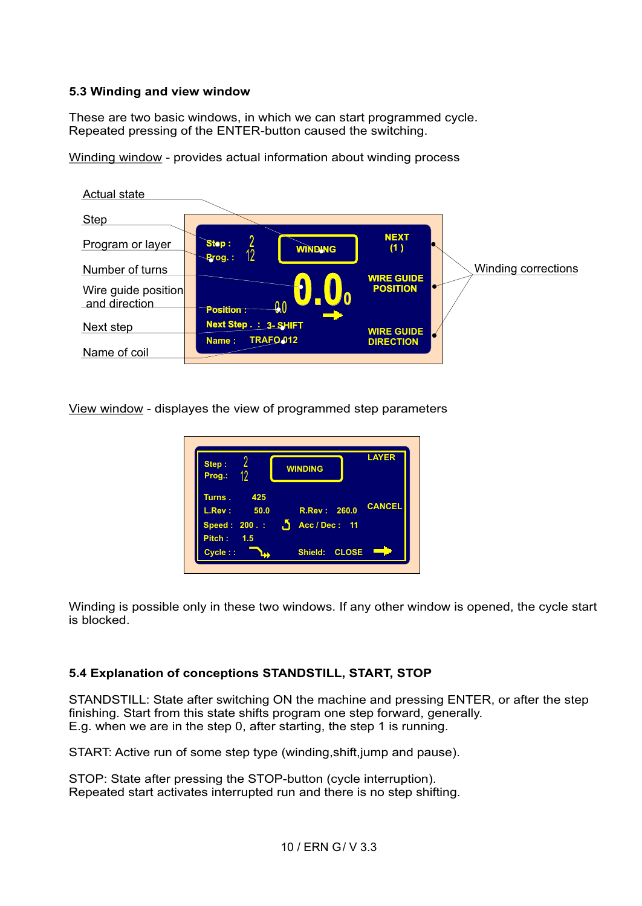### 5.3 Winding and view window

These are two basic windows, in which we can start programmed cycle.
Repeated pressing of the ENTER-button caused the switching.

Winding window - provides actual information about winding process

Actual state

Step

Program or layer

Number of turns

Wire guide position
and direction

Next step

Name of coil

Step : 2
Prog. : 12

WINDING

NEXT
(1)

WIRE GUIDE
POSITION

0.0

Position : 0.0

Next Step . : 3- SHIFT

Name : TRAFO 012

WIRE GUIDE
DIRECTION

Winding corrections

View window - displayes the view of programmed step parameters

Step : 2
Prog.: 12

WINDING

LAYER

Turns . 425

L.Rev : 50.0 R.Rev : 260.0

CANCEL

Speed : 200 . : Acc / Dec : 11

Pitch : 1.5

Cycle : : Shield: CLOSE

Winding is possible only in these two windows. If any other window is opened, the cycle start is blocked.

### 5.4 Explanation of conceptions STANDSTILL, START, STOP

STANDSTILL: State after switching ON the machine and pressing ENTER, or after the step finishing. Start from this state shifts program one step forward, generally.
E.g. when we are in the step 0, after starting, the step 1 is running.

START: Active run of some step type (winding,shift,jump and pause).

STOP: State after pressing the STOP-button (cycle interruption).
Repeated start activates interrupted run and there is no step shifting.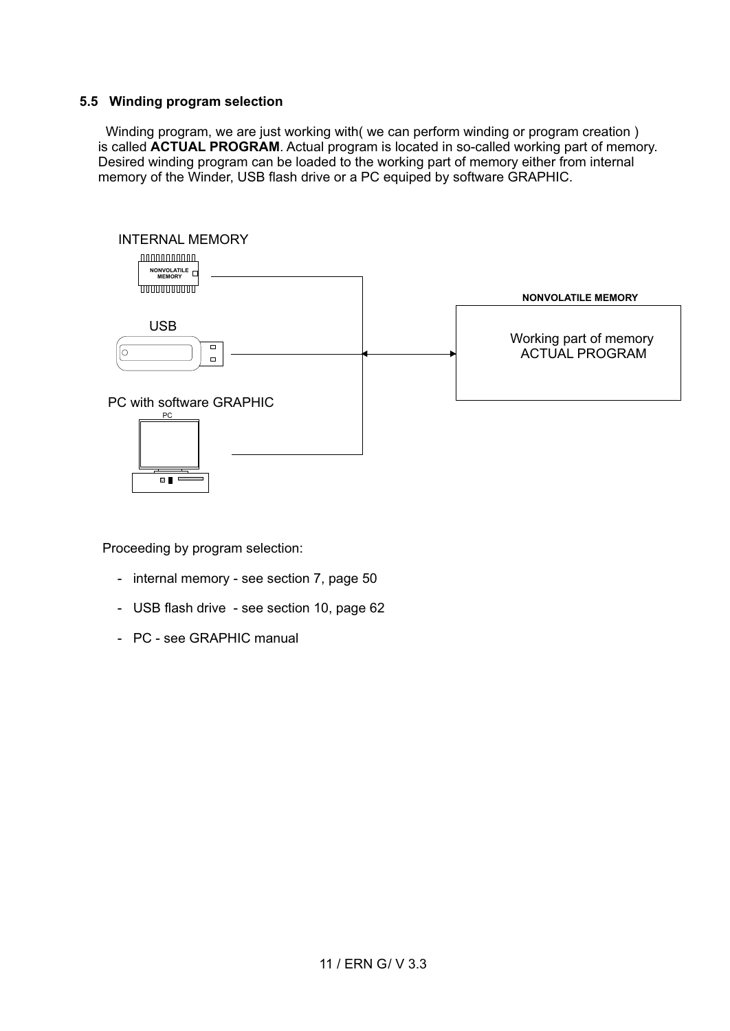### 5.5 Winding program selection

Winding program, we are just working with( we can perform winding or program creation ) is called **ACTUAL PROGRAM**. Actual program is located in so-called working part of memory. Desired winding program can be loaded to the working part of memory either from internal memory of the Winder, USB flash drive or a PC equiped by software GRAPHIC.

INTERNAL MEMORY

NONVOLATILE MEMORY

USB

PC with software GRAPHIC

PC

NONVOLATILE MEMORY

Working part of memory
ACTUAL PROGRAM

Proceeding by program selection:

- internal memory - see section 7, page 50
- USB flash drive - see section 10, page 62
- PC - see GRAPHIC manual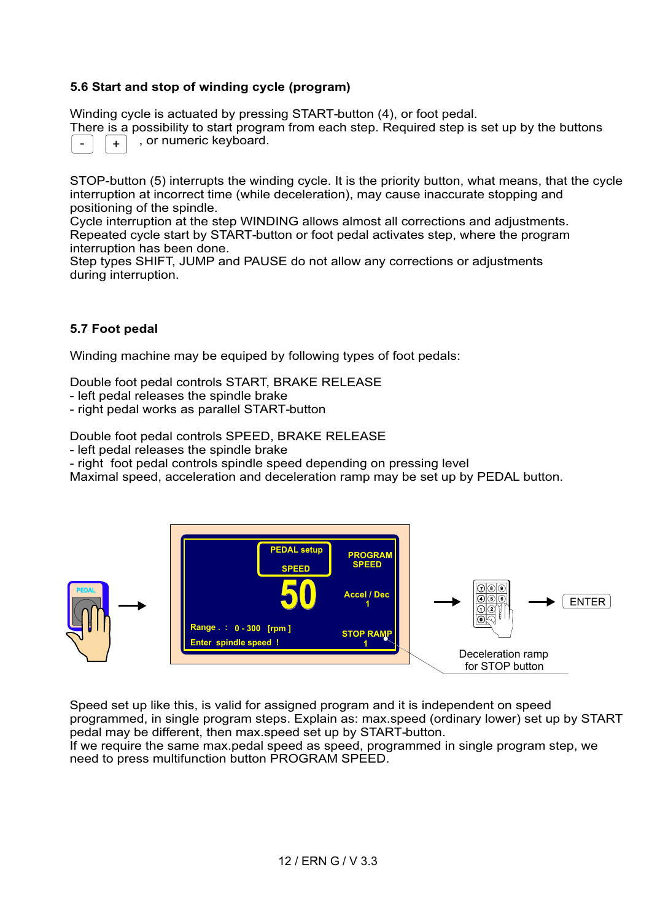### 5.6 Start and stop of winding cycle (program)

Winding cycle is actuated by pressing START-button (4), or foot pedal.
There is a possibility to start program from each step. Required step is set up by the buttons [ - ] [ + ] , or numeric keyboard.

STOP-button (5) interrupts the winding cycle. It is the priority button, what means, that the cycle interruption at incorrect time (while deceleration), may cause inaccurate stopping and positioning of the spindle.
Cycle interruption at the step WINDING allows almost all corrections and adjustments.
Repeated cycle start by START-button or foot pedal activates step, where the program interruption has been done.
Step types SHIFT, JUMP and PAUSE do not allow any corrections or adjustments during interruption.

### 5.7 Foot pedal

Winding machine may be equiped by following types of foot pedals:

Double foot pedal controls START, BRAKE RELEASE
- left pedal releases the spindle brake
- right pedal works as parallel START-button

Double foot pedal controls SPEED, BRAKE RELEASE
- left pedal releases the spindle brake
- right foot pedal controls spindle speed depending on pressing level

Maximal speed, acceleration and deceleration ramp may be set up by PEDAL button.

PEDAL →

PEDAL setup
SPEED
50
PROGRAM SPEED
Accel / Dec 1
STOP RAMP 1
Range . : 0 - 300 [rpm ]
Enter spindle speed !

→ ENTER

Deceleration ramp for STOP button

Speed set up like this, is valid for assigned program and it is independent on speed programmed, in single program steps. Explain as: max.speed (ordinary lower) set up by START pedal may be different, then max.speed set up by START-button.
If we require the same max.pedal speed as speed, programmed in single program step, we need to press multifunction button PROGRAM SPEED.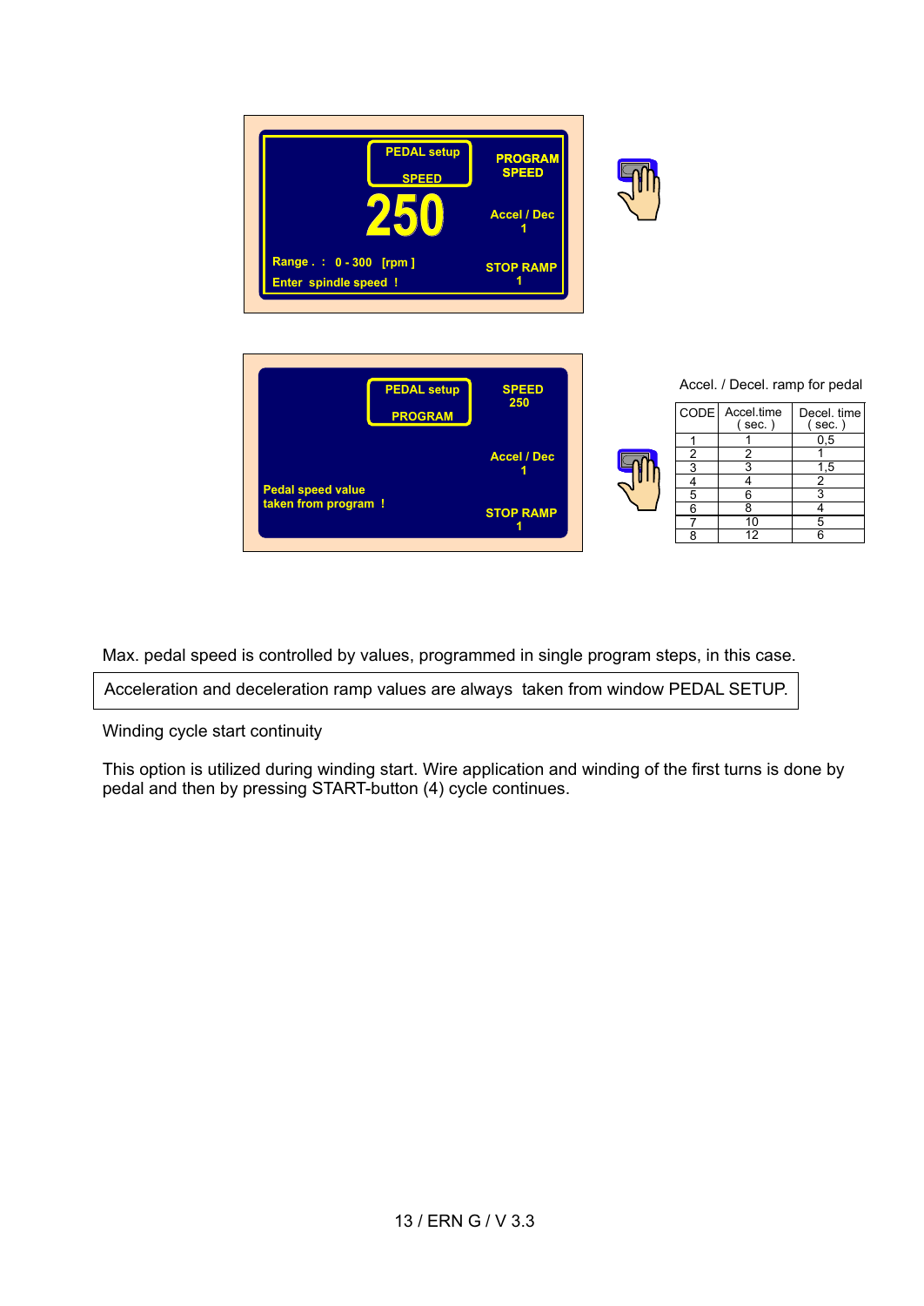PEDAL setup
SPEED

250

Range . : 0 - 300 [rpm ]
Enter spindle speed !

PROGRAM
SPEED

Accel / Dec
1

STOP RAMP
1

PEDAL setup
PROGRAM

Pedal speed value
taken from program !

SPEED
250

Accel / Dec
1

STOP RAMP
1

Accel. / Decel. ramp for pedal

| CODE | Accel.time ( sec. ) | Decel. time ( sec. ) |
|---|---|---|
| 1 | 1 | 0,5 |
| 2 | 2 | 1 |
| 3 | 3 | 1,5 |
| 4 | 4 | 2 |
| 5 | 6 | 3 |
| 6 | 8 | 4 |
| 7 | 10 | 5 |
| 8 | 12 | 6 |

Max. pedal speed is controlled by values, programmed in single program steps, in this case.

Acceleration and deceleration ramp values are always taken from window PEDAL SETUP.

Winding cycle start continuity

This option is utilized during winding start. Wire application and winding of the first turns is done by pedal and then by pressing START-button (4) cycle continues.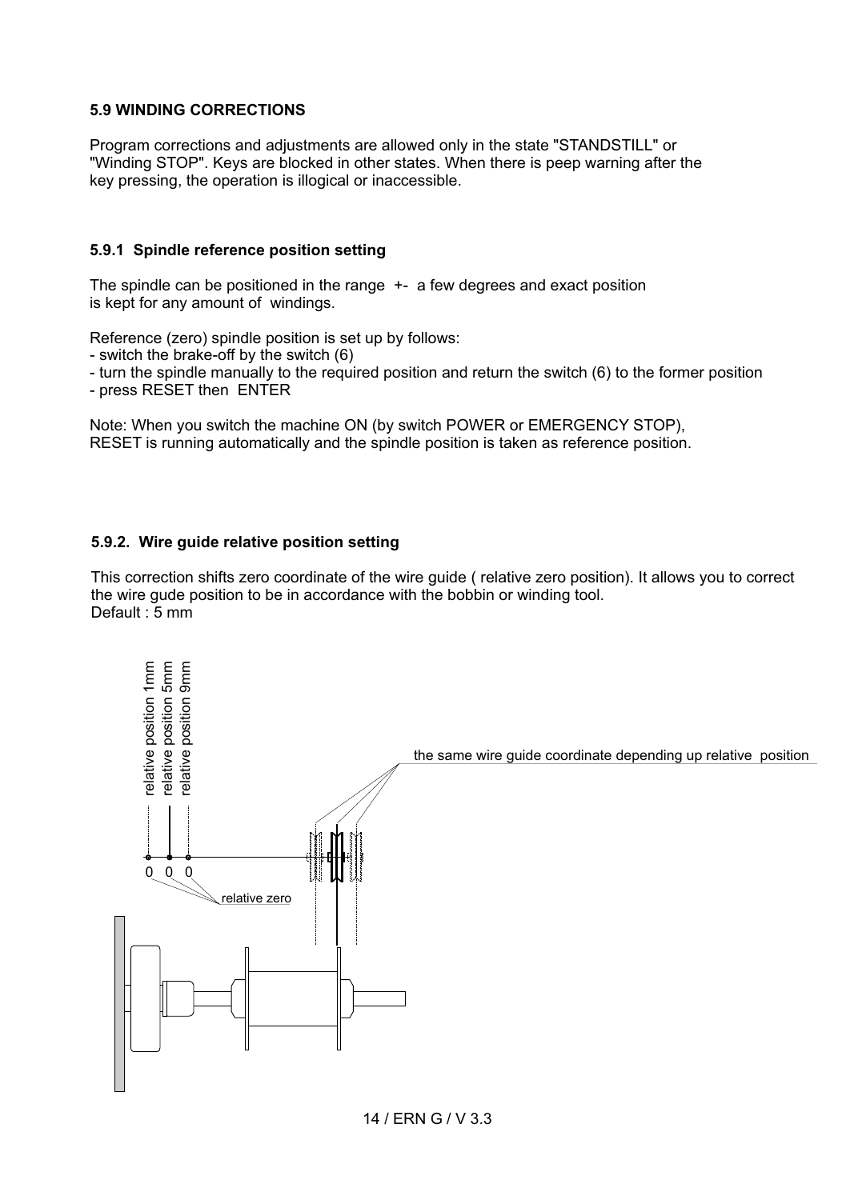## 5.9 WINDING CORRECTIONS

Program corrections and adjustments are allowed only in the state "STANDSTILL" or "Winding STOP". Keys are blocked in other states. When there is peep warning after the key pressing, the operation is illogical or inaccessible.

### 5.9.1 Spindle reference position setting

The spindle can be positioned in the range +- a few degrees and exact position is kept for any amount of windings.

Reference (zero) spindle position is set up by follows:
- switch the brake-off by the switch (6)
- turn the spindle manually to the required position and return the switch (6) to the former position
- press RESET then ENTER

Note: When you switch the machine ON (by switch POWER or EMERGENCY STOP), RESET is running automatically and the spindle position is taken as reference position.

### 5.9.2. Wire guide relative position setting

This correction shifts zero coordinate of the wire guide ( relative zero position). It allows you to correct the wire gude position to be in accordance with the bobbin or winding tool.
Default : 5 mm

relative position 1mm
relative position 5mm
relative position 9mm

the same wire guide coordinate depending up relative position

0 0 0

relative zero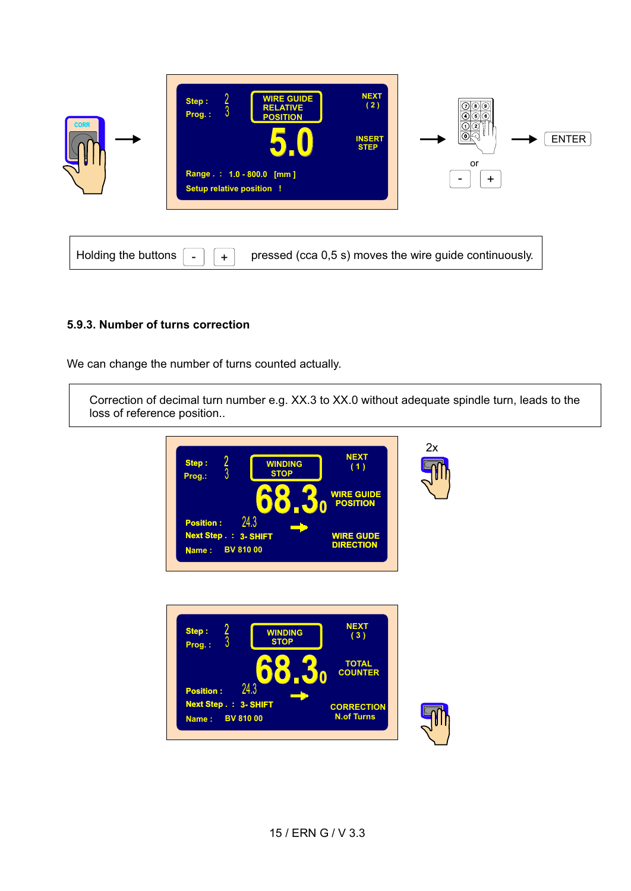Step : 2
Prog. : 3

WIRE GUIDE RELATIVE POSITION

5.0

NEXT ( 2 )

INSERT STEP

Range . : 1.0 - 800.0 [mm ]

Setup relative position !

CORR → → ENTER

or - +

Holding the buttons - + pressed (cca 0,5 s) moves the wire guide continuously.

### 5.9.3. Number of turns correction

We can change the number of turns counted actually.

Correction of decimal turn number e.g. XX.3 to XX.0 without adequate spindle turn, leads to the loss of reference position..

Step : 2
Prog.: 3

WINDING STOP

68.3 0

NEXT ( 1 )

WIRE GUIDE POSITION

Position : 24.3

Next Step . : 3- SHIFT

WIRE GUDE DIRECTION

Name : BV 810 00

2x

Step : 2
Prog. : 3

WINDING STOP

68.3 0

NEXT ( 3 )

TOTAL COUNTER

Position : 24.3

Next Step . : 3- SHIFT

CORRECTION N.of Turns

Name : BV 810 00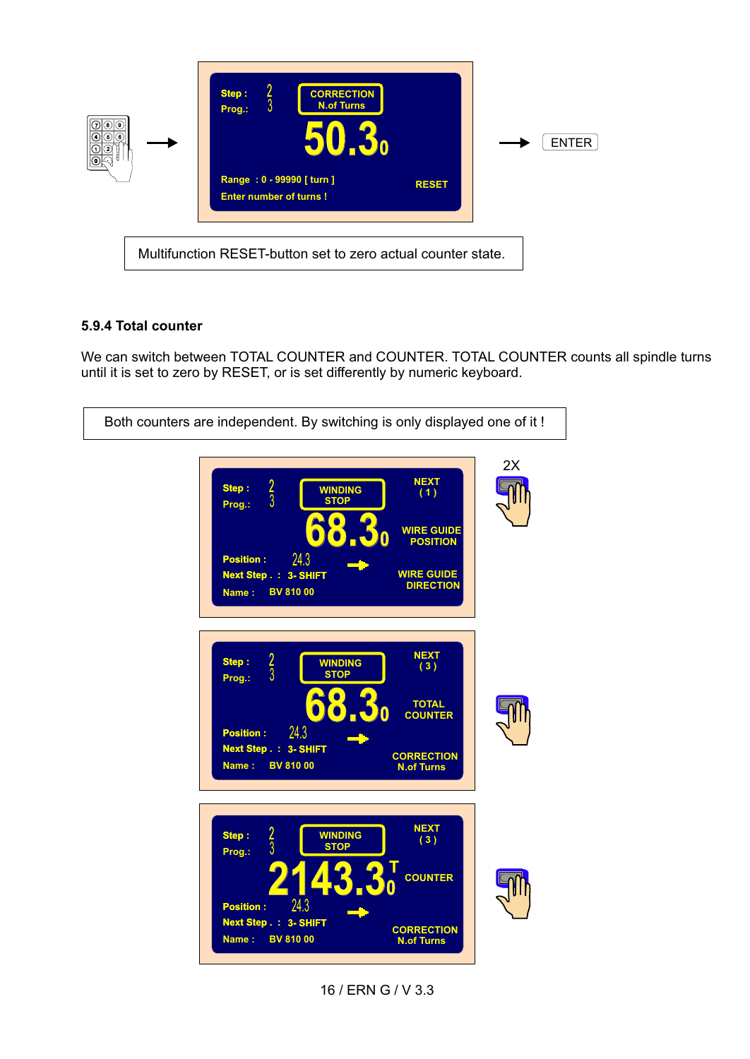Multifunction RESET-button set to zero actual counter state.

### 5.9.4 Total counter

We can switch between TOTAL COUNTER and COUNTER. TOTAL COUNTER counts all spindle turns until it is set to zero by RESET, or is set differently by numeric keyboard.

Both counters are independent. By switching is only displayed one of it !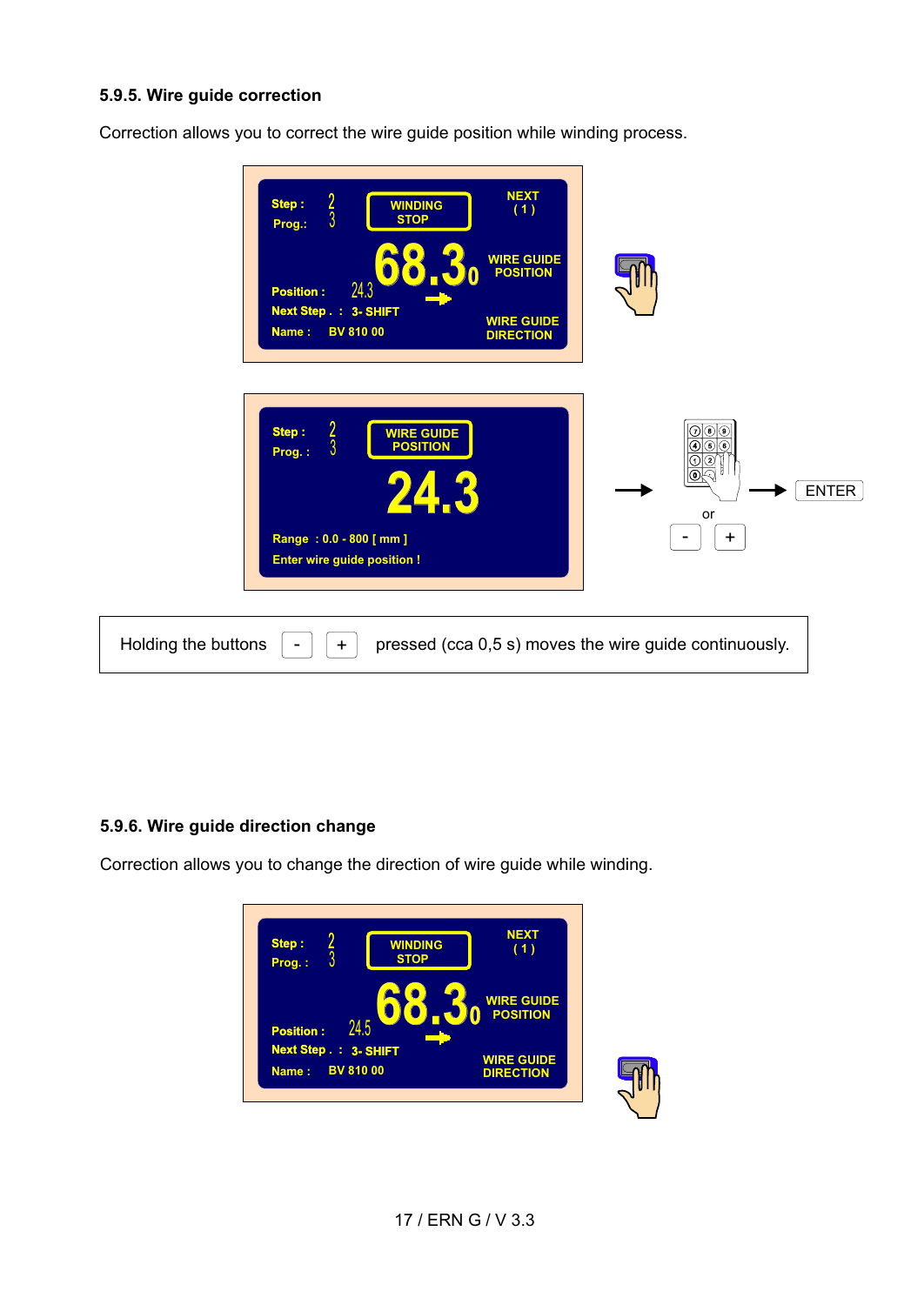### 5.9.5. Wire guide correction

Correction allows you to correct the wire guide position while winding process.

Step : 2
Prog.: 3

WINDING STOP

NEXT ( 1 )

68.3 0

WIRE GUIDE POSITION

Position : 24.3

Next Step . : 3- SHIFT

WIRE GUIDE DIRECTION

Name : BV 810 00

Step : 2
Prog. : 3

WIRE GUIDE POSITION

24.3

Range : 0.0 - 800 [ mm ]

Enter wire guide position !

ENTER

or

- +

Holding the buttons - + pressed (cca 0,5 s) moves the wire guide continuously.

### 5.9.6. Wire guide direction change

Correction allows you to change the direction of wire guide while winding.

Step : 2
Prog. : 3

WINDING STOP

NEXT ( 1 )

68.3 0

WIRE GUIDE POSITION

Position : 24.5

Next Step . : 3- SHIFT

WIRE GUIDE DIRECTION

Name : BV 810 00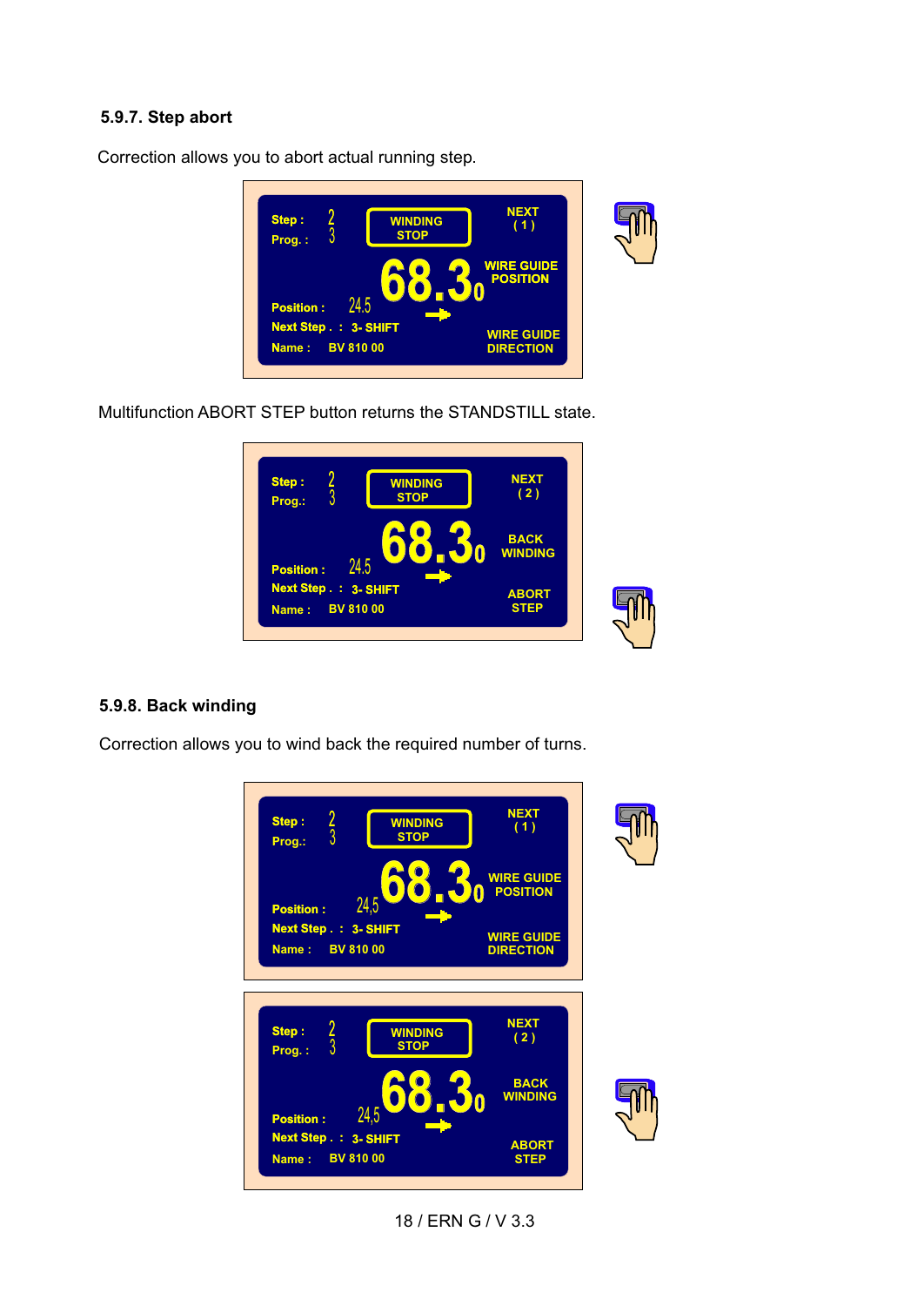### 5.9.7. Step abort

Correction allows you to abort actual running step.

Step : 2
Prog. : 3
WINDING STOP
NEXT ( 1 )
68.30
WIRE GUIDE POSITION
Position : 24.5
Next Step . : 3- SHIFT
Name : BV 810 00
WIRE GUIDE DIRECTION

Multifunction ABORT STEP button returns the STANDSTILL state.

Step : 2
Prog.: 3
WINDING STOP
NEXT ( 2 )
68.30
BACK WINDING
Position : 24.5
Next Step . : 3- SHIFT
Name : BV 810 00
ABORT STEP

### 5.9.8. Back winding

Correction allows you to wind back the required number of turns.

Step : 2
Prog.: 3
WINDING STOP
NEXT ( 1 )
68.30
WIRE GUIDE POSITION
Position : 24,5
Next Step . : 3- SHIFT
Name : BV 810 00
WIRE GUIDE DIRECTION

Step : 2
Prog. : 3
WINDING STOP
NEXT ( 2 )
68.30
BACK WINDING
Position : 24,5
Next Step . : 3- SHIFT
Name : BV 810 00
ABORT STEP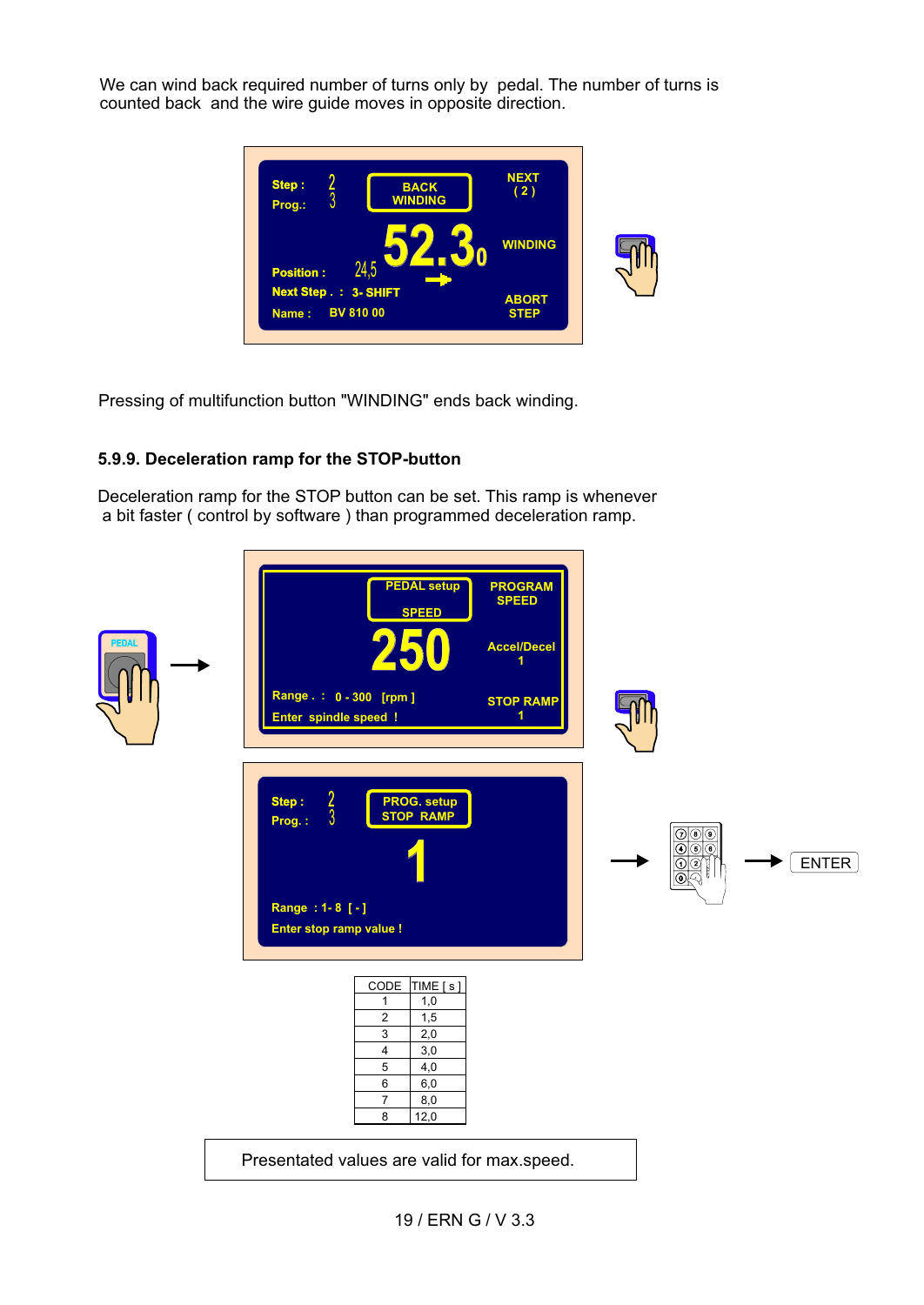We can wind back required number of turns only by pedal. The number of turns is counted back and the wire guide moves in opposite direction.

Pressing of multifunction button "WINDING" ends back winding.

### 5.9.9. Deceleration ramp for the STOP-button

Deceleration ramp for the STOP button can be set. This ramp is whenever a bit faster ( control by software ) than programmed deceleration ramp.

| CODE | TIME [ s ] |
|---|---|
| 1 | 1,0 |
| 2 | 1,5 |
| 3 | 2,0 |
| 4 | 3,0 |
| 5 | 4,0 |
| 6 | 6,0 |
| 7 | 8,0 |
| 8 | 12,0 |

Presentated values are valid for max.speed.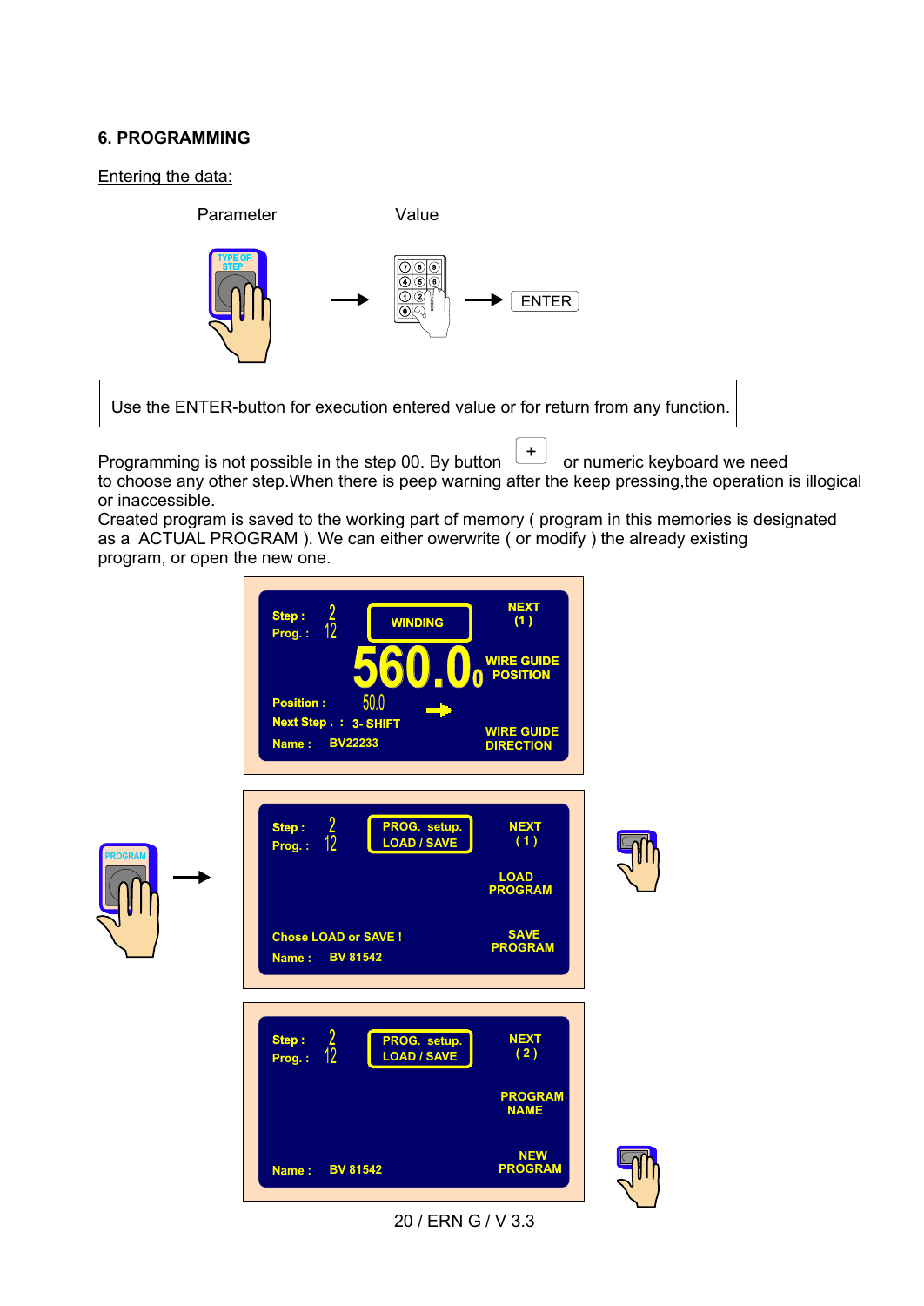## 6. PROGRAMMING

Entering the data:

Parameter Value

TYPE OF STEP → → ENTER

| Use the ENTER-button for execution entered value or for return from any function. |
|---|

Programming is not possible in the step 00. By button + or numeric keyboard we need to choose any other step.When there is peep warning after the keep pressing,the operation is illogical or inaccessible.

Created program is saved to the working part of memory ( program in this memories is designated as a ACTUAL PROGRAM ). We can either owerwrite ( or modify ) the already existing program, or open the new one.

Step : 2
Prog. : 12
WINDING
NEXT (1)
560.00
WIRE GUIDE POSITION
Position : 50.0
Next Step . : 3- SHIFT
WIRE GUIDE DIRECTION
Name : BV22233

PROGRAM →

Step : 2
Prog. : 12
PROG. setup. LOAD / SAVE
NEXT (1)
LOAD PROGRAM
Chose LOAD or SAVE !
SAVE PROGRAM
Name : BV 81542

Step : 2
Prog. : 12
PROG. setup. LOAD / SAVE
NEXT (2)
PROGRAM NAME
NEW PROGRAM
Name : BV 81542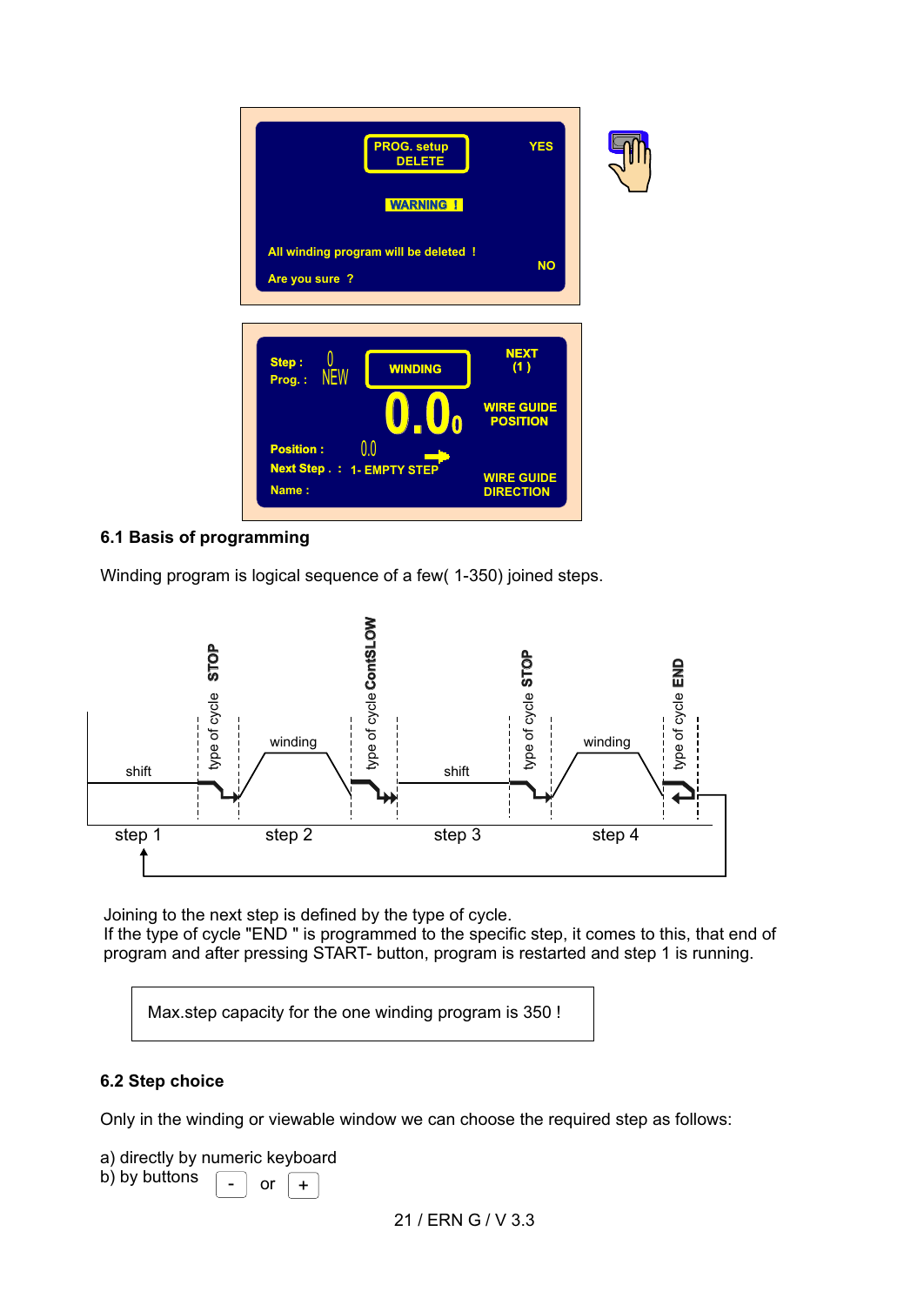## 6.1 Basis of programming

Winding program is logical sequence of a few( 1-350) joined steps.

Joining to the next step is defined by the type of cycle.
If the type of cycle "END " is programmed to the specific step, it comes to this, that end of program and after pressing START- button, program is restarted and step 1 is running.

> Max.step capacity for the one winding program is 350 !

## 6.2 Step choice

Only in the winding or viewable window we can choose the required step as follows:

a) directly by numeric keyboard
b) by buttons [ - ] or [ + ]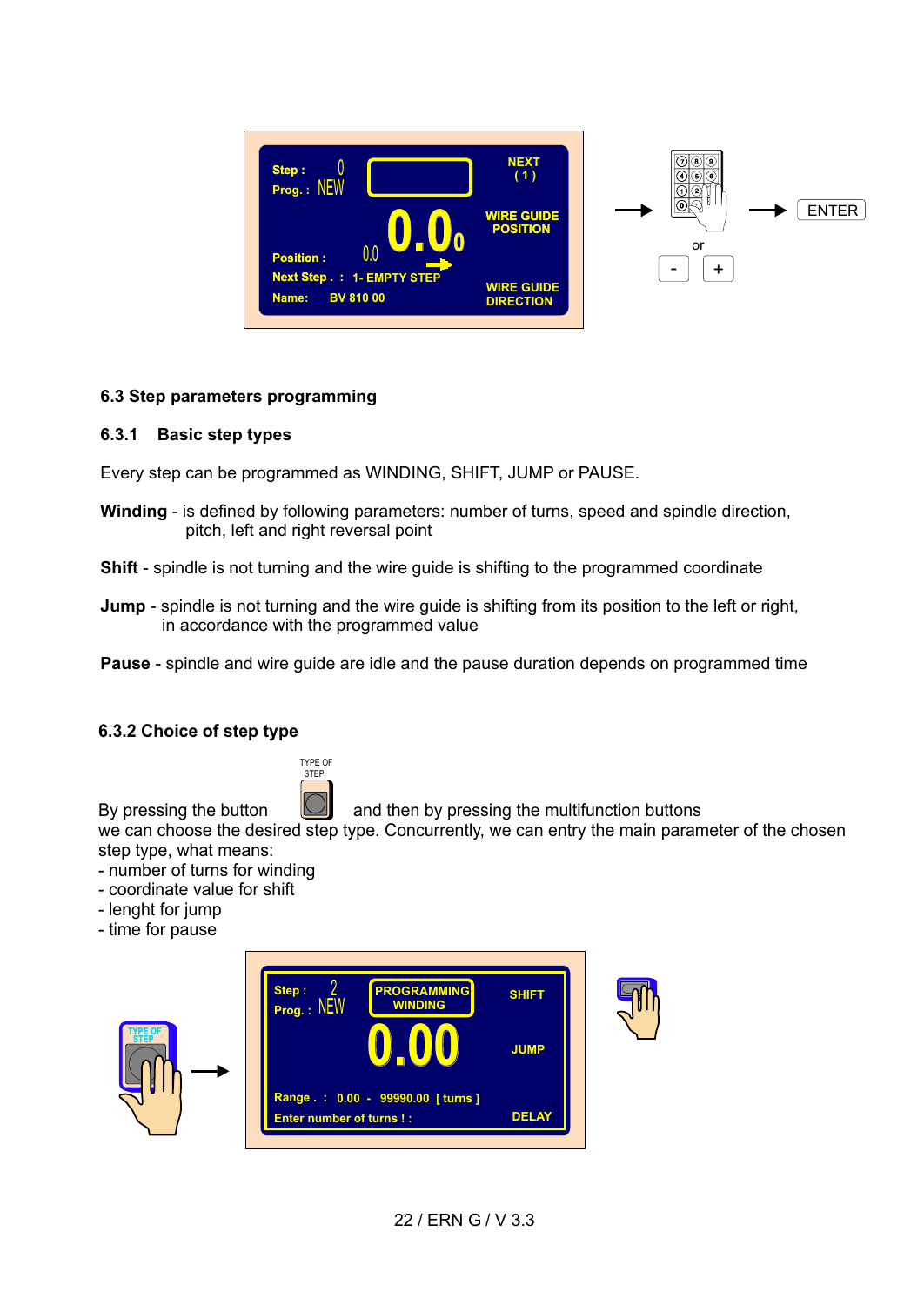## 6.3 Step parameters programming

### 6.3.1 Basic step types

Every step can be programmed as WINDING, SHIFT, JUMP or PAUSE.

**Winding** - is defined by following parameters: number of turns, speed and spindle direction, pitch, left and right reversal point

**Shift** - spindle is not turning and the wire guide is shifting to the programmed coordinate

**Jump** - spindle is not turning and the wire guide is shifting from its position to the left or right, in accordance with the programmed value

**Pause** - spindle and wire guide are idle and the pause duration depends on programmed time

### 6.3.2 Choice of step type

By pressing the button TYPE OF STEP and then by pressing the multifunction buttons we can choose the desired step type. Concurrently, we can entry the main parameter of the chosen step type, what means:

- number of turns for winding
- coordinate value for shift
- lenght for jump
- time for pause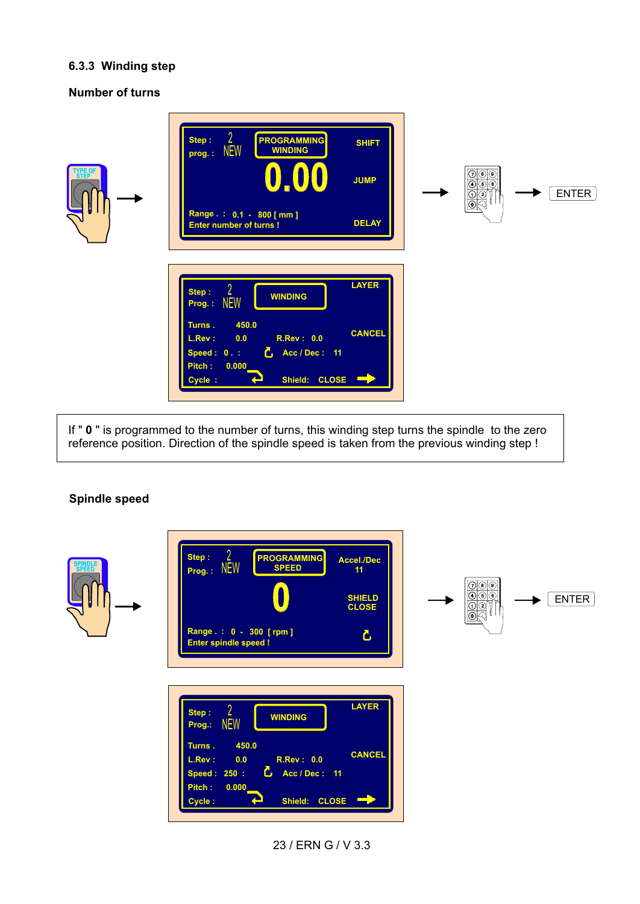### 6.3.3 Winding step

**Number of turns**

TYPE OF STEP →

| | | | |
|---|---|---|---|
| Step : 2 | PROGRAMMING WINDING | | SHIFT |
| prog. : NEW | | | |
| | 0.00 | | JUMP |
| Range . : 0.1 - 800 [ mm ] | | | |
| Enter number of turns ! | | | DELAY |

→ ENTER

| | | | |
|---|---|---|---|
| Step : 2 | WINDING | | LAYER |
| Prog. : NEW | | | |
| Turns . 450.0 | | | |
| L.Rev : 0.0 | R.Rev : 0.0 | | CANCEL |
| Speed : 0 . : | Acc / Dec : 11 | | |
| Pitch : 0.000 | | | |
| Cycle : | Shield: CLOSE | | |

If " **0** " is programmed to the number of turns, this winding step turns the spindle to the zero reference position. Direction of the spindle speed is taken from the previous winding step !

**Spindle speed**

SPINDLE SPEED →

| | | |
|---|---|---|
| Step : 2 | PROGRAMMING SPEED | Accel./Dec 11 |
| Prog. : NEW | | |
| | 0 | SHIELD CLOSE |
| Range . : 0 - 300 [ rpm ] | | |
| Enter spindle speed ! | | |

→ ENTER

| | | | |
|---|---|---|---|
| Step : 2 | WINDING | | LAYER |
| Prog.: NEW | | | |
| Turns . 450.0 | | | |
| L.Rev : 0.0 | R.Rev : 0.0 | | CANCEL |
| Speed : 250 : | Acc / Dec : 11 | | |
| Pitch : 0.000 | | | |
| Cycle : | Shield: CLOSE | | |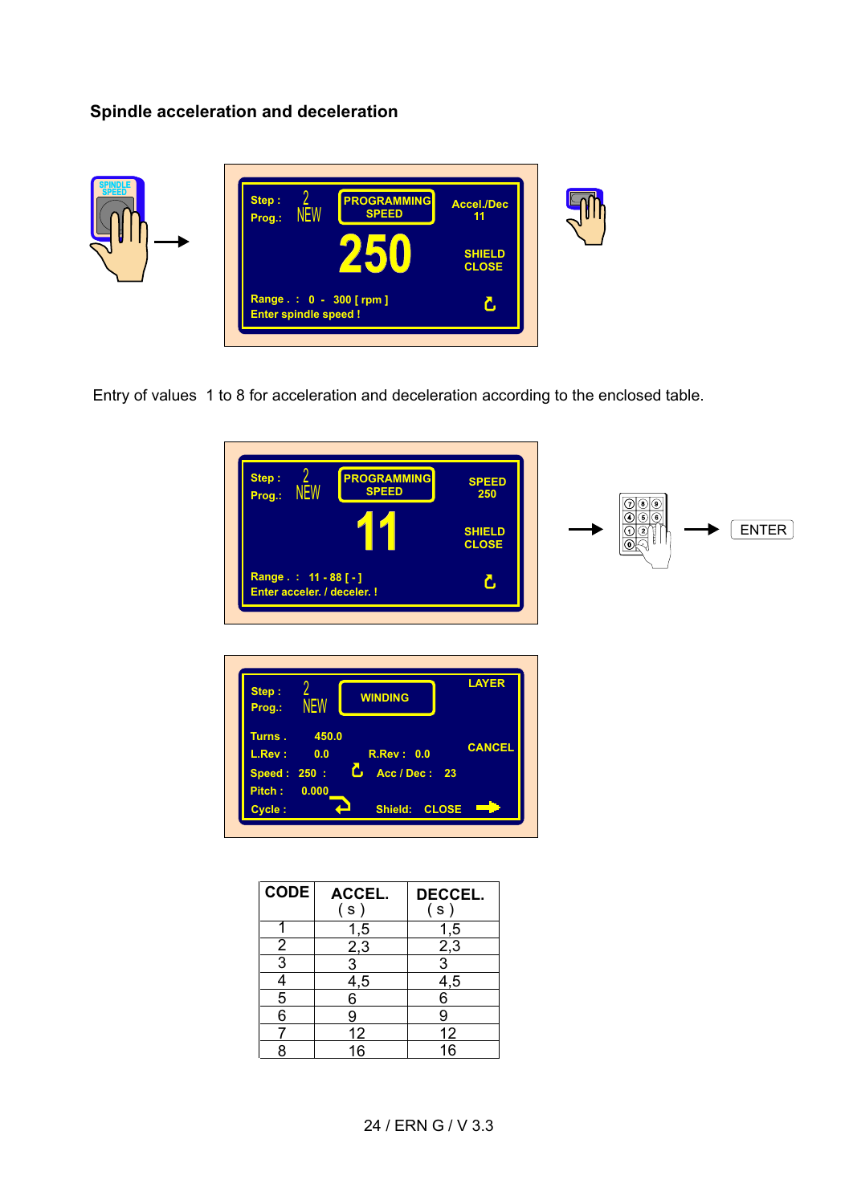## Spindle acceleration and deceleration

Entry of values 1 to 8 for acceleration and deceleration according to the enclosed table.

| CODE | ACCEL. ( s ) | DECCEL. ( s ) |
|---|---|---|
| 1 | 1,5 | 1,5 |
| 2 | 2,3 | 2,3 |
| 3 | 3 | 3 |
| 4 | 4,5 | 4,5 |
| 5 | 6 | 6 |
| 6 | 9 | 9 |
| 7 | 12 | 12 |
| 8 | 16 | 16 |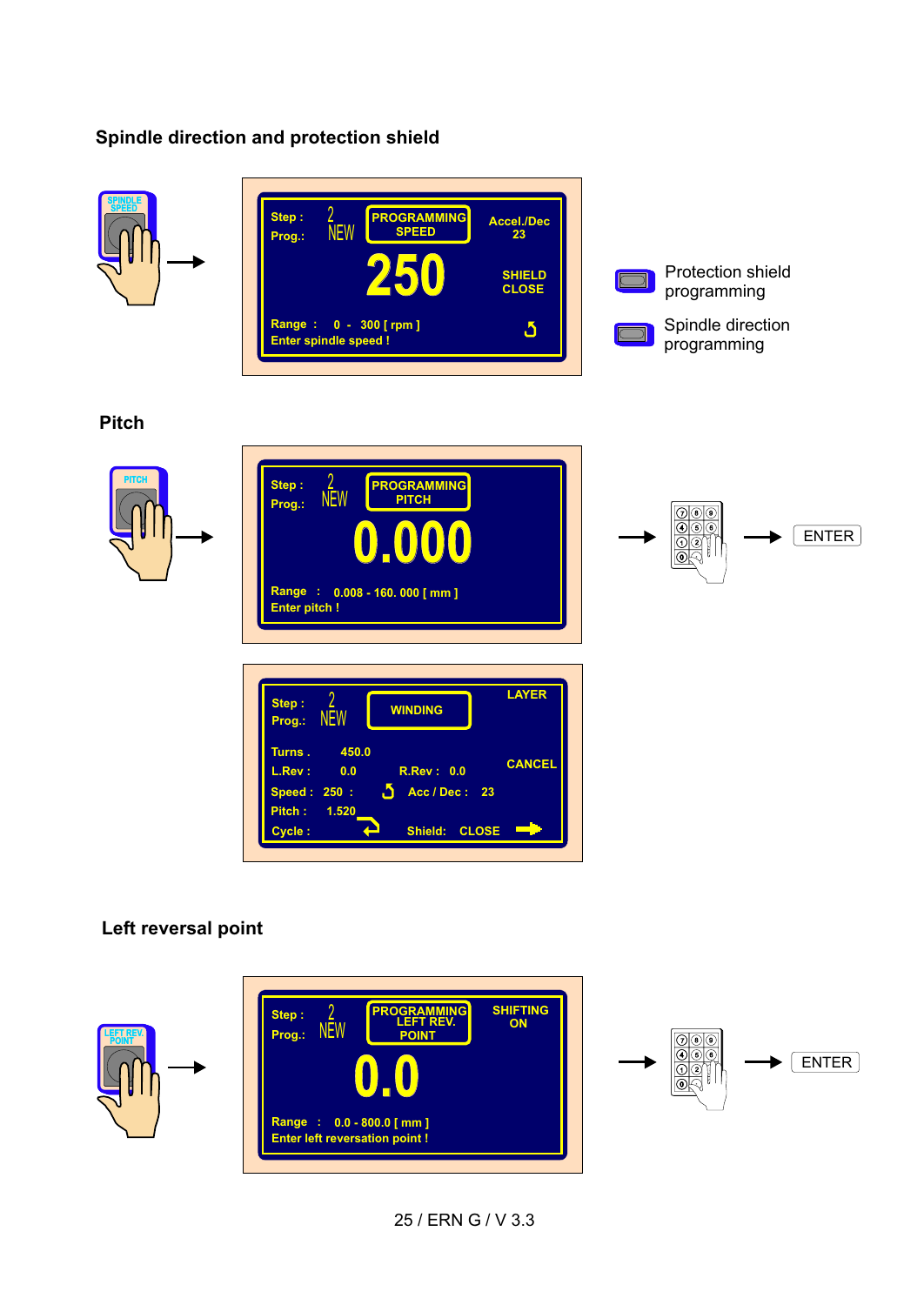## Spindle direction and protection shield

SPINDLE SPEED →

Step : 2
Prog.: NEW

PROGRAMMING SPEED

Accel./Dec 23

250

SHIELD CLOSE

Range : 0 - 300 [ rpm ]
Enter spindle speed !

Protection shield programming

Spindle direction programming

## Pitch

PITCH →

Step : 2
Prog.: NEW

PROGRAMMING PITCH

0.000

Range : 0.008 - 160. 000 [ mm ]
Enter pitch !

→ → ENTER

Step : 2
Prog.: NEW

WINDING

LAYER

Turns . 450.0
L.Rev : 0.0 R.Rev : 0.0

CANCEL

Speed : 250 : Acc / Dec : 23
Pitch : 1.520
Cycle : Shield: CLOSE

## Left reversal point

LEFT REV. POINT →

Step : 2
Prog.: NEW

PROGRAMMING LEFT REV. POINT

SHIFTING ON

0.0

Range : 0.0 - 800.0 [ mm ]
Enter left reversation point !

→ → ENTER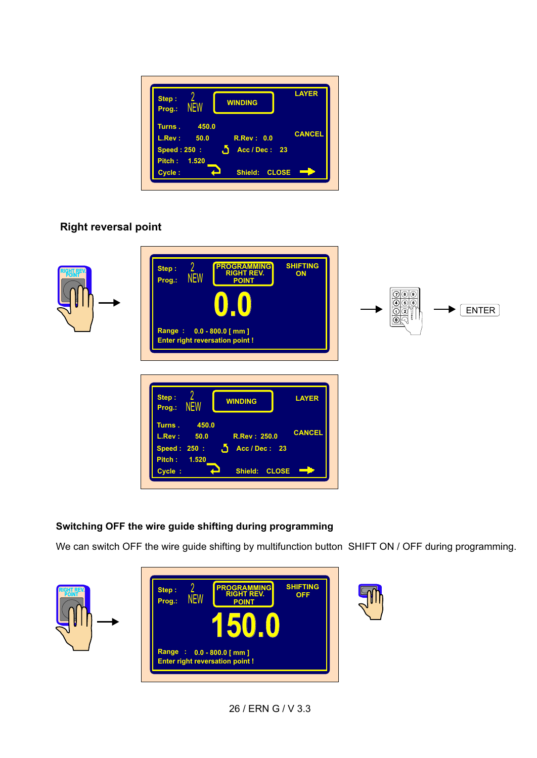Step : 2
Prog.: NEW

WINDING

LAYER

Turns . 450.0

L.Rev : 50.0 R.Rev : 0.0

CANCEL

Speed : 250 : Acc / Dec : 23

Pitch : 1.520

Cycle : Shield: CLOSE

## Right reversal point

Step : 2
Prog.: NEW

PROGRAMMING RIGHT REV. POINT

SHIFTING ON

0.0

Range : 0.0 - 800.0 [ mm ]

Enter right reversation point !

ENTER

Step : 2
Prog.: NEW

WINDING

LAYER

Turns . 450.0

L.Rev : 50.0 R.Rev : 250.0

CANCEL

Speed : 250 : Acc / Dec : 23

Pitch : 1.520

Cycle : Shield: CLOSE

### Switching OFF the wire guide shifting during programming

We can switch OFF the wire guide shifting by multifunction button SHIFT ON / OFF during programming.

Step : 2
Prog.: NEW

PROGRAMMING RIGHT REV. POINT

SHIFTING OFF

150.0

Range : 0.0 - 800.0 [ mm ]

Enter right reversation point !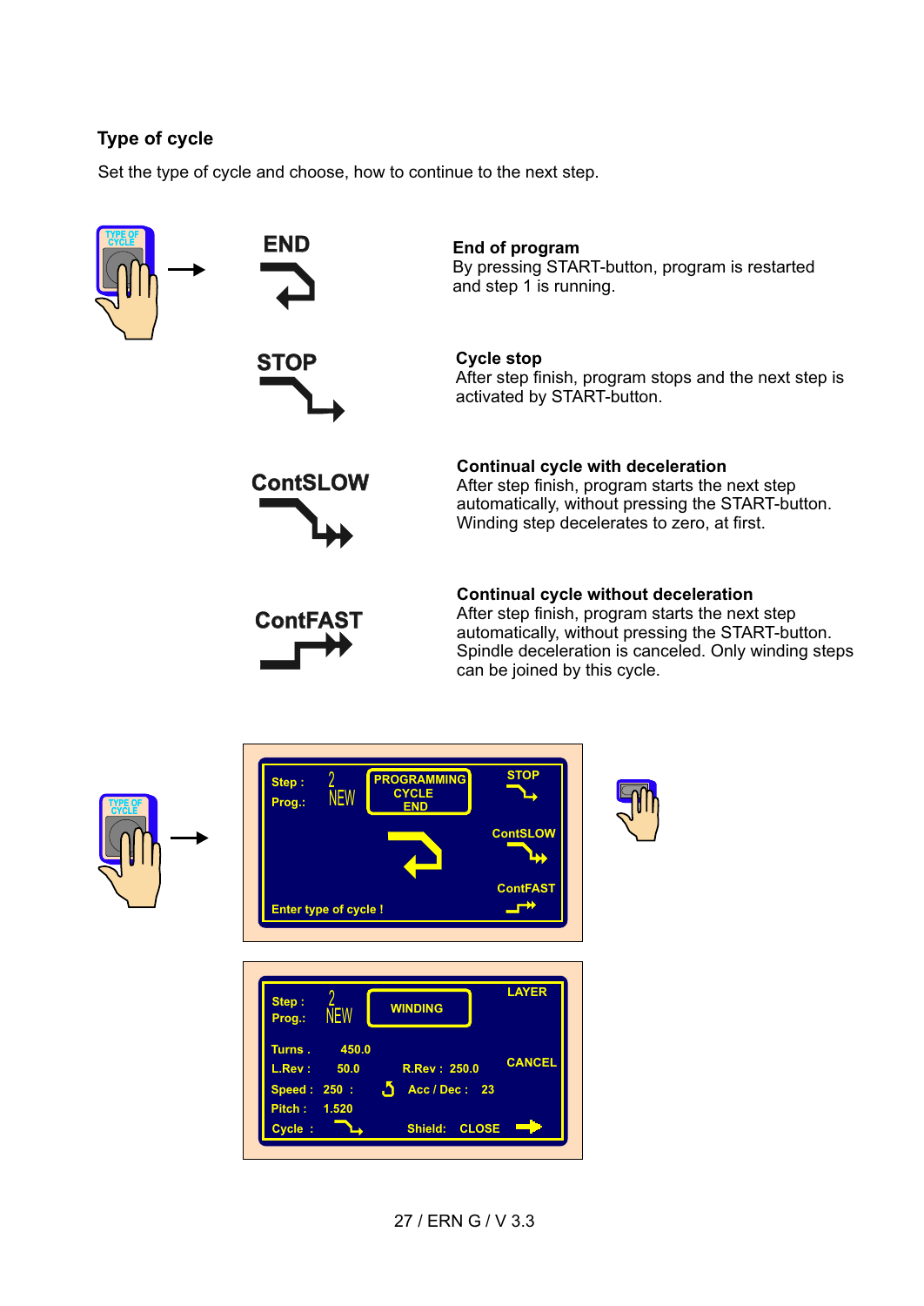## Type of cycle

Set the type of cycle and choose, how to continue to the next step.

| | |
|---|---|
| **END** | **End of program**<br>By pressing START-button, program is restarted and step 1 is running. |
| **STOP** | **Cycle stop**<br>After step finish, program stops and the next step is activated by START-button. |
| **ContSLOW** | **Continual cycle with deceleration**<br>After step finish, program starts the next step automatically, without pressing the START-button. Winding step decelerates to zero, at first. |
| **ContFAST** | **Continual cycle without deceleration**<br>After step finish, program starts the next step automatically, without pressing the START-button. Spindle deceleration is canceled. Only winding steps can be joined by this cycle. |

Step : 2
Prog.: NEW

PROGRAMMING
CYCLE
END

STOP

ContSLOW

ContFAST

Enter type of cycle !

Step : 2
Prog.: NEW

WINDING

LAYER

Turns . 450.0
L.Rev : 50.0 R.Rev : 250.0
Speed : 250 : Acc / Dec : 23
Pitch : 1.520
Cycle : Shield: CLOSE

CANCEL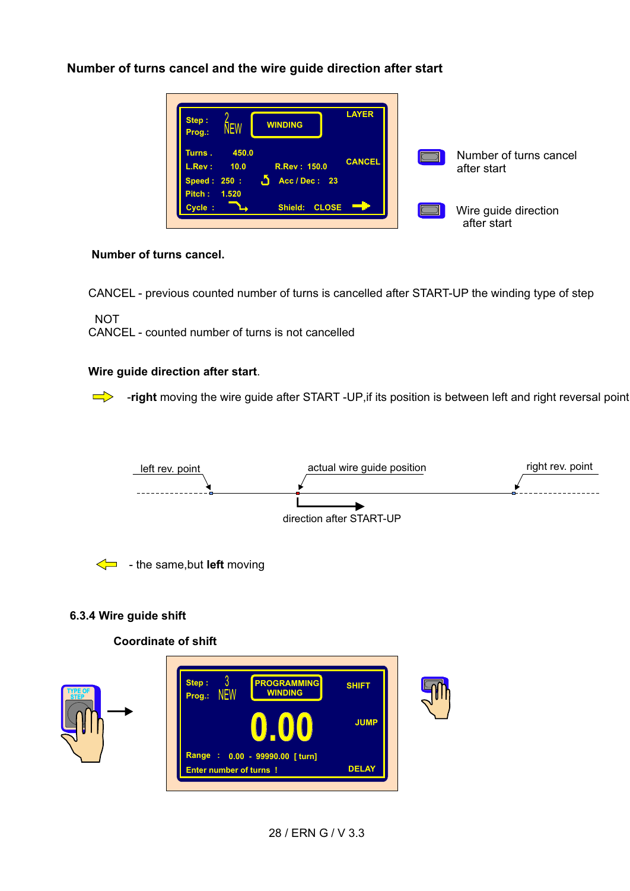## Number of turns cancel and the wire guide direction after start

Number of turns cancel after start

Wire guide direction after start

**Number of turns cancel.**

CANCEL - previous counted number of turns is cancelled after START-UP the winding type of step

NOT
CANCEL - counted number of turns is not cancelled

**Wire guide direction after start**.

-**right** moving the wire guide after START -UP,if its position is between left and right reversal point

left rev. point — actual wire guide position — right rev. point

direction after START-UP

- the same,but **left** moving

### 6.3.4 Wire guide shift

**Coordinate of shift**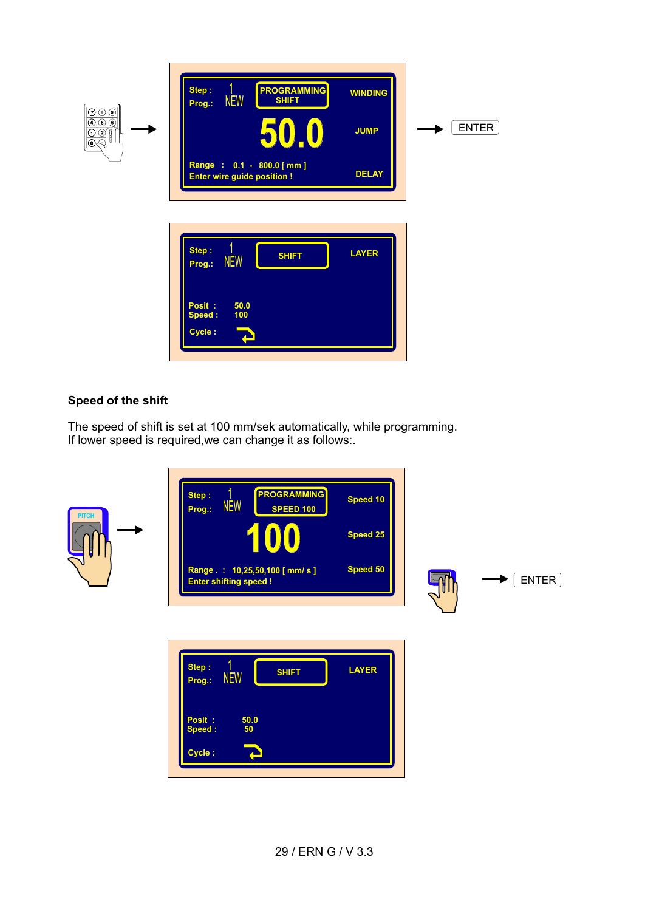Step : 1
Prog.: NEW

PROGRAMMING SHIFT

WINDING

50.0

JUMP

Range : 0.1 - 800.0 [ mm ]
Enter wire guide position !

DELAY

→ ENTER

Step : 1
Prog.: NEW

SHIFT

LAYER

Posit : 50.0
Speed : 100

Cycle :

## Speed of the shift

The speed of shift is set at 100 mm/sek automatically, while programming.
If lower speed is required,we can change it as follows:.

PITCH

Step : 1
Prog.: NEW

PROGRAMMING SPEED 100

Speed 10

100

Speed 25

Range . : 10,25,50,100 [ mm/ s ]
Enter shifting speed !

Speed 50

→ ENTER

Step : 1
Prog.: NEW

SHIFT

LAYER

Posit : 50.0
Speed : 50

Cycle :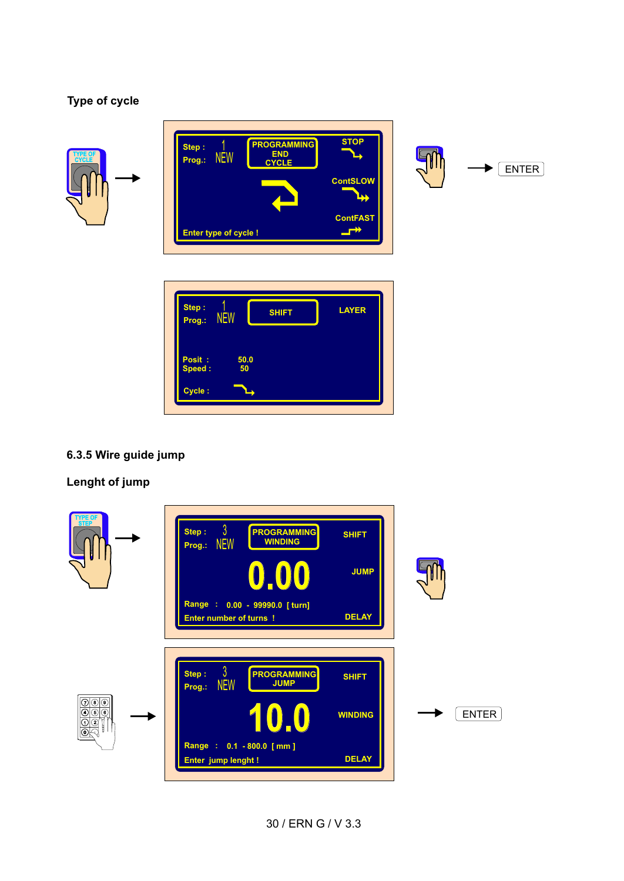### Type of cycle

TYPE OF CYCLE →

Step : 1
Prog.: NEW

PROGRAMMING END CYCLE

STOP

ContSLOW

ContFAST

Enter type of cycle !

→ ENTER

Step : 1
Prog.: NEW

SHIFT

LAYER

Posit : 50.0
Speed : 50

Cycle :

### 6.3.5 Wire guide jump

### Lenght of jump

TYPE OF STEP →

Step : 3
Prog.: NEW

PROGRAMMING WINDING

SHIFT

0.00

JUMP

Range : 0.00 - 99990.0 [ turn]

Enter number of turns !

DELAY

→

Step : 3
Prog.: NEW

PROGRAMMING JUMP

SHIFT

10.0

WINDING

Range : 0.1 - 800.0 [ mm ]

Enter jump lenght !

DELAY

→ ENTER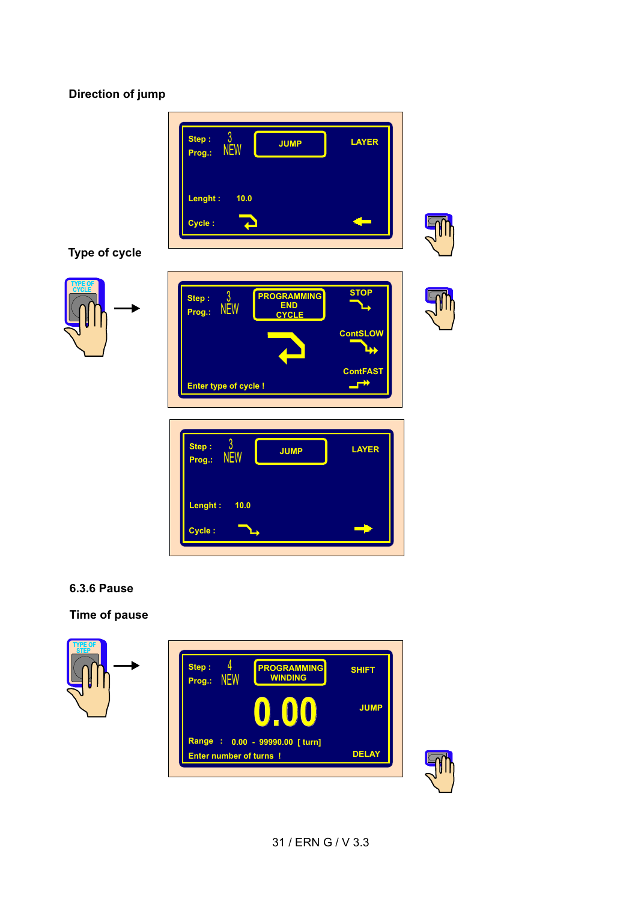**Direction of jump**

Step : 3
Prog.: NEW

JUMP

LAYER

Lenght : 10.0

Cycle :

**Type of cycle**

TYPE OF CYCLE

Step : 3
Prog.: NEW

PROGRAMMING END CYCLE

STOP

ContSLOW

ContFAST

Enter type of cycle !

Step : 3
Prog.: NEW

JUMP

LAYER

Lenght : 10.0

Cycle :

## 6.3.6 Pause

**Time of pause**

TYPE OF STEP

Step : 4
Prog.: NEW

PROGRAMMING WINDING

SHIFT

0.00

JUMP

Range : 0.00 - 99990.00 [ turn]

Enter number of turns !

DELAY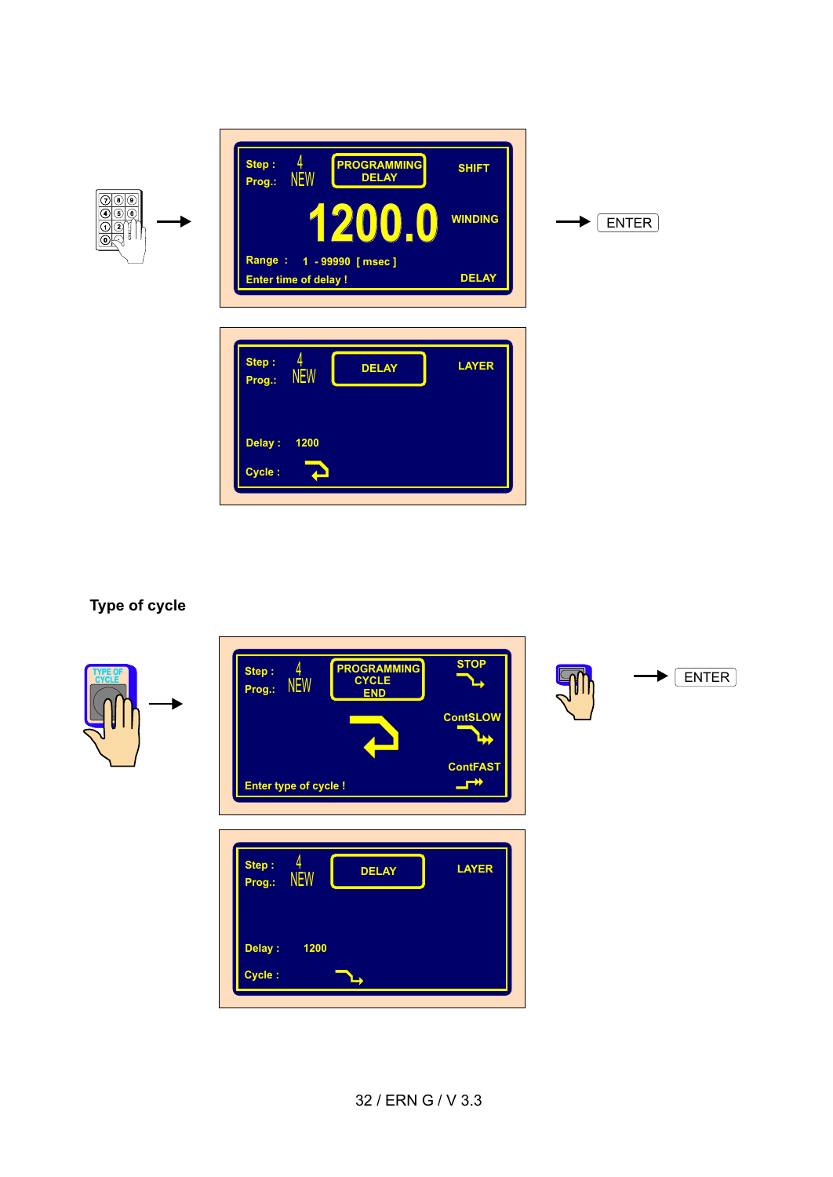Step : 4
Prog.: NEW

PROGRAMMING
DELAY

SHIFT

1200.0

WINDING

Range : 1 - 99990 [ msec ]

Enter time of delay !

DELAY

ENTER

Step : 4
Prog.: NEW

DELAY

LAYER

Delay : 1200

Cycle :

## Type of cycle

TYPE OF CYCLE

Step : 4
Prog.: NEW

PROGRAMMING
CYCLE
END

STOP

ContSLOW

ContFAST

Enter type of cycle !

ENTER

Step : 4
Prog.: NEW

DELAY

LAYER

Delay : 1200

Cycle :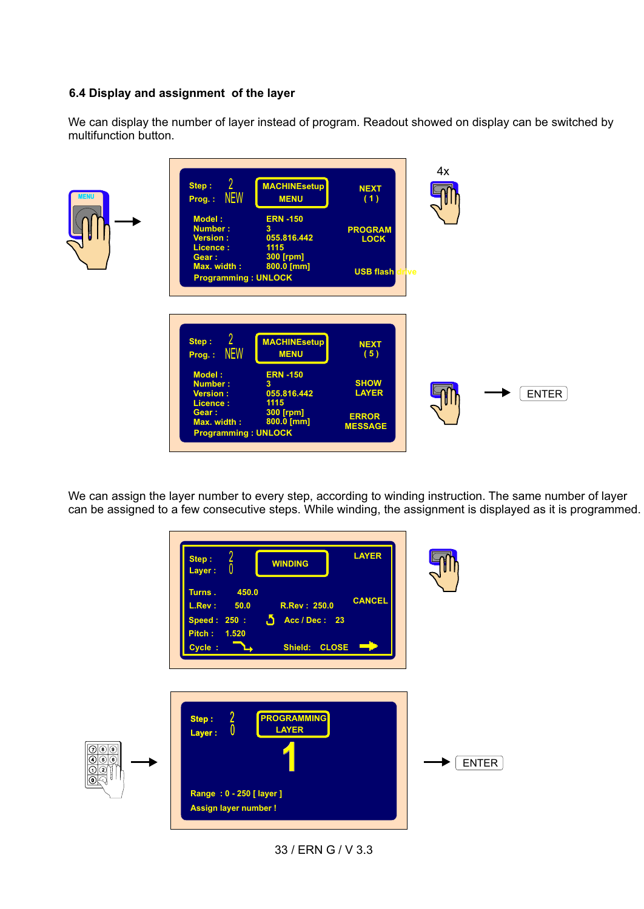### 6.4 Display and assignment of the layer

We can display the number of layer instead of program. Readout showed on display can be switched by multifunction button.

We can assign the layer number to every step, according to winding instruction. The same number of layer can be assigned to a few consecutive steps. While winding, the assignment is displayed as it is programmed.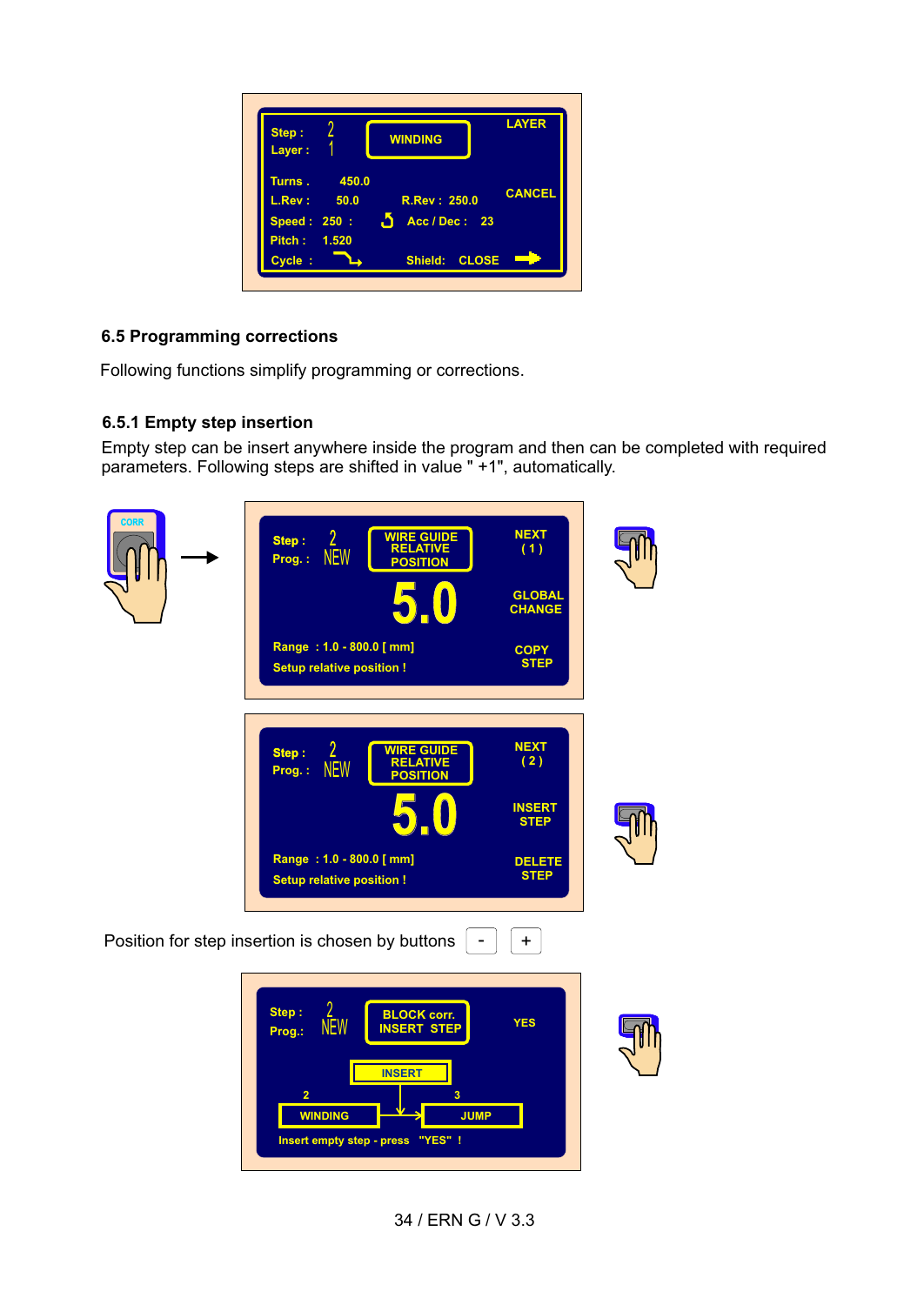## 6.5 Programming corrections

Following functions simplify programming or corrections.

### 6.5.1 Empty step insertion

Empty step can be insert anywhere inside the program and then can be completed with required parameters. Following steps are shifted in value " +1", automatically.

Position for step insertion is chosen by buttons  -  +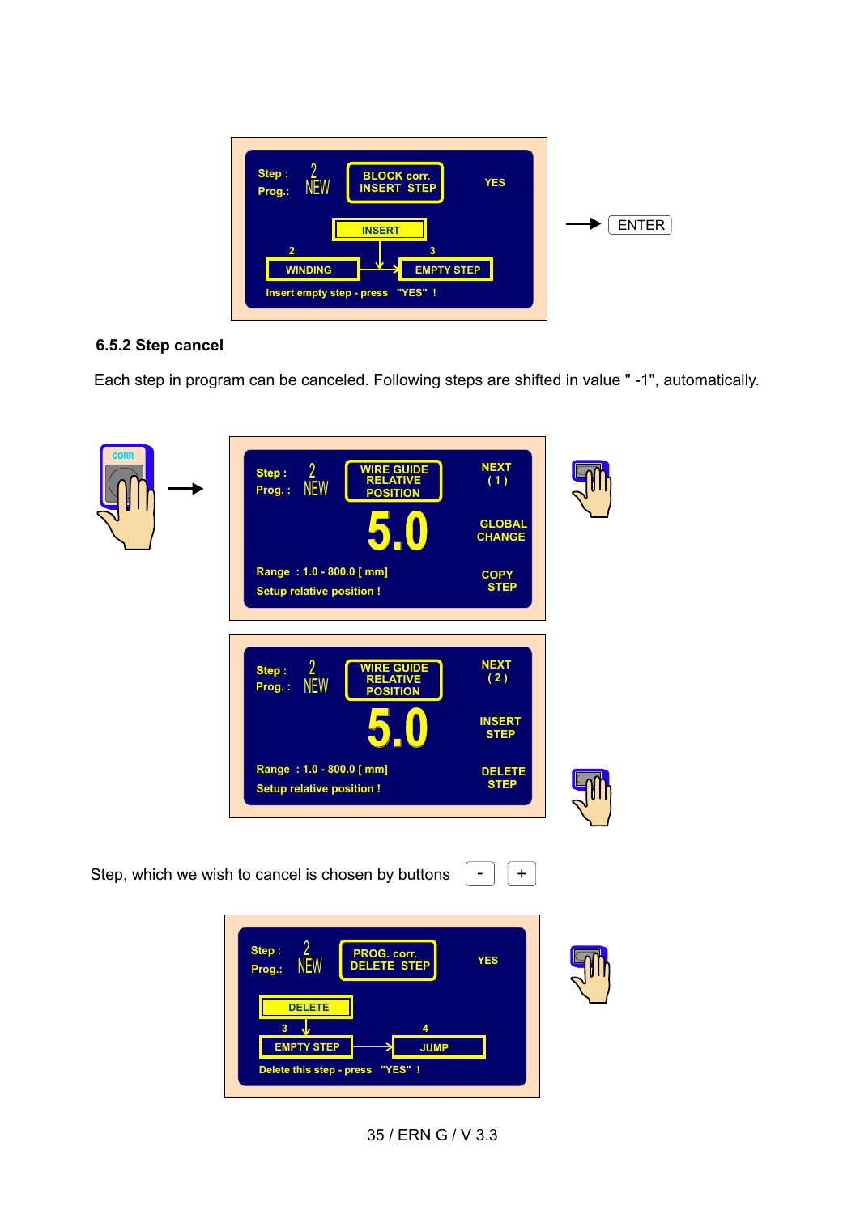Step : 2
Prog.: NEW

BLOCK corr.
INSERT STEP

YES

INSERT

2 WINDING → 3 EMPTY STEP

Insert empty step - press "YES" !

→ ENTER

### 6.5.2 Step cancel

Each step in program can be canceled. Following steps are shifted in value " -1", automatically.

CORR →

Step : 2
Prog. : NEW

WIRE GUIDE RELATIVE POSITION

5.0

Range : 1.0 - 800.0 [ mm]
Setup relative position !

NEXT ( 1 )
GLOBAL CHANGE
COPY STEP

Step : 2
Prog. : NEW

WIRE GUIDE RELATIVE POSITION

5.0

Range : 1.0 - 800.0 [ mm]
Setup relative position !

NEXT ( 2 )
INSERT STEP
DELETE STEP

Step, which we wish to cancel is chosen by buttons - +

Step : 2
Prog.: NEW

PROG. corr.
DELETE STEP

YES

DELETE

3 EMPTY STEP → 4 JUMP

Delete this step - press "YES" !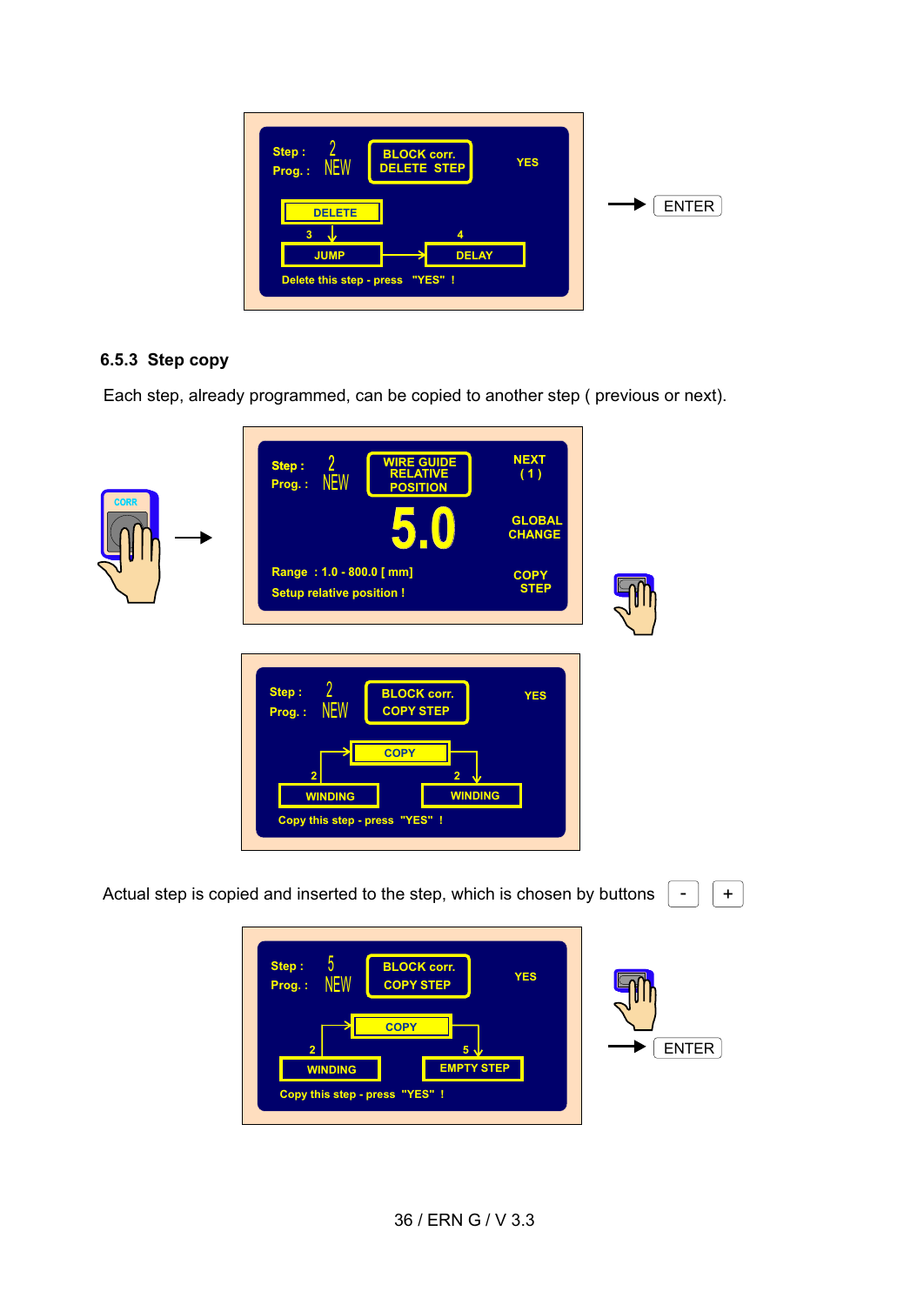### 6.5.3 Step copy

Each step, already programmed, can be copied to another step ( previous or next).

Actual step is copied and inserted to the step, which is chosen by buttons - +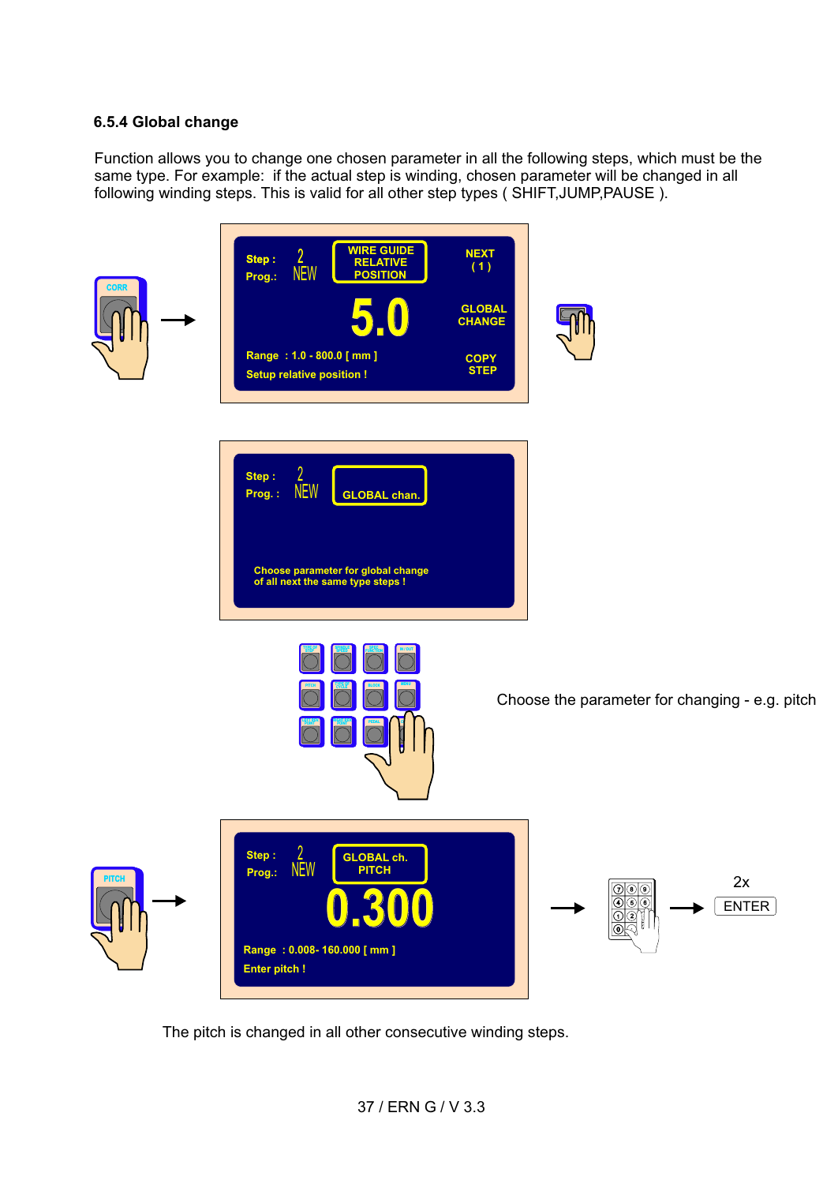### 6.5.4 Global change

Function allows you to change one chosen parameter in all the following steps, which must be the same type. For example: if the actual step is winding, chosen parameter will be changed in all following winding steps. This is valid for all other step types ( SHIFT,JUMP,PAUSE ).

Choose the parameter for changing - e.g. pitch

2x ENTER

The pitch is changed in all other consecutive winding steps.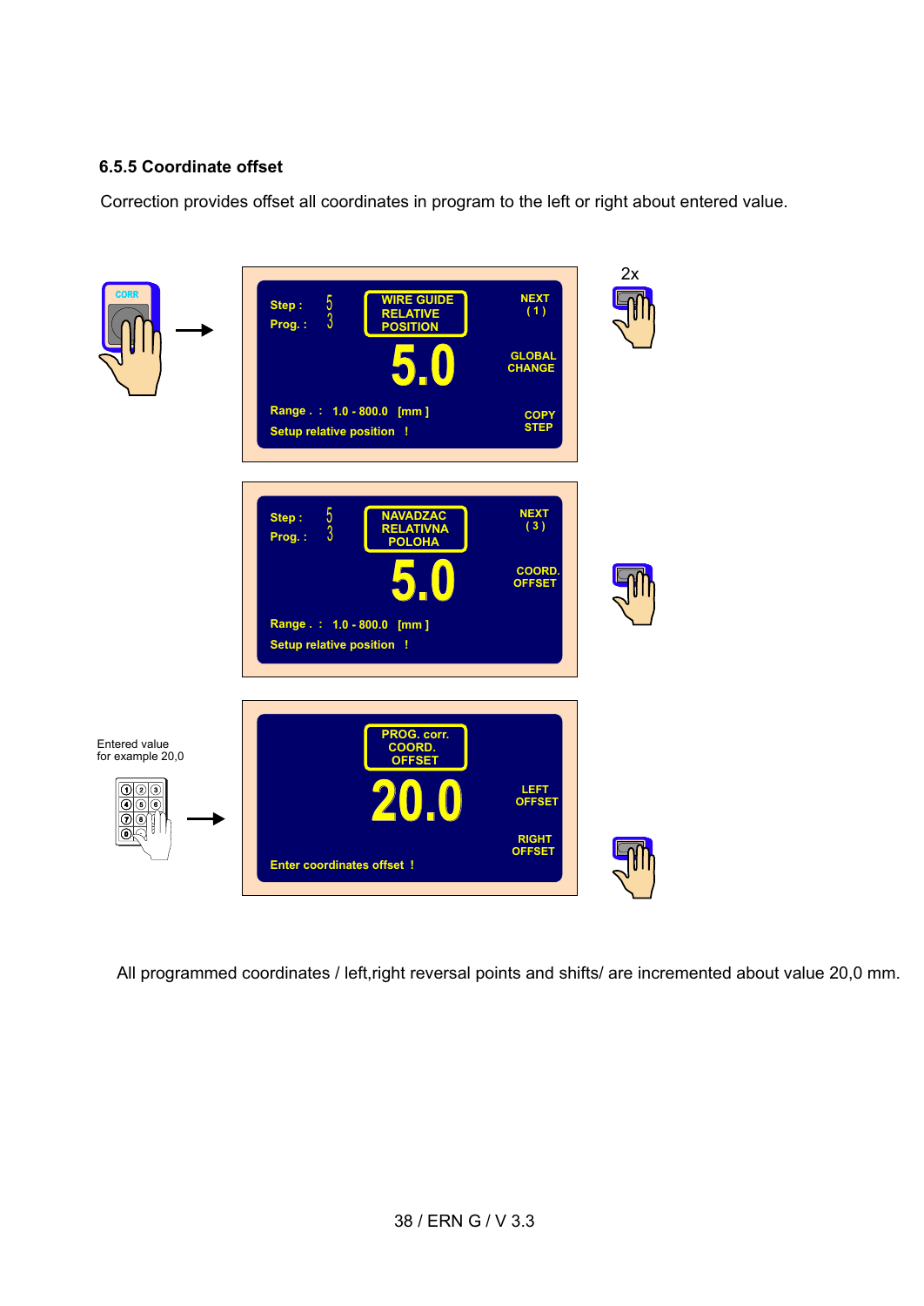### 6.5.5 Coordinate offset

Correction provides offset all coordinates in program to the left or right about entered value.

CORR

2x

Step : 5
Prog. : 3

WIRE GUIDE RELATIVE POSITION

5.0

NEXT ( 1 )

GLOBAL CHANGE

COPY STEP

Range . : 1.0 - 800.0 [mm ]

Setup relative position !

Step : 5
Prog. : 3

NAVADZAC RELATIVNA POLOHA

5.0

NEXT ( 3 )

COORD. OFFSET

Range . : 1.0 - 800.0 [mm ]

Setup relative position !

Entered value for example 20,0

PROG. corr. COORD. OFFSET

20.0

LEFT OFFSET

RIGHT OFFSET

Enter coordinates offset !

All programmed coordinates / left,right reversal points and shifts/ are incremented about value 20,0 mm.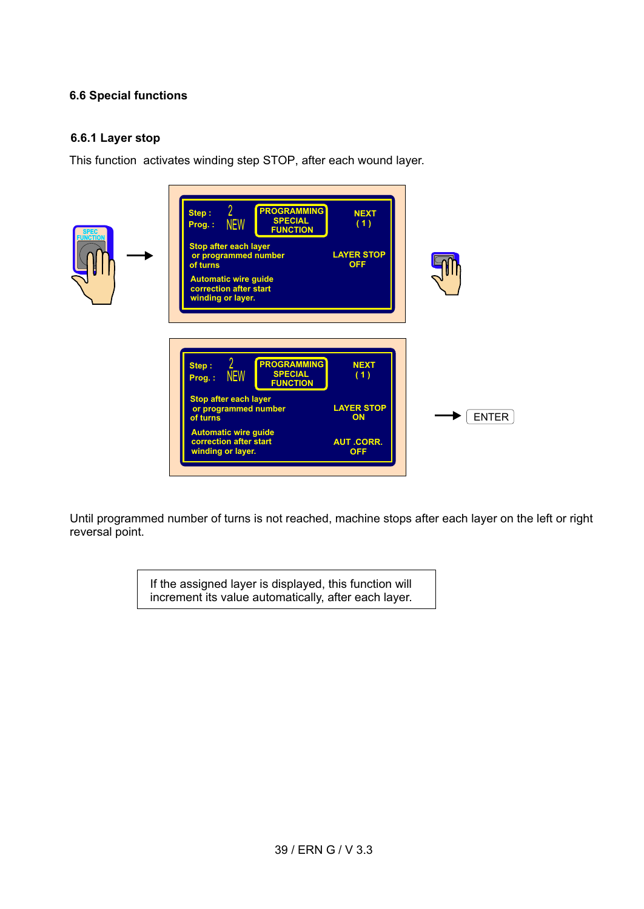## 6.6 Special functions

### 6.6.1 Layer stop

This function activates winding step STOP, after each wound layer.

SPEC FUNCTION →

| Step : 2 Prog. : NEW | PROGRAMMING SPECIAL FUNCTION | NEXT ( 1 ) |
|---|---|---|
| Stop after each layer or programmed number of turns | | LAYER STOP OFF |
| Automatic wire guide correction after start winding or layer. | | |

| Step : 2 Prog. : NEW | PROGRAMMING SPECIAL FUNCTION | NEXT ( 1 ) |
|---|---|---|
| Stop after each layer or programmed number of turns | | LAYER STOP ON |
| Automatic wire guide correction after start winding or layer. | | AUT .CORR. OFF |

→ ENTER

Until programmed number of turns is not reached, machine stops after each layer on the left or right reversal point.

> If the assigned layer is displayed, this function will increment its value automatically, after each layer.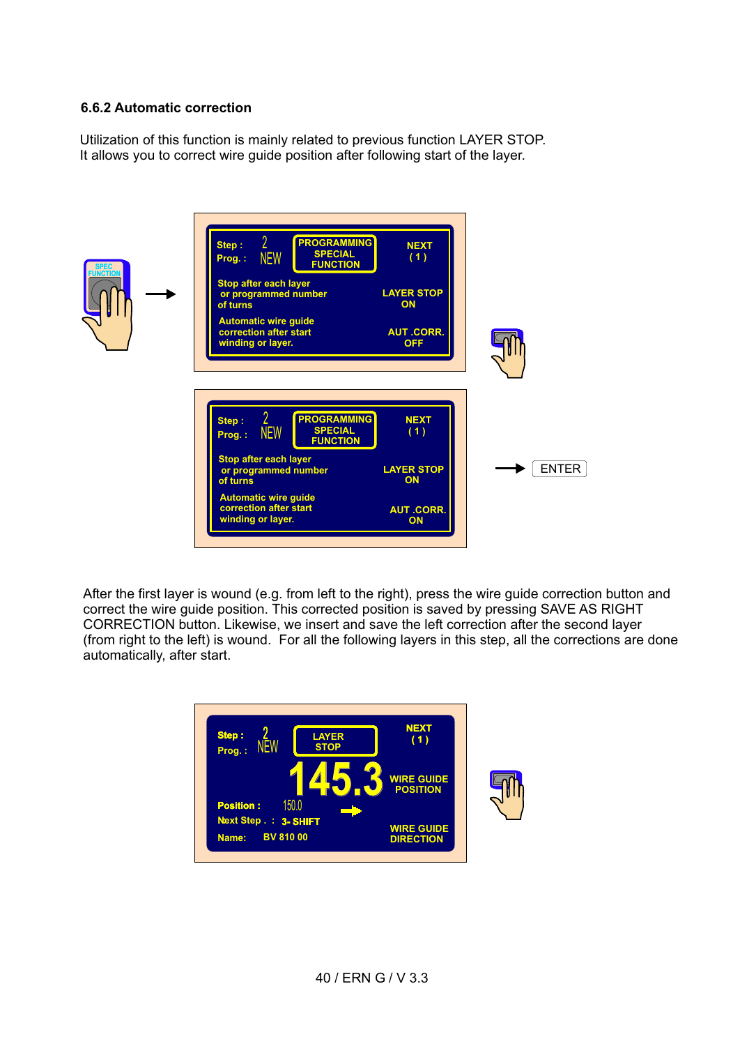### 6.6.2 Automatic correction

Utilization of this function is mainly related to previous function LAYER STOP.
It allows you to correct wire guide position after following start of the layer.

SPEC FUNCTION

Step : 2
Prog. : NEW

PROGRAMMING SPECIAL FUNCTION

NEXT ( 1 )

Stop after each layer or programmed number of turns — LAYER STOP ON

Automatic wire guide correction after start winding or layer. — AUT .CORR. OFF

Step : 2
Prog. : NEW

PROGRAMMING SPECIAL FUNCTION

NEXT ( 1 )

Stop after each layer or programmed number of turns — LAYER STOP ON

Automatic wire guide correction after start winding or layer. — AUT .CORR. ON

ENTER

After the first layer is wound (e.g. from left to the right), press the wire guide correction button and correct the wire guide position. This corrected position is saved by pressing SAVE AS RIGHT CORRECTION button. Likewise, we insert and save the left correction after the second layer (from right to the left) is wound. For all the following layers in this step, all the corrections are done automatically, after start.

Step : 2
Prog. : NEW

LAYER STOP

NEXT ( 1 )

145.3

WIRE GUIDE POSITION

Position : 150.0

Next Step . : 3- SHIFT

Name: BV 810 00

WIRE GUIDE DIRECTION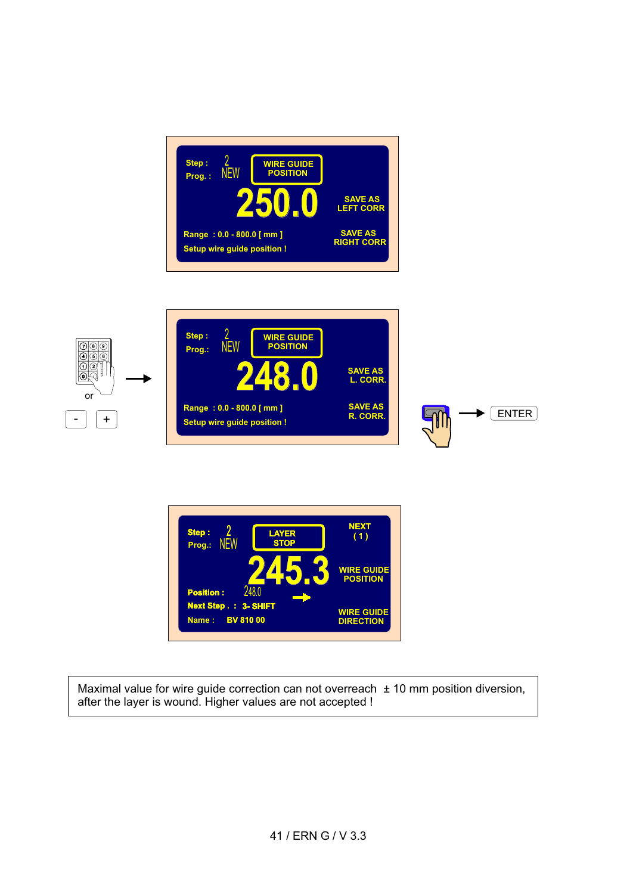Step : 2
Prog. : NEW

WIRE GUIDE POSITION

250.0

SAVE AS LEFT CORR

SAVE AS RIGHT CORR

Range : 0.0 - 800.0 [ mm ]

Setup wire guide position !

or

- +

Step : 2
Prog.: NEW

WIRE GUIDE POSITION

248.0

SAVE AS L. CORR.

SAVE AS R. CORR.

Range : 0.0 - 800.0 [ mm ]

Setup wire guide position !

ENTER

Step : 2
Prog.: NEW

LAYER STOP

NEXT ( 1 )

245.3

WIRE GUIDE POSITION

Position : 248.0

Next Step . : 3- SHIFT

Name : BV 810 00

WIRE GUIDE DIRECTION

Maximal value for wire guide correction can not overreach ± 10 mm position diversion, after the layer is wound. Higher values are not accepted !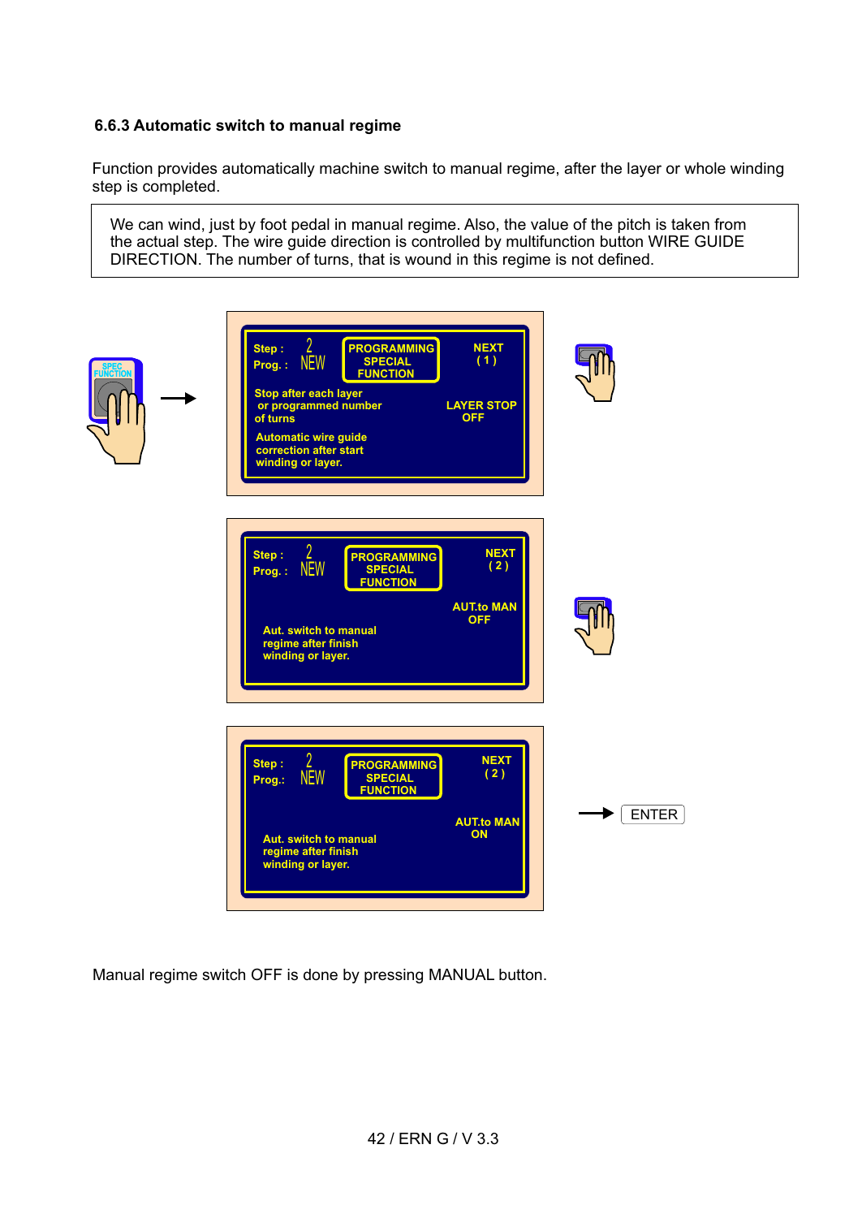### 6.6.3 Automatic switch to manual regime

Function provides automatically machine switch to manual regime, after the layer or whole winding step is completed.

> We can wind, just by foot pedal in manual regime. Also, the value of the pitch is taken from the actual step. The wire guide direction is controlled by multifunction button WIRE GUIDE DIRECTION. The number of turns, that is wound in this regime is not defined.

SPEC FUNCTION →

Step : 2
Prog. : NEW
PROGRAMMING SPECIAL FUNCTION
NEXT ( 1 )
Stop after each layer or programmed number of turns
LAYER STOP OFF
Automatic wire guide correction after start winding or layer.

Step : 2
Prog. : NEW
PROGRAMMING SPECIAL FUNCTION
NEXT ( 2 )
AUT.to MAN OFF
Aut. switch to manual regime after finish winding or layer.

Step : 2
Prog.: NEW
PROGRAMMING SPECIAL FUNCTION
NEXT ( 2 )
AUT.to MAN ON
Aut. switch to manual regime after finish winding or layer.

→ ENTER

Manual regime switch OFF is done by pressing MANUAL button.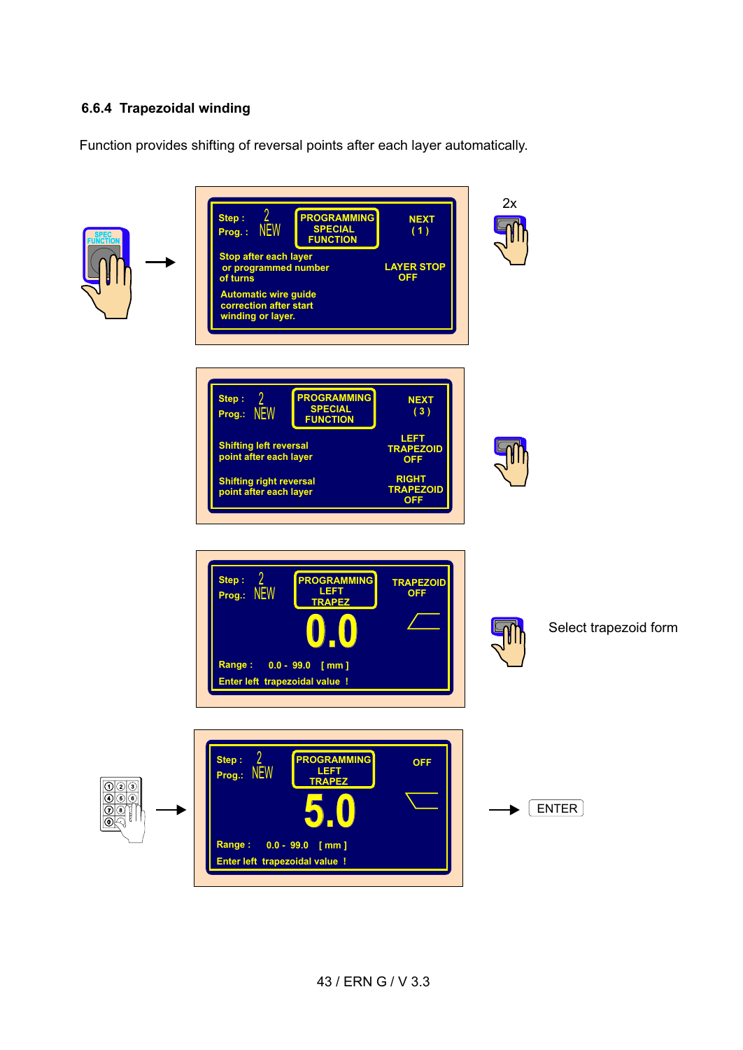### 6.6.4 Trapezoidal winding

Function provides shifting of reversal points after each layer automatically.

SPEC FUNCTION →

Step : 2
Prog. : NEW
PROGRAMMING SPECIAL FUNCTION
NEXT ( 1 )

Stop after each layer or programmed number of turns
LAYER STOP OFF

Automatic wire guide correction after start winding or layer.

2x

Step : 2
Prog.: NEW
PROGRAMMING SPECIAL FUNCTION
NEXT ( 3 )

Shifting left reversal point after each layer
LEFT TRAPEZOID OFF

Shifting right reversal point after each layer
RIGHT TRAPEZOID OFF

Step : 2
Prog.: NEW
PROGRAMMING LEFT TRAPEZ
TRAPEZOID OFF

0.0

Range : 0.0 - 99.0 [ mm ]
Enter left trapezoidal value !

Select trapezoid form

Step : 2
Prog.: NEW
PROGRAMMING LEFT TRAPEZ
OFF

5.0

Range : 0.0 - 99.0 [ mm ]
Enter left trapezoidal value !

→ ENTER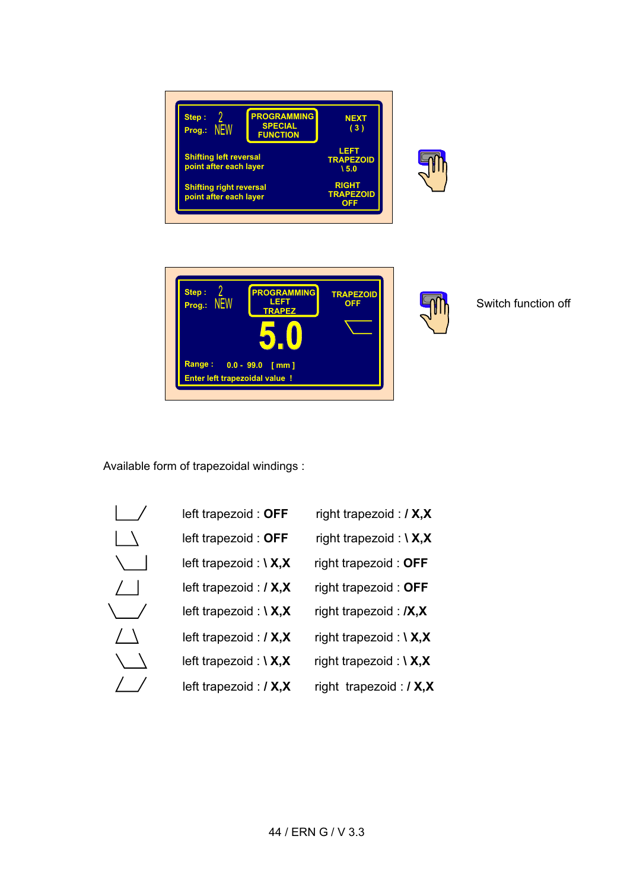| Step : 2 | PROGRAMMING SPECIAL FUNCTION | NEXT ( 3 ) |
|---|---|---|
| Prog.: NEW | | |
| Shifting left reversal point after each layer | | LEFT TRAPEZOID \ 5.0 |
| Shifting right reversal point after each layer | | RIGHT TRAPEZOID OFF |

| Step : 2 | PROGRAMMING LEFT TRAPEZ | TRAPEZOID OFF |
|---|---|---|
| Prog.: NEW | 5.0 | |
| Range : 0.0 - 99.0 [ mm ] | | |
| Enter left trapezoidal value ! | | |

Switch function off

Available form of trapezoidal windings :

| Form | Left trapezoid | Right trapezoid |
|---|---|---|
| \|\_\_/ | left trapezoid : **OFF** | right trapezoid : **/ X,X** |
| \|\_\\ | left trapezoid : **OFF** | right trapezoid : **\ X,X** |
| \\\_\_\| | left trapezoid : **\ X,X** | right trapezoid : **OFF** |
| /\_\| | left trapezoid : **/ X,X** | right trapezoid : **OFF** |
| \\\_\_/ | left trapezoid : **\ X,X** | right trapezoid : **/X,X** |
| /\_\\ | left trapezoid : **/ X,X** | right trapezoid : **\ X,X** |
| \\\_\\ | left trapezoid : **\ X,X** | right trapezoid : **\ X,X** |
| /\_/ | left trapezoid : **/ X,X** | right trapezoid : **/ X,X** |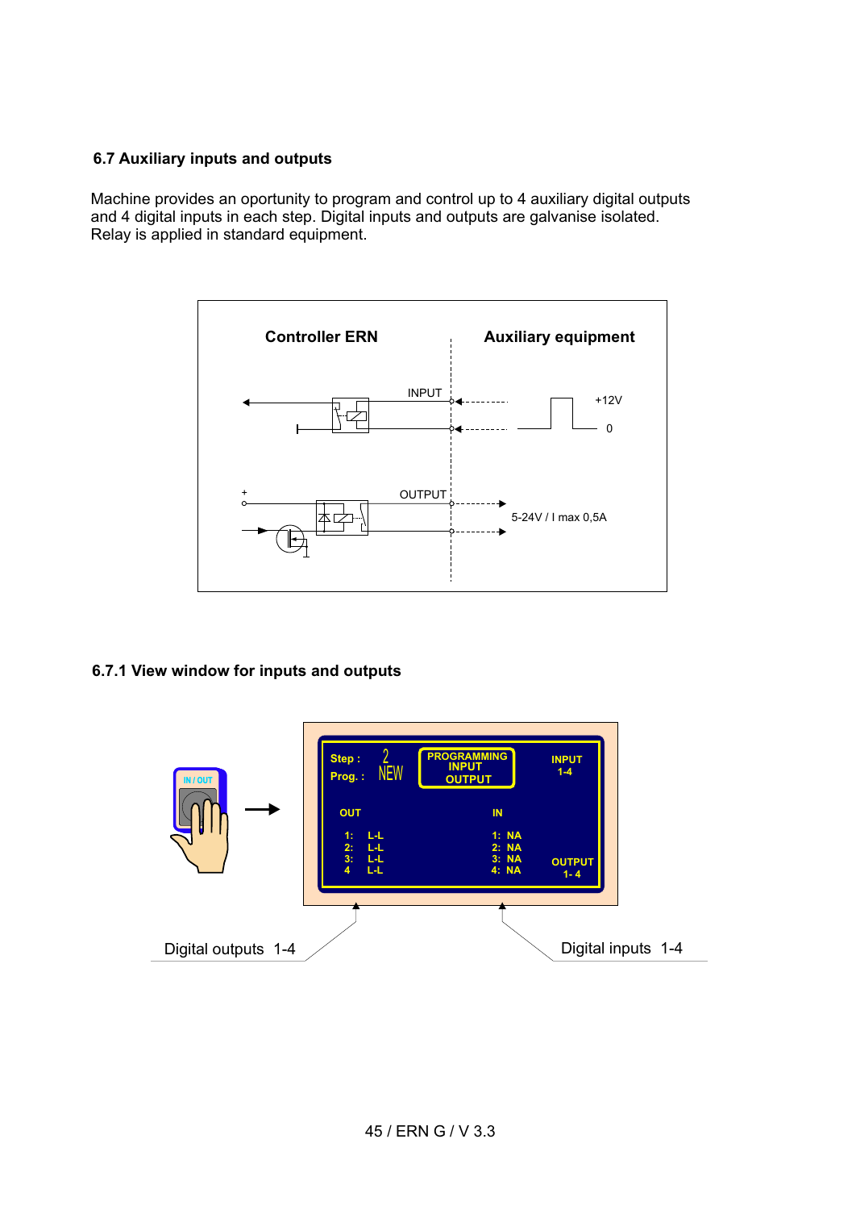### 6.7 Auxiliary inputs and outputs

Machine provides an oportunity to program and control up to 4 auxiliary digital outputs and 4 digital inputs in each step. Digital inputs and outputs are galvanise isolated. Relay is applied in standard equipment.

Controller ERN — Auxiliary equipment

INPUT +12V 0

OUTPUT 5-24V / I max 0,5A

### 6.7.1 View window for inputs and outputs

IN / OUT

Step : 2
Prog. : NEW

PROGRAMMING INPUT OUTPUT

INPUT 1-4

OUT
1: L-L
2: L-L
3: L-L
4 L-L

IN
1: NA
2: NA
3: NA
4: NA

OUTPUT 1- 4

Digital outputs 1-4

Digital inputs 1-4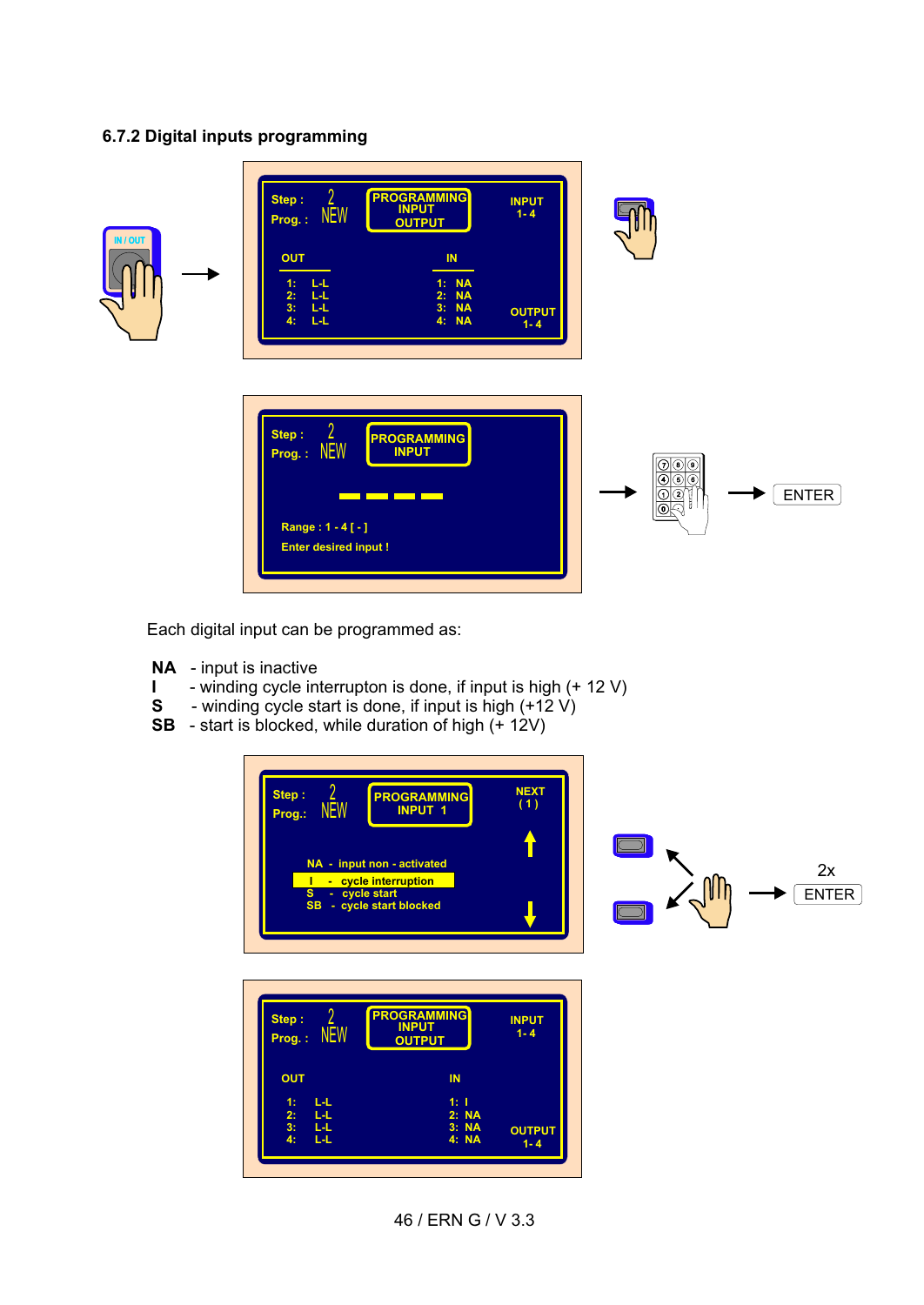### 6.7.2 Digital inputs programming

Step : 2
Prog. : NEW

PROGRAMMING
INPUT
OUTPUT

INPUT 1 - 4

OUT

1: L-L
2: L-L
3: L-L
4: L-L

IN

1: NA
2: NA
3: NA
4: NA

OUTPUT 1 - 4

Step : 2
Prog. : NEW

PROGRAMMING
INPUT

Range : 1 - 4 [ - ]
Enter desired input !

ENTER

Each digital input can be programmed as:

**NA** - input is inactive
**I** - winding cycle interrupton is done, if input is high (+ 12 V)
**S** - winding cycle start is done, if input is high (+12 V)
**SB** - start is blocked, while duration of high (+ 12V)

Step : 2
Prog.: NEW

PROGRAMMING
INPUT 1

NEXT ( 1 )

NA - input non - activated
I - cycle interruption
S - cycle start
SB - cycle start blocked

2x ENTER

Step : 2
Prog. : NEW

PROGRAMMING
INPUT
OUTPUT

INPUT 1 - 4

OUT

1: L-L
2: L-L
3: L-L
4: L-L

IN

1: I
2: NA
3: NA
4: NA

OUTPUT 1 - 4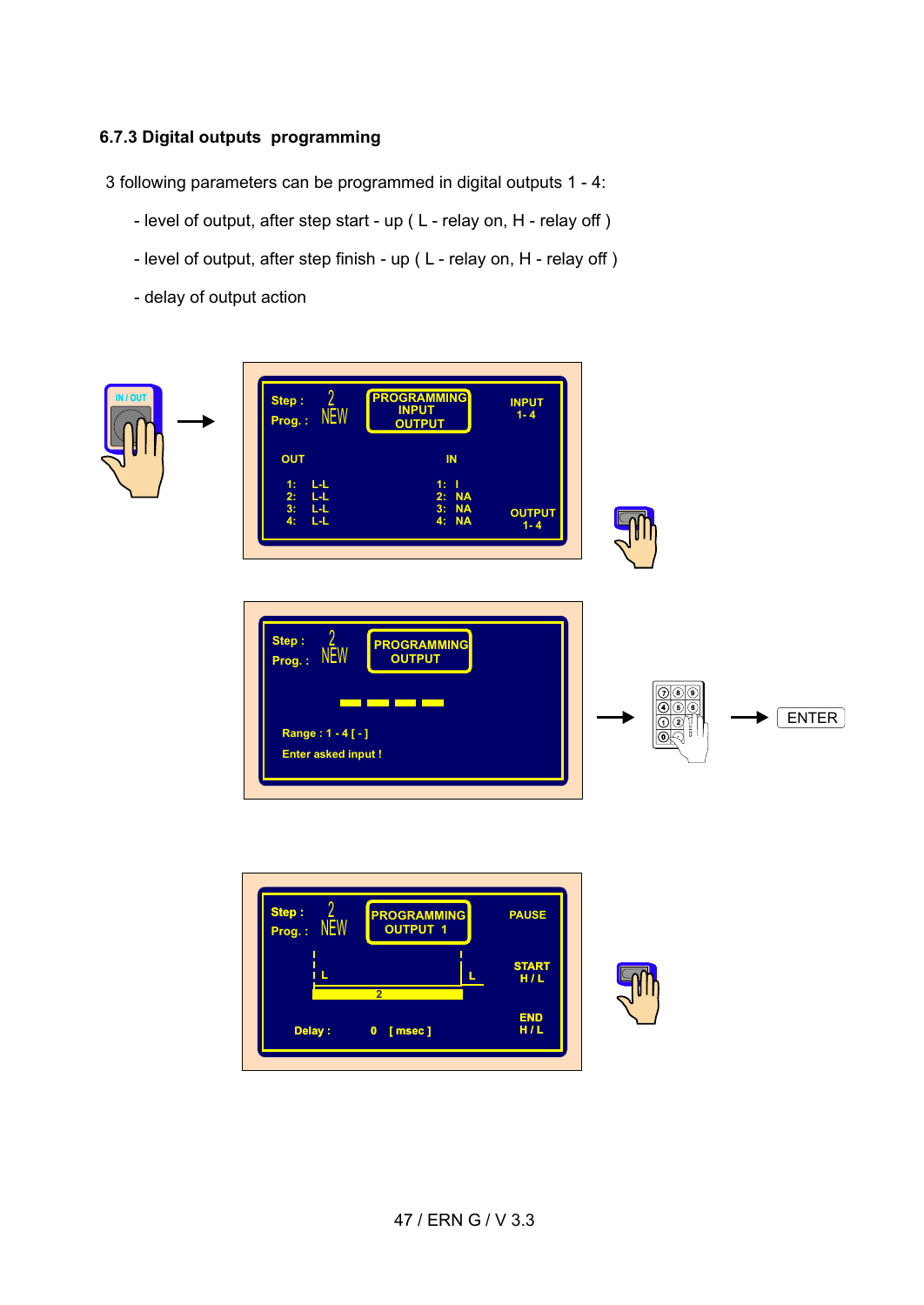### 6.7.3 Digital outputs programming

3 following parameters can be programmed in digital outputs 1 - 4:

- level of output, after step start - up ( L - relay on, H - relay off )
- level of output, after step finish - up ( L - relay on, H - relay off )
- delay of output action

IN / OUT

Step : 2
Prog. : NEW

PROGRAMMING
INPUT
OUTPUT

INPUT
1- 4

OUT

1: L-L
2: L-L
3: L-L
4: L-L

IN

1: I
2: NA
3: NA
4: NA

OUTPUT
1- 4

Step : 2
Prog. : NEW

PROGRAMMING
OUTPUT

Range : 1 - 4 [ - ]

Enter asked input !

ENTER

Step : 2
Prog. : NEW

PROGRAMMING
OUTPUT 1

PAUSE

L L
2

START
H / L

Delay : 0 [ msec ]

END
H / L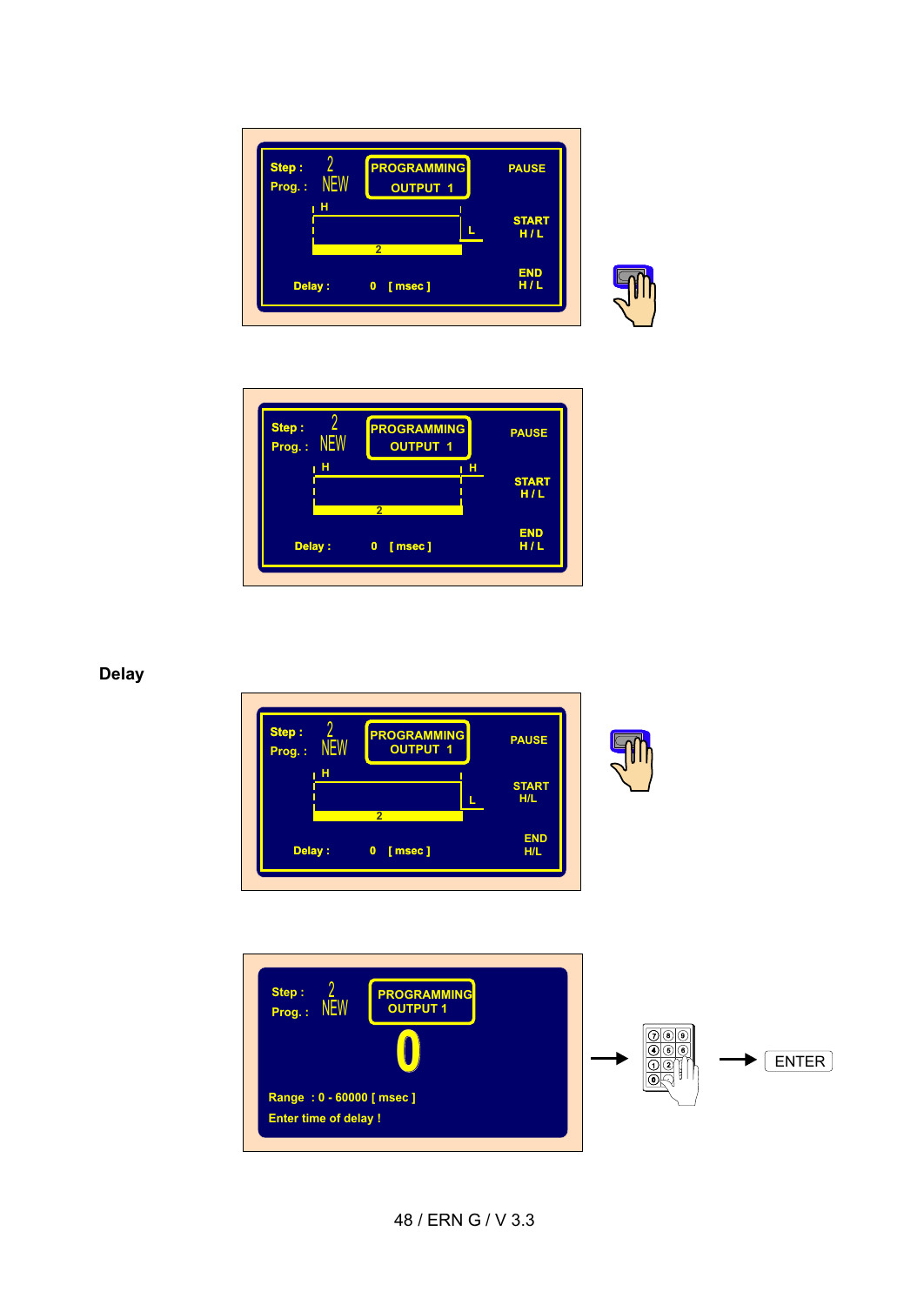Step : 2
Prog. : NEW

PROGRAMMING
OUTPUT 1

PAUSE

H

L

START
H / L

2

END
H / L

Delay : 0 [ msec ]

Step : 2
Prog. : NEW

PROGRAMMING
OUTPUT 1

PAUSE

H

H

START
H / L

2

END
H / L

Delay : 0 [ msec ]

**Delay**

Step : 2
Prog. : NEW

PROGRAMMING
OUTPUT 1

PAUSE

H

L

START
H/L

2

END
H/L

Delay : 0 [ msec ]

Step : 2
Prog. : NEW

PROGRAMMING
OUTPUT 1

0

Range : 0 - 60000 [ msec ]
Enter time of delay !

→ → ENTER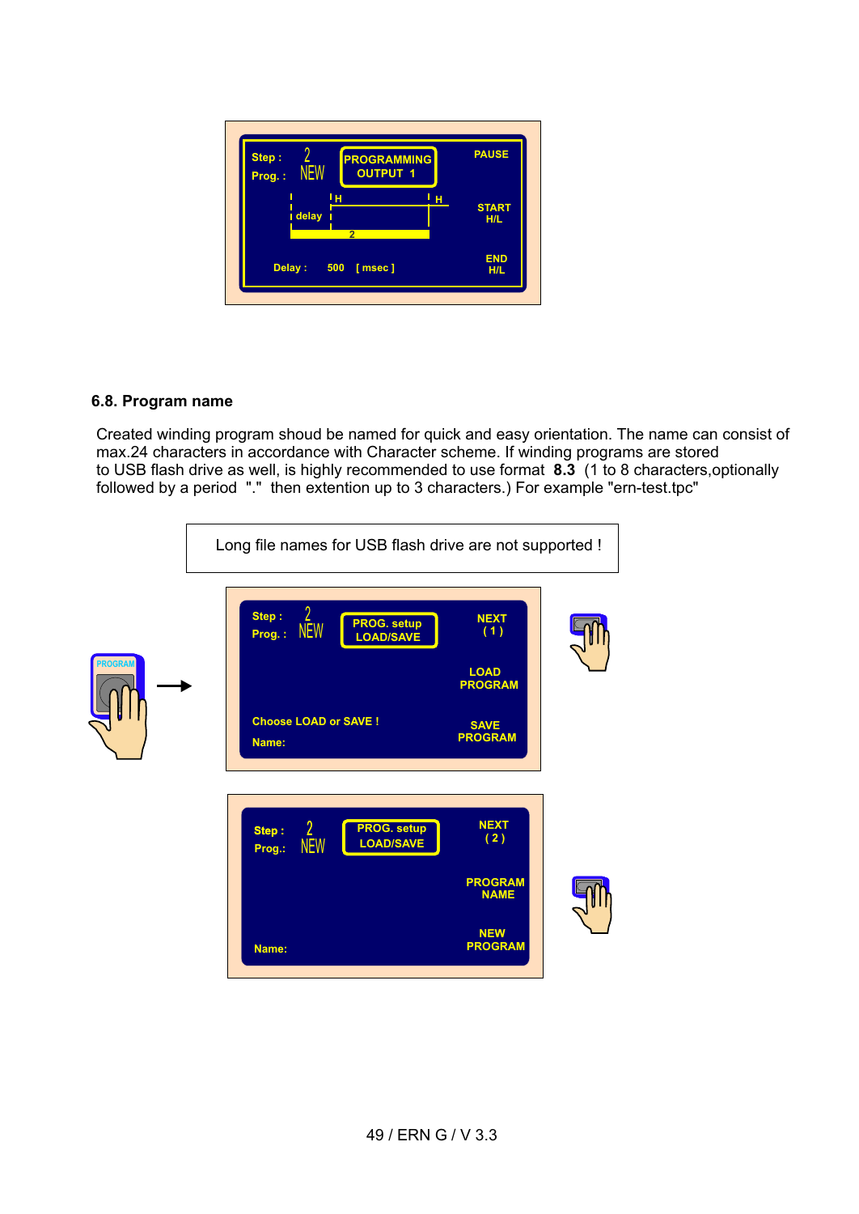Step : 2 PROGRAMMING OUTPUT 1 PAUSE

Prog. : NEW

delay H H START H/L

2

Delay : 500 [ msec ] END H/L

## 6.8. Program name

Created winding program shoud be named for quick and easy orientation. The name can consist of max.24 characters in accordance with Character scheme. If winding programs are stored to USB flash drive as well, is highly recommended to use format **8.3** (1 to 8 characters,optionally followed by a period "." then extention up to 3 characters.) For example "ern-test.tpc"

| Long file names for USB flash drive are not supported ! |
|---|

PROGRAM →

Step : 2 PROG. setup LOAD/SAVE NEXT ( 1 )

Prog. : NEW

LOAD PROGRAM

Choose LOAD or SAVE ! SAVE PROGRAM

Name:

Step : 2 PROG. setup LOAD/SAVE NEXT ( 2 )

Prog.: NEW

PROGRAM NAME

NEW PROGRAM

Name: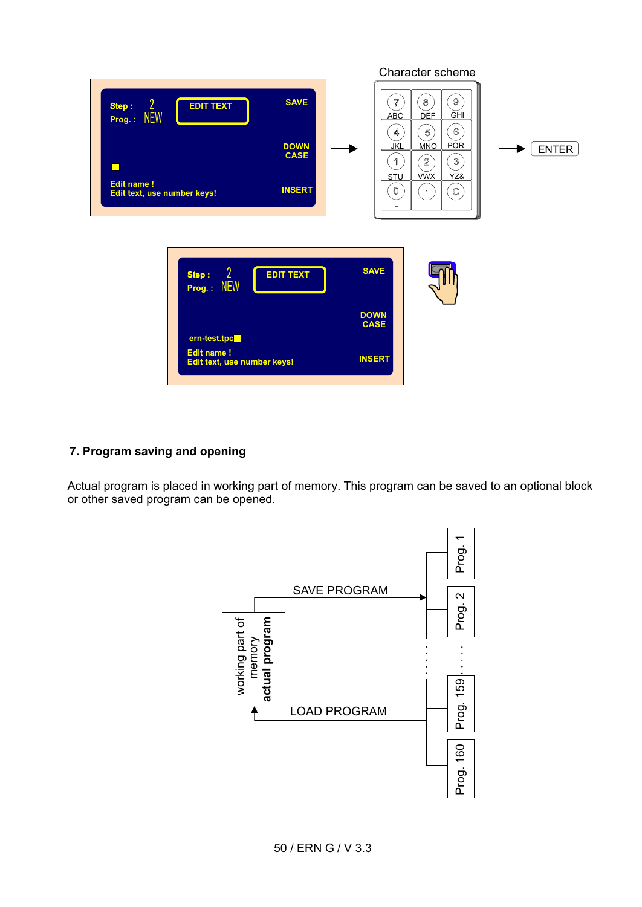Step : 2
Prog. : NEW

EDIT TEXT

SAVE

DOWN
CASE

Edit name !
Edit text, use number keys!

INSERT

Character scheme

| 7 ABC | 8 DEF | 9 GHI |
|---|---|---|
| 4 JKL | 5 MNO | 6 PQR |
| 1 STU | 2 VWX | 3 YZ& |
| 0 - | . ␣ | C |

ENTER

Step : 2
Prog. : NEW

EDIT TEXT

SAVE

DOWN
CASE

ern-test.tpc

Edit name !
Edit text, use number keys!

INSERT

## 7. Program saving and opening

Actual program is placed in working part of memory. This program can be saved to an optional block or other saved program can be opened.

working part of memory
**actual program**

SAVE PROGRAM

LOAD PROGRAM

Prog. 1

Prog. 2

Prog. 159

Prog. 160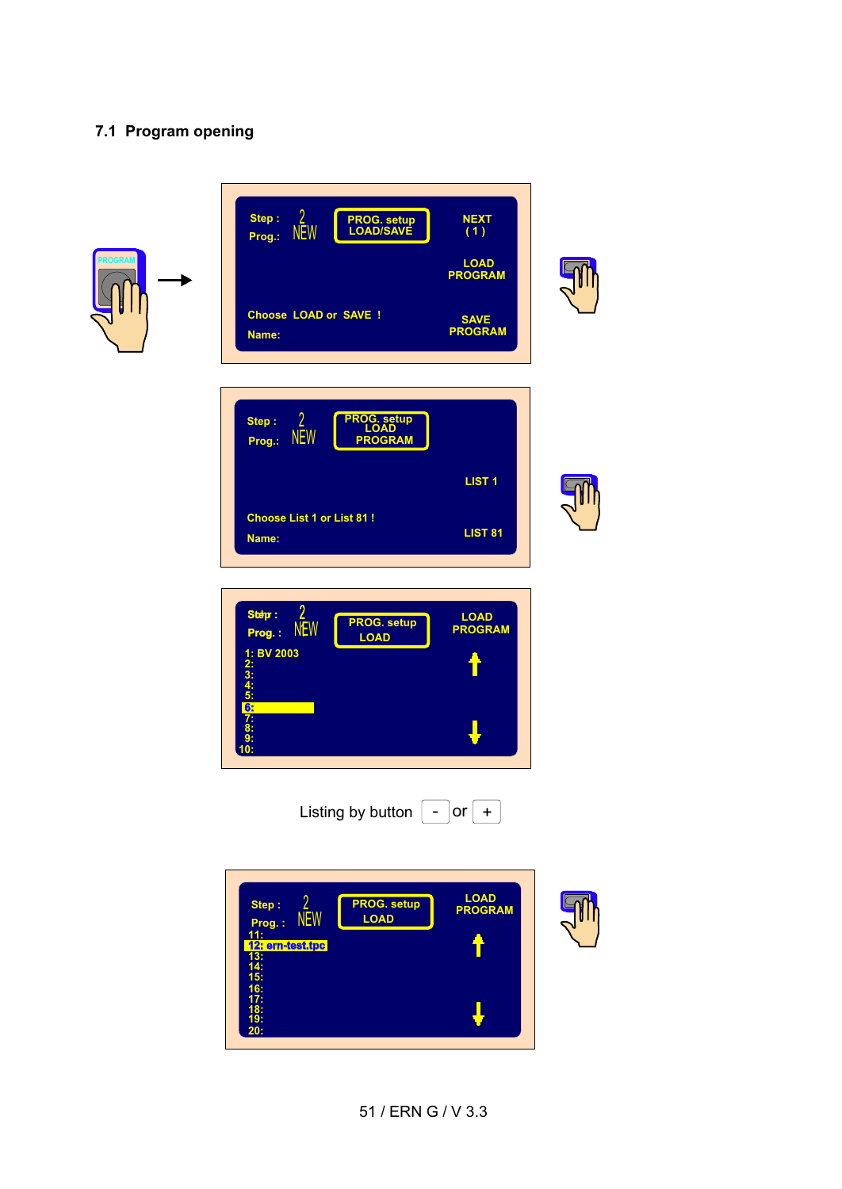## 7.1 Program opening

Step : 2
Prog.: NEW

PROG. setup LOAD/SAVE

NEXT ( 1 )

LOAD PROGRAM

Choose LOAD or SAVE !

SAVE PROGRAM

Name:

Step : 2
Prog.: NEW

PROG. setup LOAD PROGRAM

LIST 1

Choose List 1 or List 81 !

LIST 81

Name:

Step : 2
Prog. : NEW

PROG. setup LOAD

LOAD PROGRAM

1: BV 2003
2:
3:
4:
5:
6:
7:
8:
9:
10:

Listing by button - or +

Step : 2
Prog. : NEW

PROG. setup LOAD

LOAD PROGRAM

11:
12: ern-test.tpc
13:
14:
15:
16:
17:
18:
19:
20: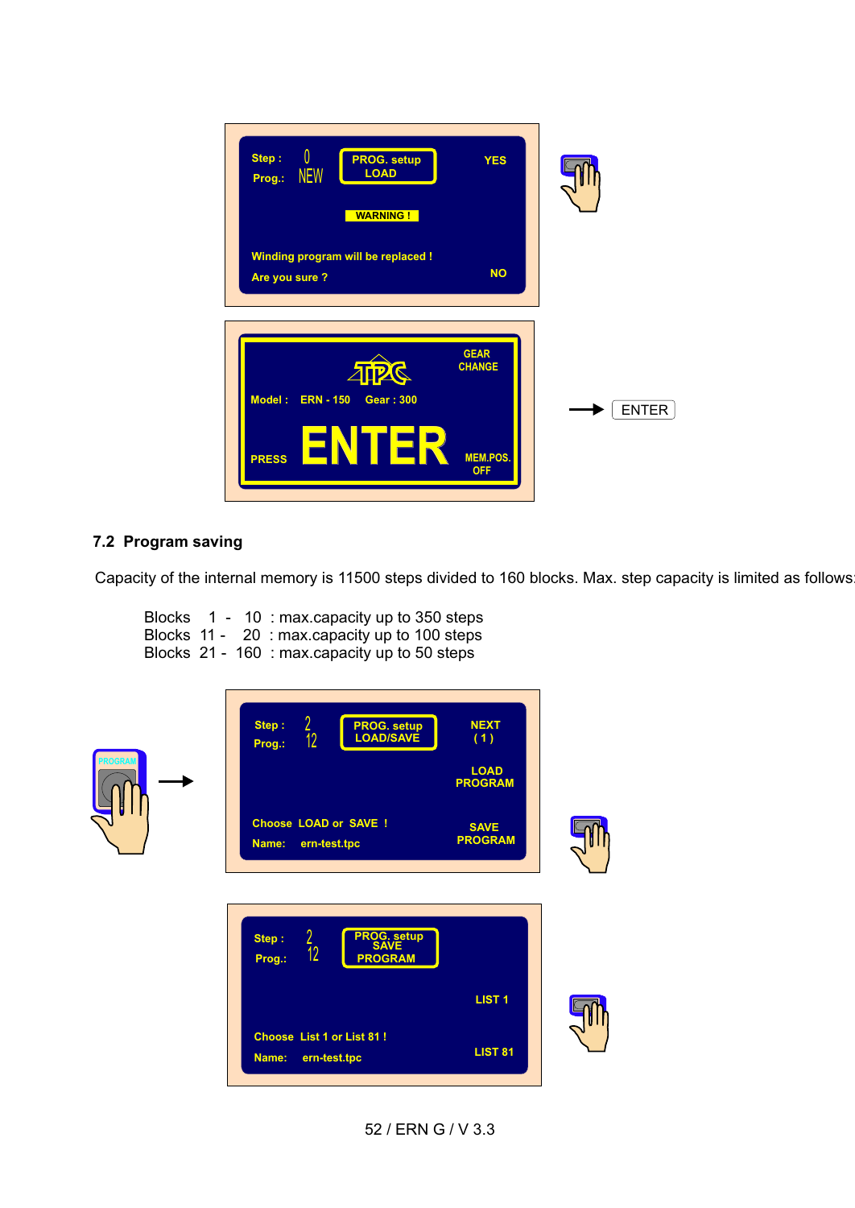Step : 0
Prog.: NEW

PROG. setup
LOAD

YES

WARNING !

Winding program will be replaced !
Are you sure ?

NO

GEAR
CHANGE

TPC

Model : ERN - 150 Gear : 300

PRESS ENTER

MEM.POS.
OFF

→ ENTER

## 7.2 Program saving

Capacity of the internal memory is 11500 steps divided to 160 blocks. Max. step capacity is limited as follows:

Blocks 1 - 10 : max.capacity up to 350 steps
Blocks 11 - 20 : max.capacity up to 100 steps
Blocks 21 - 160 : max.capacity up to 50 steps

PROGRAM →

Step : 2
Prog.: 12

PROG. setup
LOAD/SAVE

NEXT
( 1 )

LOAD
PROGRAM

Choose LOAD or SAVE !

SAVE
PROGRAM

Name: ern-test.tpc

Step : 2
Prog.: 12

PROG. setup
SAVE
PROGRAM

LIST 1

Choose List 1 or List 81 !

LIST 81

Name: ern-test.tpc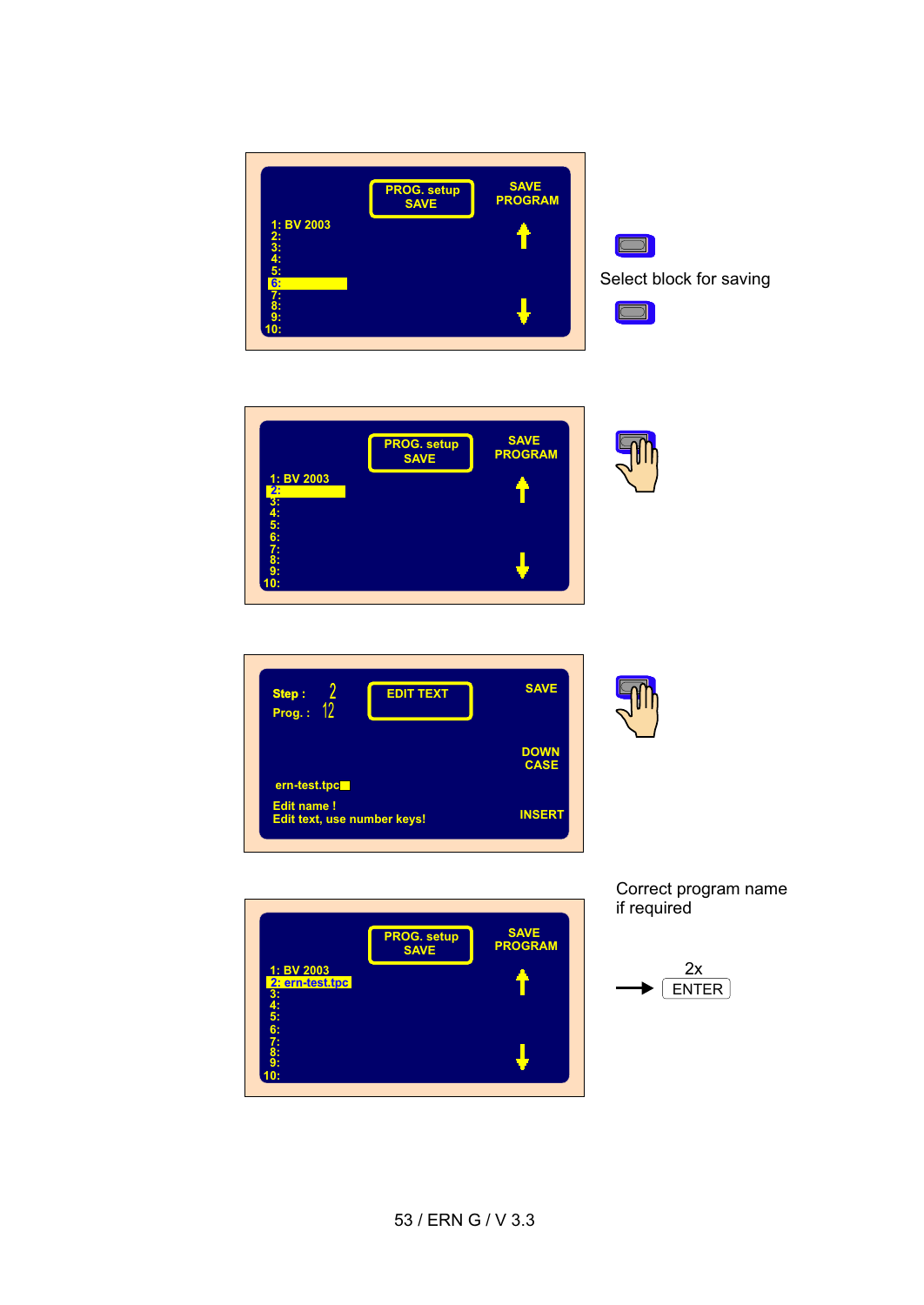PROG. setup
SAVE

SAVE
PROGRAM

1: BV 2003
2:
3:
4:
5:
6:
7:
8:
9:
10:

Select block for saving

PROG. setup
SAVE

SAVE
PROGRAM

1: BV 2003
2:
3:
4:
5:
6:
7:
8:
9:
10:

Step : 2
Prog. : 12

EDIT TEXT

SAVE

DOWN
CASE

ern-test.tpc

Edit name !
Edit text, use number keys!

INSERT

Correct program name if required

PROG. setup
SAVE

SAVE
PROGRAM

1: BV 2003
2: ern-test.tpc
3:
4:
5:
6:
7:
8:
9:
10:

2x
ENTER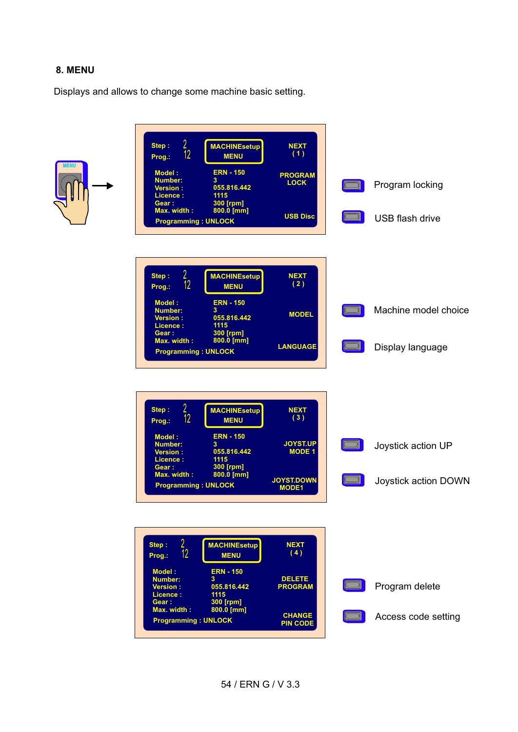## 8. MENU

Displays and allows to change some machine basic setting.

| Screen | Button | Function |
|---|---|---|
| NEXT (1) | PROGRAM LOCK | Program locking |
| | USB Disc | USB flash drive |
| NEXT (2) | MODEL | Machine model choice |
| | LANGUAGE | Display language |
| NEXT (3) | JOYST.UP MODE 1 | Joystick action UP |
| | JOYST.DOWN MODE1 | Joystick action DOWN |
| NEXT (4) | DELETE PROGRAM | Program delete |
| | CHANGE PIN CODE | Access code setting |

Screen content (all screens):

Step : 2
Prog.: 12
MACHINEsetup MENU

| | |
|---|---|
| Model : | ERN - 150 |
| Number: | 3 |
| Version : | 055.816.442 |
| Licence : | 1115 |
| Gear : | 300 [rpm] |
| Max. width : | 800.0 [mm] |

Programming : UNLOCK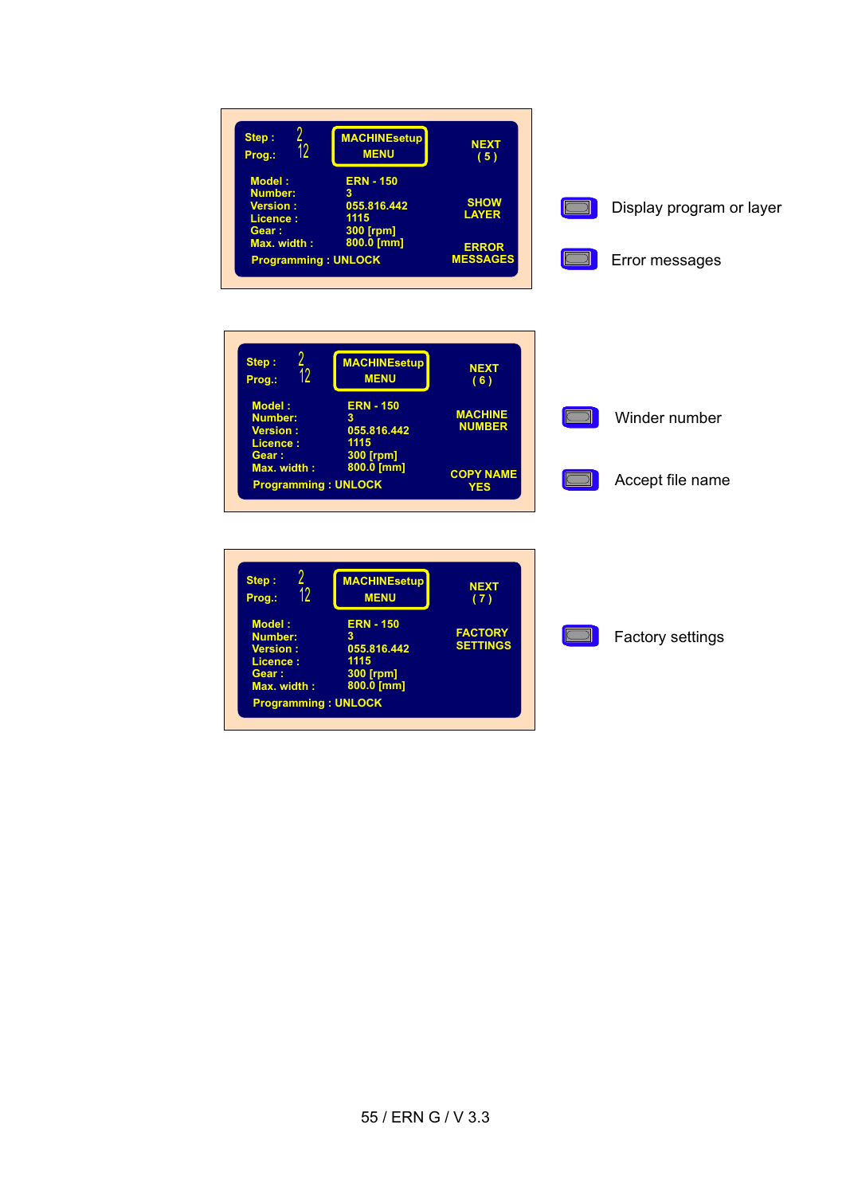| Step : 2 | MACHINEsetup MENU | NEXT ( 5 ) |
|---|---|---|
| Prog.: 12 | | |
| Model : | ERN - 150 | |
| Number: | 3 | SHOW LAYER |
| Version : | 055.816.442 | |
| Licence : | 1115 | |
| Gear : | 300 [rpm] | ERROR MESSAGES |
| Max. width : | 800.0 [mm] | |
| Programming : UNLOCK | | |

- Display program or layer
- Error messages

| Step : 2 | MACHINEsetup MENU | NEXT ( 6 ) |
|---|---|---|
| Prog.: 12 | | |
| Model : | ERN - 150 | MACHINE NUMBER |
| Number: | 3 | |
| Version : | 055.816.442 | |
| Licence : | 1115 | |
| Gear : | 300 [rpm] | COPY NAME YES |
| Max. width : | 800.0 [mm] | |
| Programming : UNLOCK | | |

- Winder number
- Accept file name

| Step : 2 | MACHINEsetup MENU | NEXT ( 7 ) |
|---|---|---|
| Prog.: 12 | | |
| Model : | ERN - 150 | FACTORY SETTINGS |
| Number: | 3 | |
| Version : | 055.816.442 | |
| Licence : | 1115 | |
| Gear : | 300 [rpm] | |
| Max. width : | 800.0 [mm] | |
| Programming : UNLOCK | | |

- Factory settings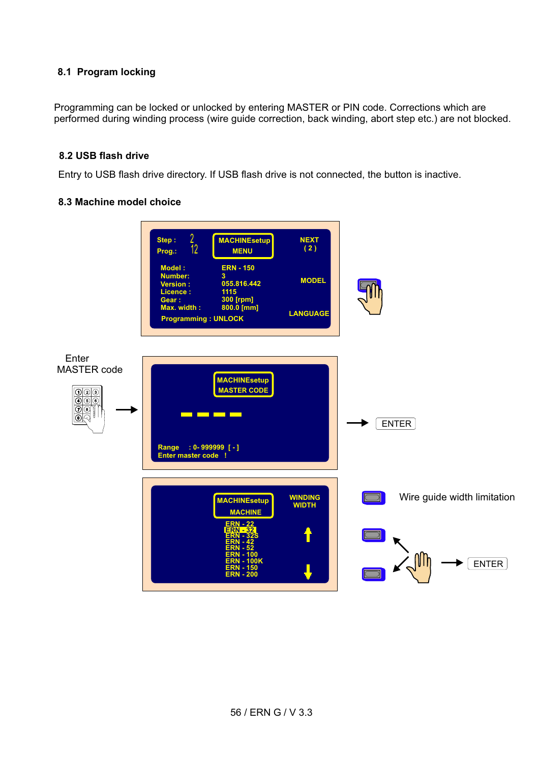## 8.1 Program locking

Programming can be locked or unlocked by entering MASTER or PIN code. Corrections which are performed during winding process (wire guide correction, back winding, abort step etc.) are not blocked.

## 8.2 USB flash drive

Entry to USB flash drive directory. If USB flash drive is not connected, the button is inactive.

## 8.3 Machine model choice

Step : 2
Prog.: 12

MACHINEsetup
MENU

NEXT
( 2 )

Model : ERN - 150
Number: 3
Version : 055.816.442
Licence : 1115
Gear : 300 [rpm]
Max. width : 800.0 [mm]

Programming : UNLOCK

MODEL

LANGUAGE

Enter
MASTER code

MACHINEsetup
MASTER CODE

Range : 0- 999999 [ - ]
Enter master code !

ENTER

MACHINEsetup
MACHINE

WINDING
WIDTH

ERN - 22
ERN - 32
ERN - 32S
ERN - 42
ERN - 52
ERN - 100
ERN - 100K
ERN - 150
ERN - 200

Wire guide width limitation

ENTER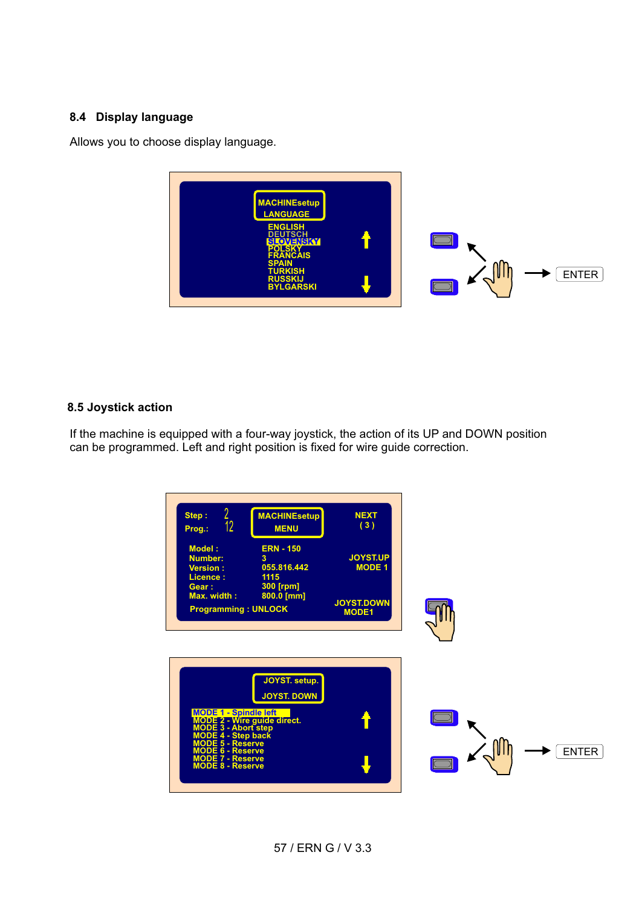## 8.4 Display language

Allows you to choose display language.

MACHINEsetup
LANGUAGE

ENGLISH
DEUTSCH
SLOVENSKY
POLSKY
FRANCAIS
SPAIN
TURKISH
RUSSKIJ
BYLGARSKI

ENTER

## 8.5 Joystick action

If the machine is equipped with a four-way joystick, the action of its UP and DOWN position can be programmed. Left and right position is fixed for wire guide correction.

Step : 2
Prog.: 12

MACHINEsetup
MENU

NEXT
( 3 )

Model : ERN - 150
Number: 3
Version : 055.816.442
Licence : 1115
Gear : 300 [rpm]
Max. width : 800.0 [mm]

Programming : UNLOCK

JOYST.UP
MODE 1

JOYST.DOWN
MODE1

JOYST. setup.
JOYST. DOWN

MODE 1 - Spindle left
MODE 2 - Wire guide direct.
MODE 3 - Abort step
MODE 4 - Step back
MODE 5 - Reserve
MODE 6 - Reserve
MODE 7 - Reserve
MODE 8 - Reserve

ENTER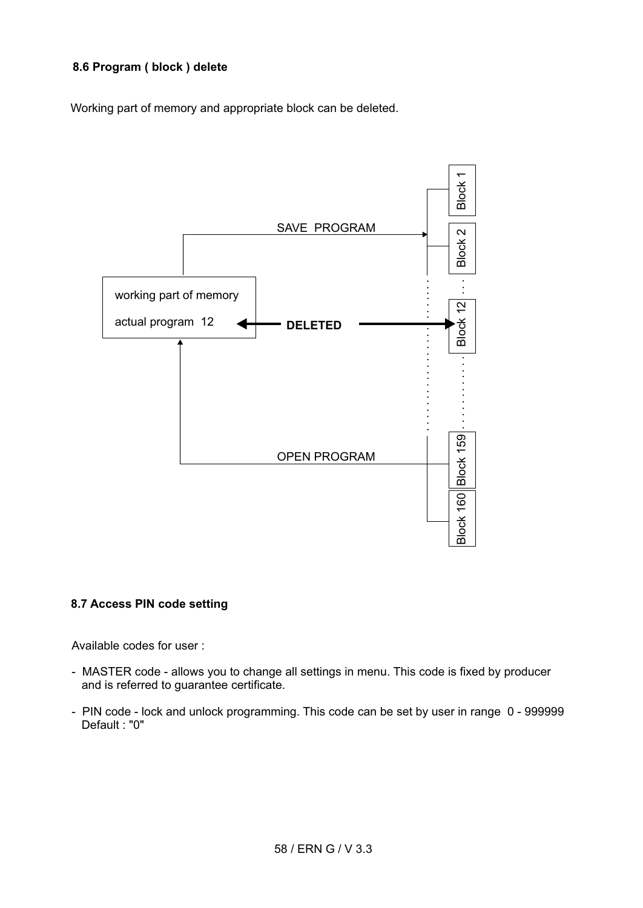### 8.6 Program ( block ) delete

Working part of memory and appropriate block can be deleted.

SAVE PROGRAM

working part of memory

actual program 12

DELETED

OPEN PROGRAM

Block 1

Block 2

Block 12

Block 159

Block 160

### 8.7 Access PIN code setting

Available codes for user :

- MASTER code - allows you to change all settings in menu. This code is fixed by producer and is referred to guarantee certificate.

- PIN code - lock and unlock programming. This code can be set by user in range 0 - 999999 Default : "0"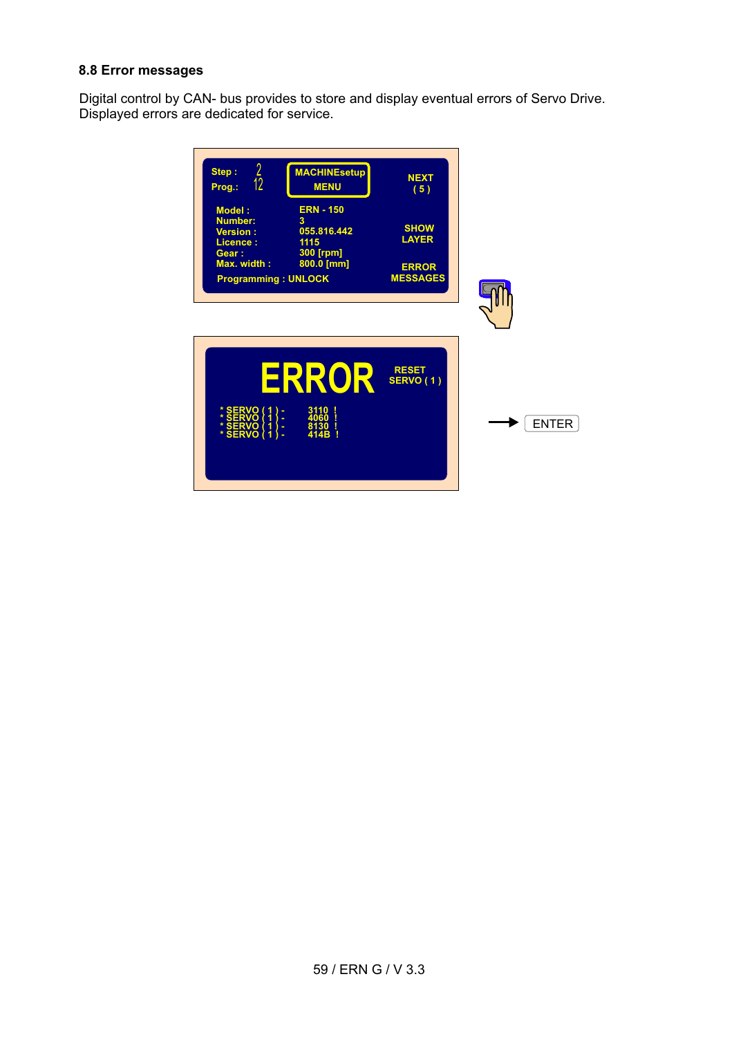## 8.8 Error messages

Digital control by CAN- bus provides to store and display eventual errors of Servo Drive. Displayed errors are dedicated for service.

Step : 2
Prog.: 12

MACHINEsetup MENU

NEXT ( 5 )

Model : ERN - 150
Number: 3
Version : 055.816.442
Licence : 1115
Gear : 300 [rpm]
Max. width : 800.0 [mm]

Programming : UNLOCK

SHOW LAYER

ERROR MESSAGES

ERROR

RESET SERVO ( 1 )

* SERVO ( 1 ) - 3110 !
* SERVO ( 1 ) - 4060 !
* SERVO ( 1 ) - 8130 !
* SERVO ( 1 ) - 414B !

→ ENTER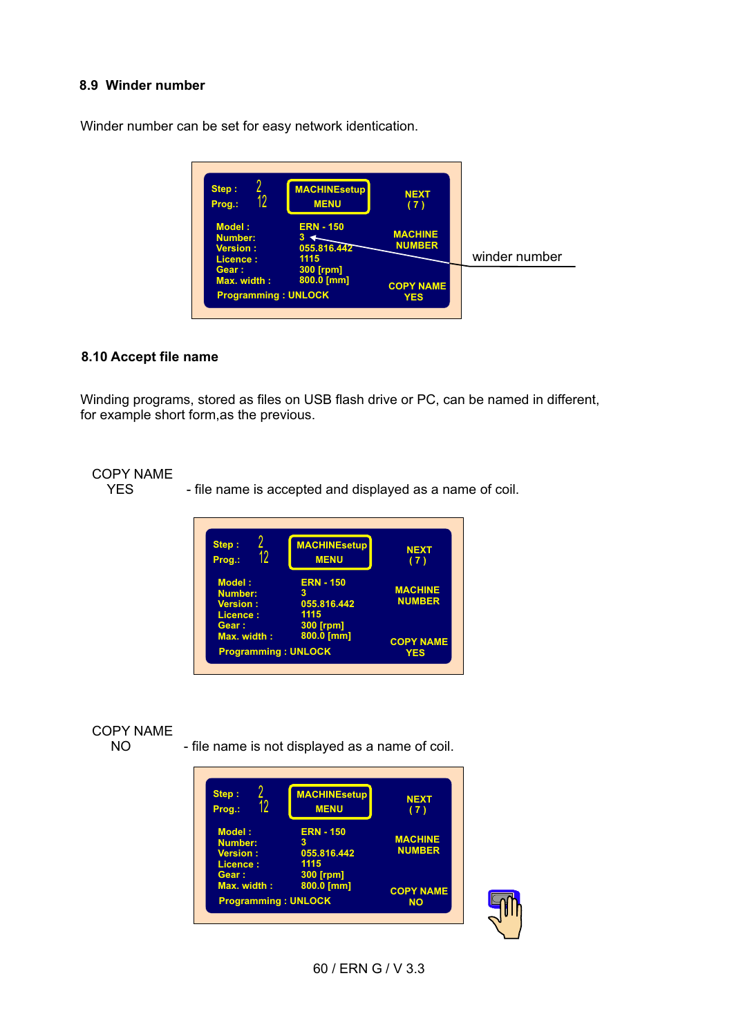## 8.9 Winder number

Winder number can be set for easy network identication.

| Step : | 2 | MACHINEsetup MENU | NEXT ( 7 ) |
|---|---|---|---|
| Prog.: | 12 | | |
| Model : | ERN - 150 | | MACHINE NUMBER |
| Number: | 3 | | |
| Version : | 055.816.442 | | |
| Licence : | 1115 | | |
| Gear : | 300 [rpm] | | |
| Max. width : | 800.0 [mm] | | COPY NAME YES |
| Programming : UNLOCK | | | |

winder number

## 8.10 Accept file name

Winding programs, stored as files on USB flash drive or PC, can be named in different, for example short form,as the previous.

COPY NAME
YES - file name is accepted and displayed as a name of coil.

| Step : | 2 | MACHINEsetup MENU | NEXT ( 7 ) |
|---|---|---|---|
| Prog.: | 12 | | |
| Model : | ERN - 150 | | MACHINE NUMBER |
| Number: | 3 | | |
| Version : | 055.816.442 | | |
| Licence : | 1115 | | |
| Gear : | 300 [rpm] | | |
| Max. width : | 800.0 [mm] | | COPY NAME YES |
| Programming : UNLOCK | | | |

COPY NAME
NO - file name is not displayed as a name of coil.

| Step : | 2 | MACHINEsetup MENU | NEXT ( 7 ) |
|---|---|---|---|
| Prog.: | 12 | | |
| Model : | ERN - 150 | | MACHINE NUMBER |
| Number: | 3 | | |
| Version : | 055.816.442 | | |
| Licence : | 1115 | | |
| Gear : | 300 [rpm] | | |
| Max. width : | 800.0 [mm] | | COPY NAME NO |
| Programming : UNLOCK | | | |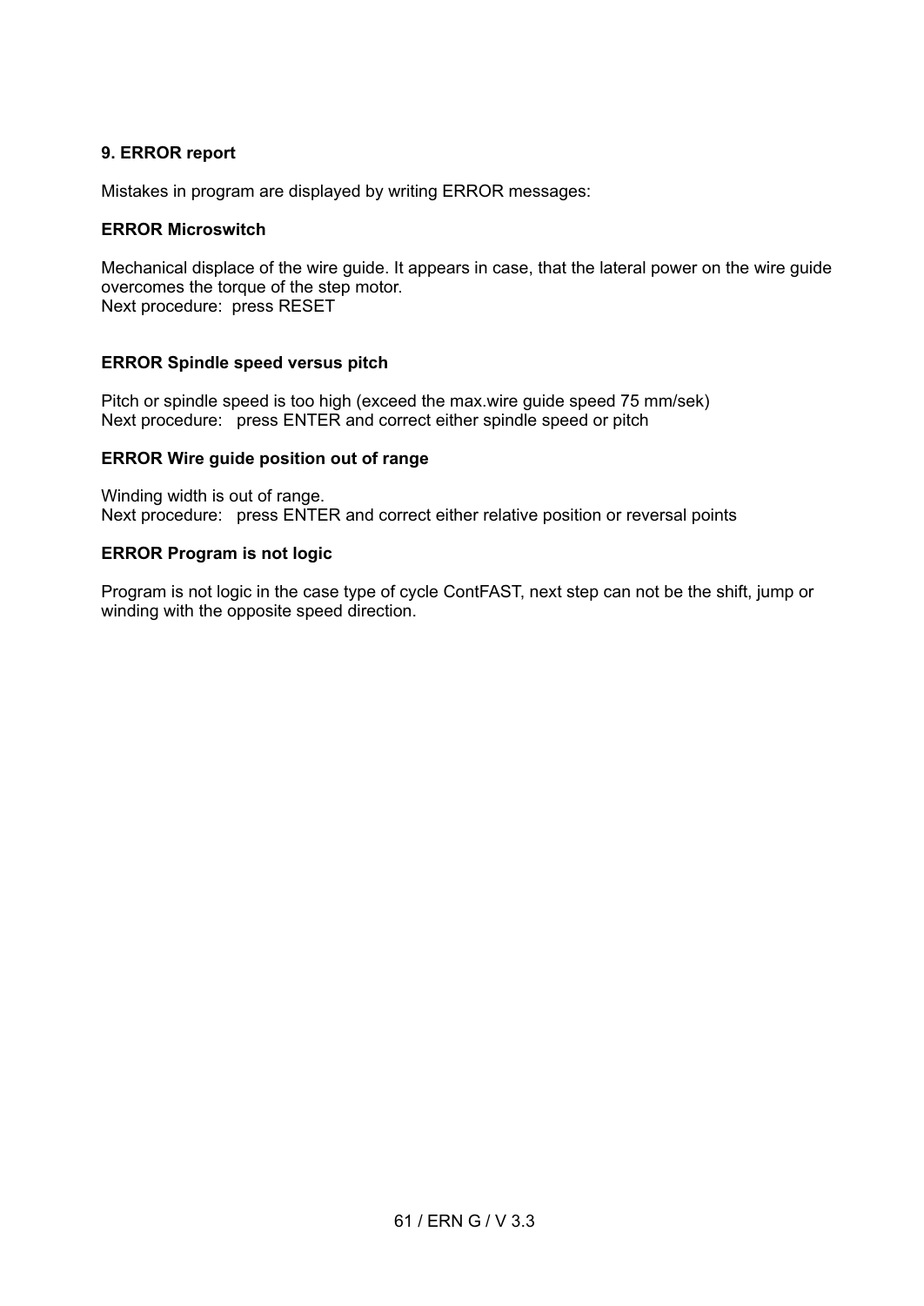## 9. ERROR report

Mistakes in program are displayed by writing ERROR messages:

### ERROR Microswitch

Mechanical displace of the wire guide. It appears in case, that the lateral power on the wire guide overcomes the torque of the step motor.
Next procedure: press RESET

### ERROR Spindle speed versus pitch

Pitch or spindle speed is too high (exceed the max.wire guide speed 75 mm/sek)
Next procedure: press ENTER and correct either spindle speed or pitch

### ERROR Wire guide position out of range

Winding width is out of range.
Next procedure: press ENTER and correct either relative position or reversal points

### ERROR Program is not logic

Program is not logic in the case type of cycle ContFAST, next step can not be the shift, jump or winding with the opposite speed direction.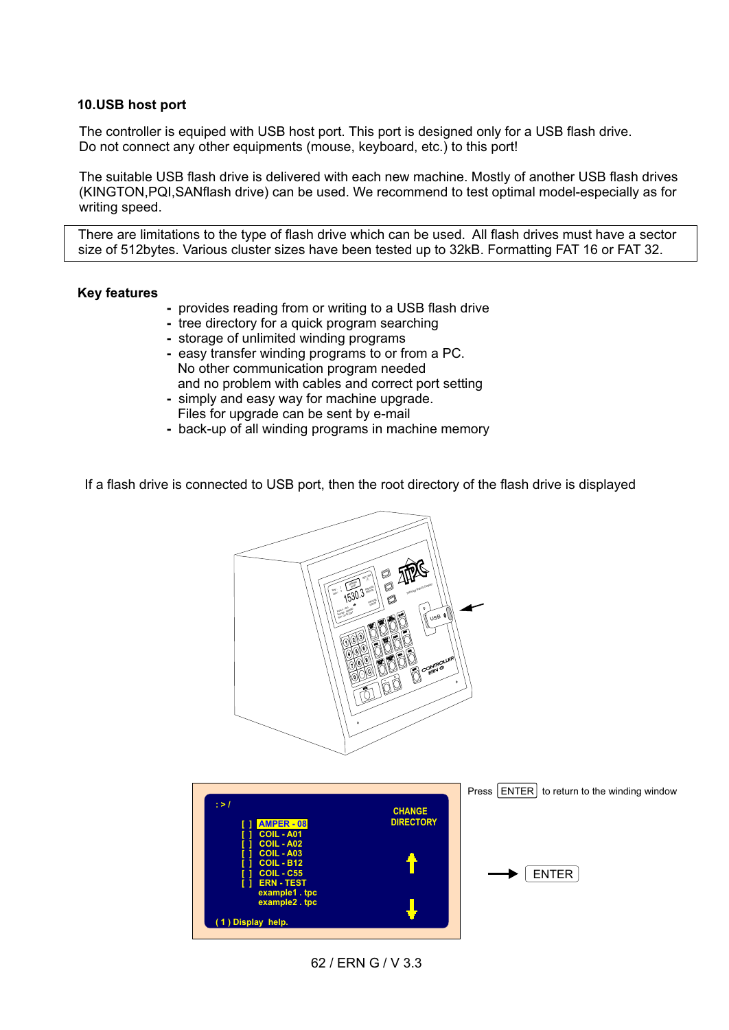## 10.USB host port

The controller is equiped with USB host port. This port is designed only for a USB flash drive.
Do not connect any other equipments (mouse, keyboard, etc.) to this port!

The suitable USB flash drive is delivered with each new machine. Mostly of another USB flash drives (KINGTON,PQI,SANflash drive) can be used. We recommend to test optimal model-especially as for writing speed.

| There are limitations to the type of flash drive which can be used. All flash drives must have a sector size of 512bytes. Various cluster sizes have been tested up to 32kB. Formatting FAT 16 or FAT 32. |
|---|

### Key features

- provides reading from or writing to a USB flash drive
- tree directory for a quick program searching
- storage of unlimited winding programs
- easy transfer winding programs to or from a PC.
  No other communication program needed
  and no problem with cables and correct port setting
- simply and easy way for machine upgrade.
  Files for upgrade can be sent by e-mail
- back-up of all winding programs in machine memory

If a flash drive is connected to USB port, then the root directory of the flash drive is displayed

```
: > /
      [ ]  AMPER - 08              CHANGE
      [ ]  COIL - A01              DIRECTORY
      [ ]  COIL - A02
      [ ]  COIL - A03
      [ ]  COIL - B12
      [ ]  COIL - C55
      [ ]  ERN - TEST
           example1 . tpc
           example2 . tpc
( 1 ) Display  help.
```

Press ENTER to return to the winding window

→ ENTER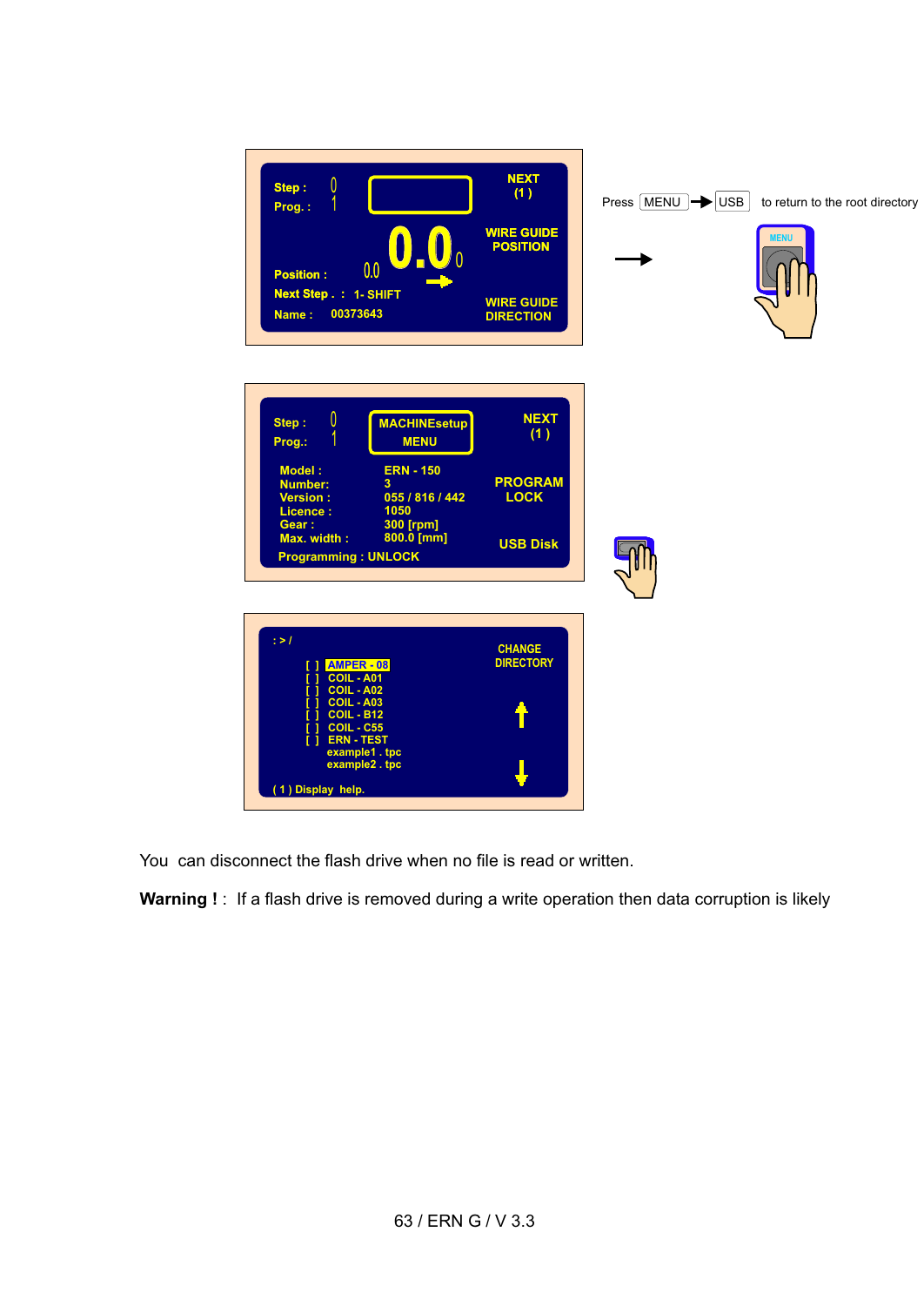Step : 0
Prog. : 1

NEXT (1)

0.0

WIRE GUIDE POSITION

Position : 0.0

Next Step . : 1- SHIFT

Name : 00373643

WIRE GUIDE DIRECTION

Press MENU → USB to return to the root directory

MENU

Step : 0
Prog.: 1

MACHINEsetup MENU

NEXT (1)

Model : ERN - 150
Number: 3
Version : 055 / 816 / 442
Licence : 1050
Gear : 300 [rpm]
Max. width : 800.0 [mm]
Programming : UNLOCK

PROGRAM LOCK

USB Disk

: > /

[ ] AMPER - 08
[ ] COIL - A01
[ ] COIL - A02
[ ] COIL - A03
[ ] COIL - B12
[ ] COIL - C55
[ ] ERN - TEST
example1 . tpc
example2 . tpc

( 1 ) Display help.

CHANGE DIRECTORY

You can disconnect the flash drive when no file is read or written.

**Warning ! :** If a flash drive is removed during a write operation then data corruption is likely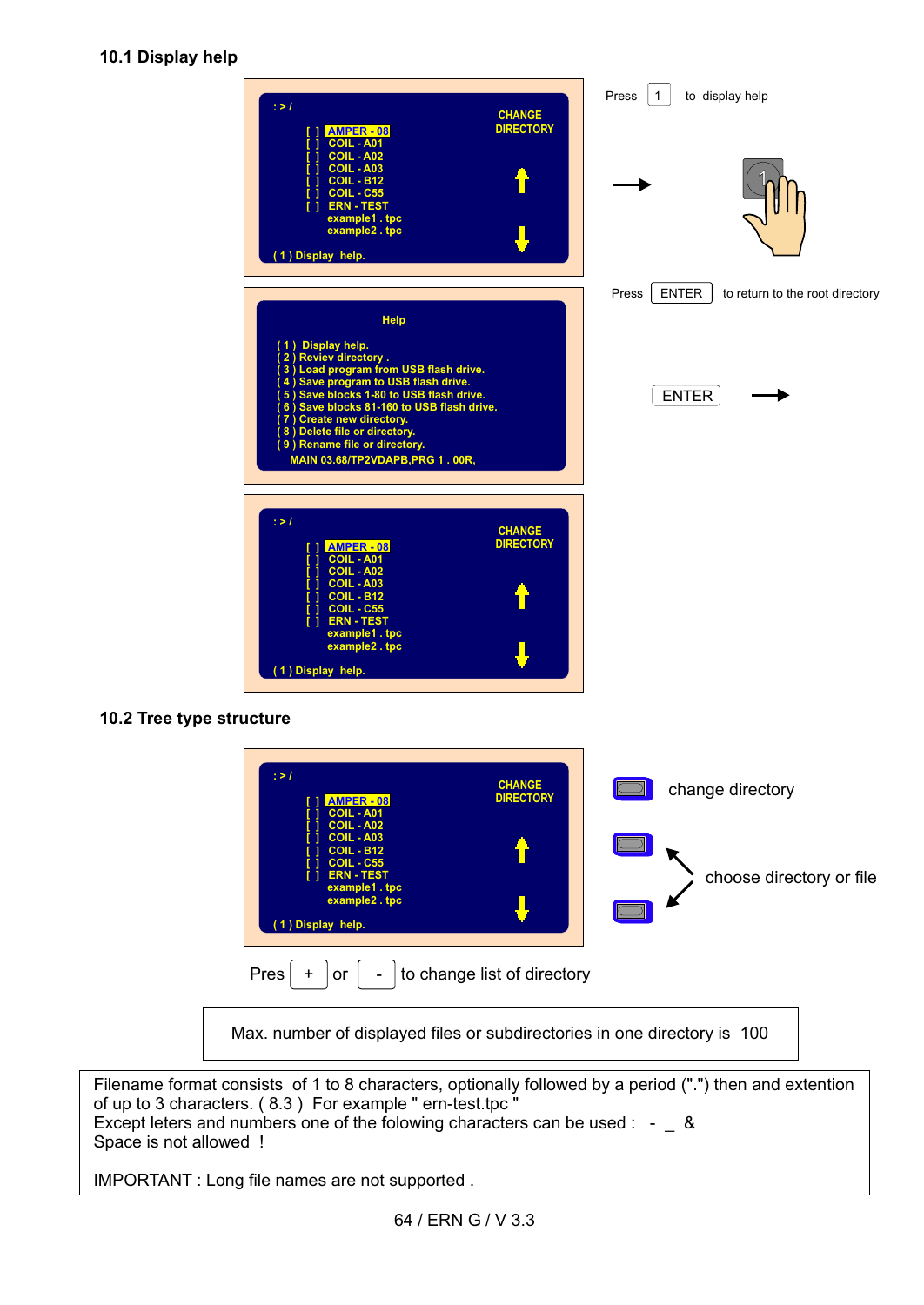## 10.1 Display help

```
:>/
[ ] AMPER - 08                CHANGE
[ ] COIL - A01                DIRECTORY
[ ] COIL - A02
[ ] COIL - A03
[ ] COIL - B12
[ ] COIL - C55
[ ] ERN - TEST
    example1 . tpc
    example2 . tpc
(1) Display help.
```

Press 1 to display help

```
Help

(1) Display help.
(2) Reviev directory .
(3) Load program from USB flash drive.
(4) Save program to USB flash drive.
(5) Save blocks 1-80 to USB flash drive.
(6) Save blocks 81-160 to USB flash drive.
(7) Create new directory.
(8) Delete file or directory.
(9) Rename file or directory.
MAIN 03.68/TP2VDAPB,PRG 1 . 00R,
```

Press ENTER to return to the root directory

ENTER

```
:>/
[ ] AMPER - 08                CHANGE
[ ] COIL - A01                DIRECTORY
[ ] COIL - A02
[ ] COIL - A03
[ ] COIL - B12
[ ] COIL - C55
[ ] ERN - TEST
    example1 . tpc
    example2 . tpc
(1) Display help.
```

## 10.2 Tree type structure

```
:>/
[ ] AMPER - 08                CHANGE
[ ] COIL - A01                DIRECTORY
[ ] COIL - A02
[ ] COIL - A03
[ ] COIL - B12
[ ] COIL - C55
[ ] ERN - TEST
    example1 . tpc
    example2 . tpc
(1) Display help.
```

change directory

choose directory or file

Pres + or - to change list of directory

Max. number of displayed files or subdirectories in one directory is 100

Filename format consists of 1 to 8 characters, optionally followed by a period (".") then and extention of up to 3 characters. ( 8.3 ) For example " ern-test.tpc "
Except leters and numbers one of the folowing characters can be used : - _ &
Space is not allowed !

IMPORTANT : Long file names are not supported .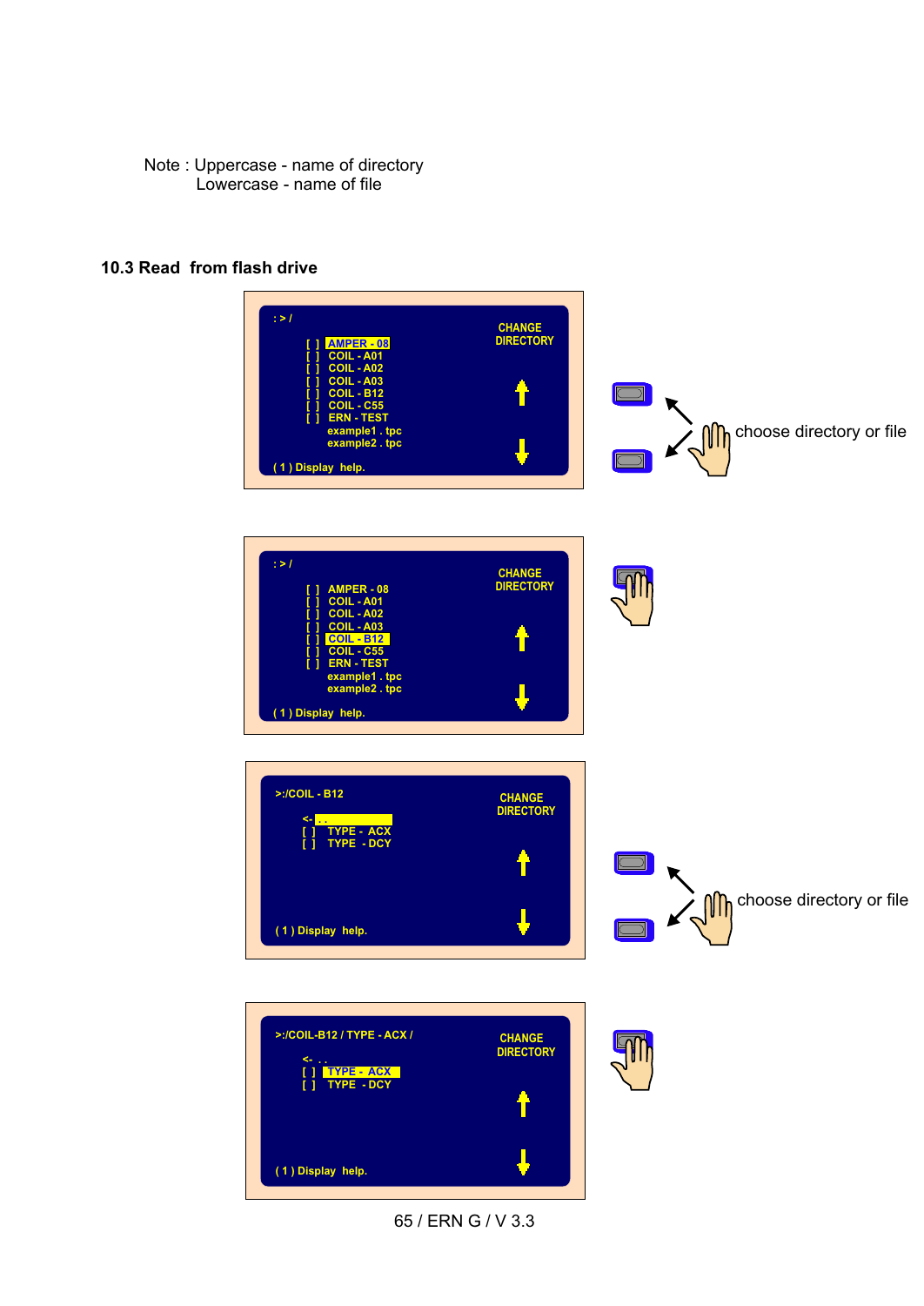Note : Uppercase - name of directory
Lowercase - name of file

### 10.3 Read from flash drive

```
: > /                                   CHANGE
                                        DIRECTORY
      [ ]  AMPER - 08
      [ ]  COIL - A01
      [ ]  COIL - A02
      [ ]  COIL - A03
      [ ]  COIL - B12
      [ ]  COIL - C55
      [ ]  ERN - TEST
           example1 . tpc
           example2 . tpc

( 1 ) Display  help.
```

choose directory or file

```
: > /                                   CHANGE
                                        DIRECTORY
      [ ]  AMPER - 08
      [ ]  COIL - A01
      [ ]  COIL - A02
      [ ]  COIL - A03
      [ ]  COIL - B12
      [ ]  COIL - C55
      [ ]  ERN - TEST
           example1 . tpc
           example2 . tpc

( 1 ) Display  help.
```

```
>:/COIL - B12                           CHANGE
                                        DIRECTORY
      <- . .
      [ ]  TYPE - ACX
      [ ]  TYPE - DCY

( 1 ) Display  help.
```

choose directory or file

```
>:/COIL-B12 / TYPE - ACX /              CHANGE
                                        DIRECTORY
      <- . .
      [ ]  TYPE - ACX
      [ ]  TYPE - DCY

( 1 ) Display  help.
```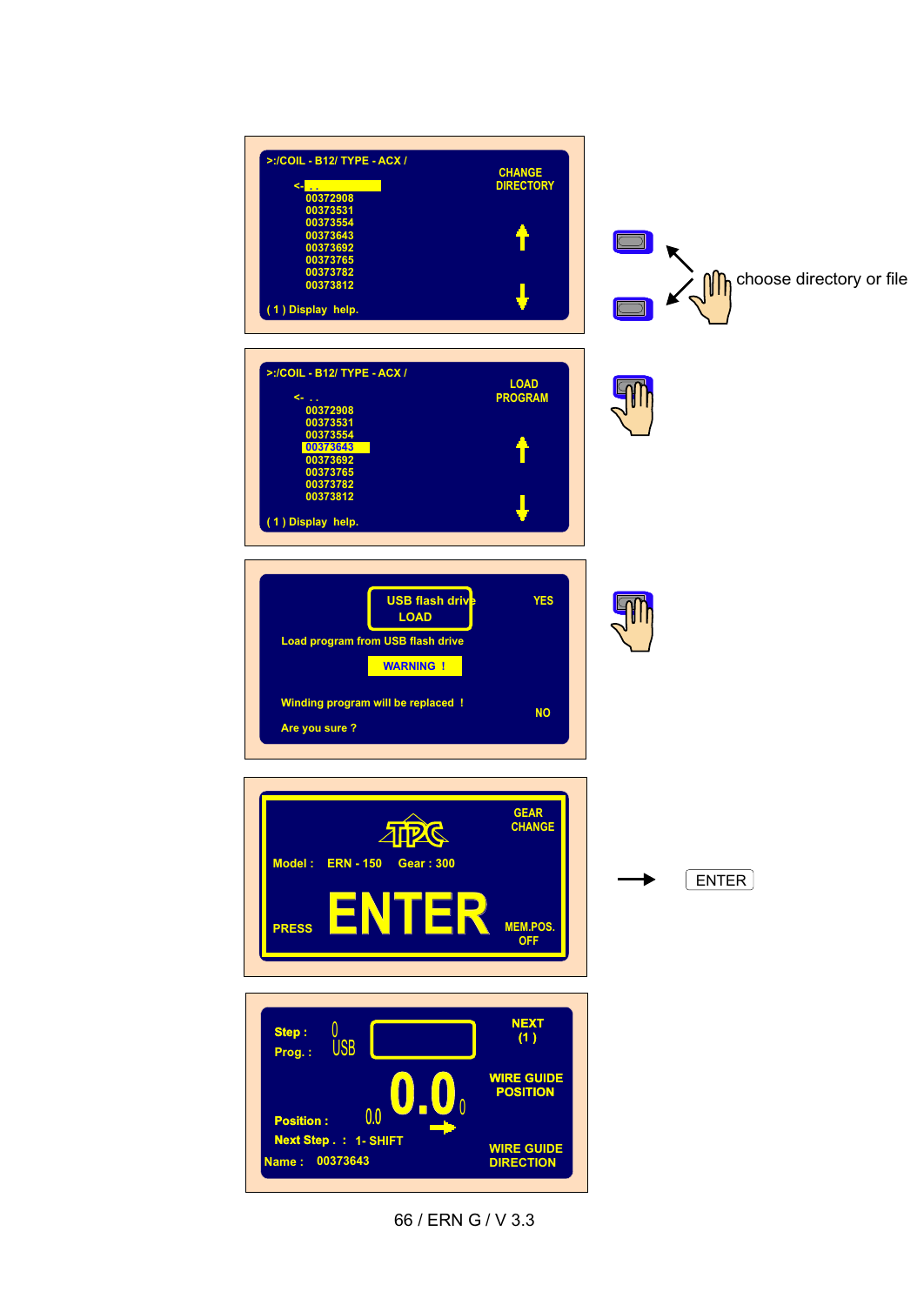>:/COIL - B12/ TYPE - ACX /

<- . .
00372908
00373531
00373554
00373643
00373692
00373765
00373782
00373812

CHANGE DIRECTORY

( 1 ) Display help.

choose directory or file

>:/COIL - B12/ TYPE - ACX /

<- . .
00372908
00373531
00373554
00373643
00373692
00373765
00373782
00373812

LOAD PROGRAM

( 1 ) Display help.

USB flash drive LOAD

YES

Load program from USB flash drive

WARNING !

Winding program will be replaced !

NO

Are you sure ?

GEAR CHANGE

Model : ERN - 150 Gear : 300

PRESS ENTER

MEM.POS. OFF

→ ENTER

Step : 0
Prog. : USB

NEXT (1 )

WIRE GUIDE POSITION

0.0

Position : 0.0

Next Step . : 1- SHIFT

WIRE GUIDE DIRECTION

Name : 00373643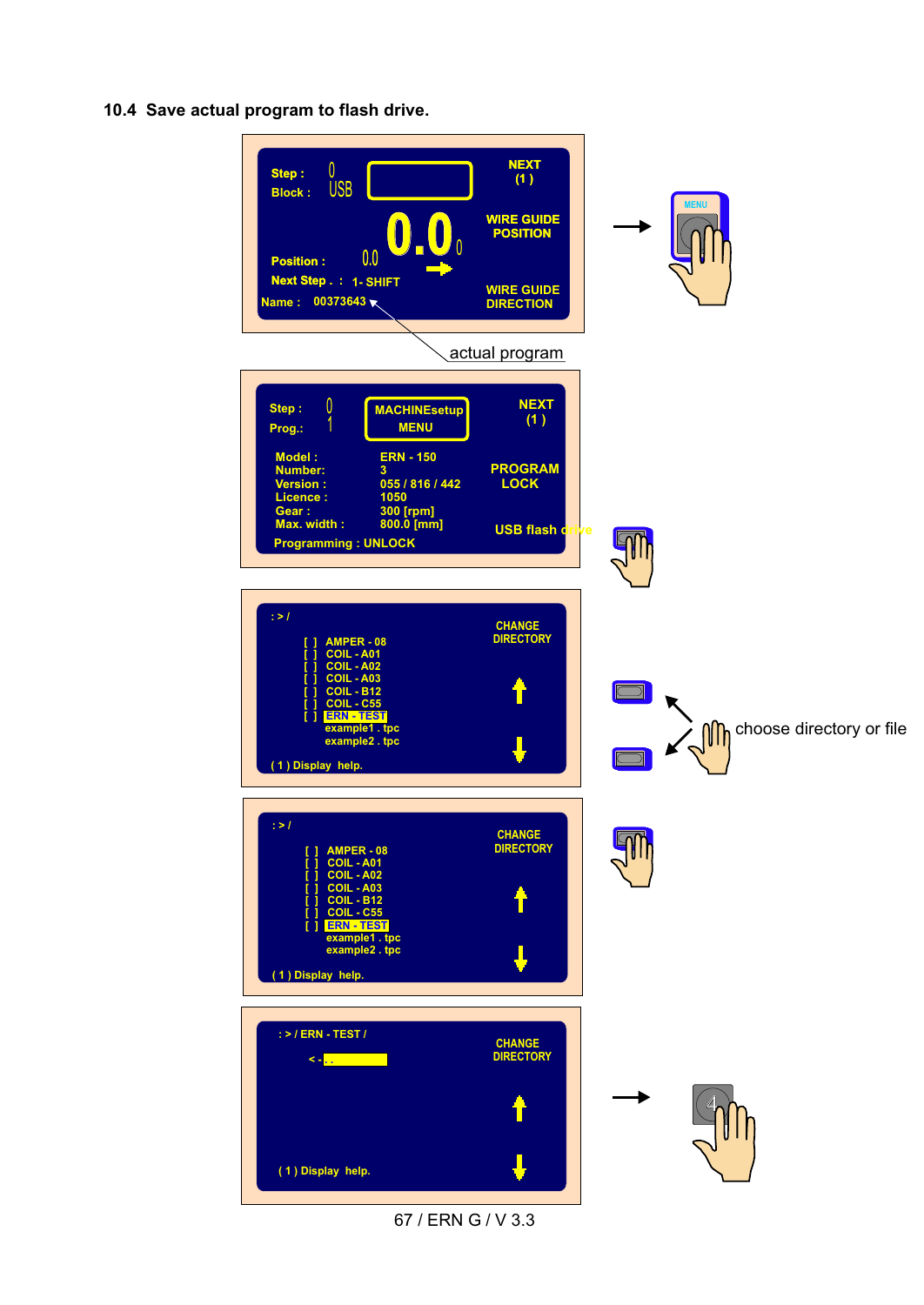## 10.4 Save actual program to flash drive.

Step : 0
Block : USB

NEXT (1)

0.0

WIRE GUIDE POSITION

Position : 0.0

Next Step . : 1- SHIFT

WIRE GUIDE DIRECTION

Name : 00373643

actual program

MENU

Step : 0
Prog.: 1

MACHINEsetup MENU

NEXT (1)

Model : ERN - 150
Number: 3
Version : 055 / 816 / 442
Licence : 1050
Gear : 300 [rpm]
Max. width : 800.0 [mm]

PROGRAM LOCK

USB flash drive

Programming : UNLOCK

: > /

CHANGE DIRECTORY

[ ] AMPER - 08
[ ] COIL - A01
[ ] COIL - A02
[ ] COIL - A03
[ ] COIL - B12
[ ] COIL - C55
[ ] ERN - TEST
example1 . tpc
example2 . tpc

( 1 ) Display help.

choose directory or file

: > /

CHANGE DIRECTORY

[ ] AMPER - 08
[ ] COIL - A01
[ ] COIL - A02
[ ] COIL - A03
[ ] COIL - B12
[ ] COIL - C55
[ ] ERN - TEST
example1 . tpc
example2 . tpc

( 1 ) Display help.

: > / ERN - TEST /

CHANGE DIRECTORY

< - . .

( 1 ) Display help.

4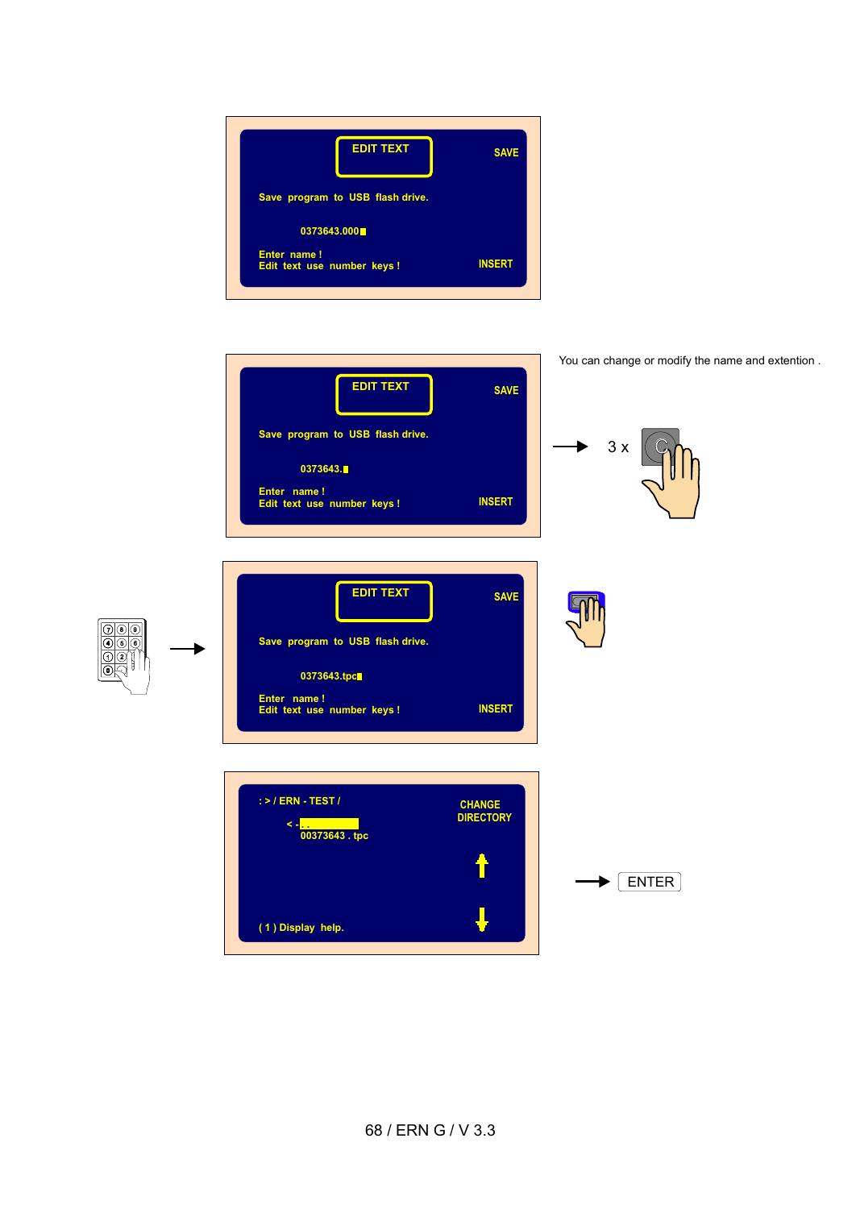EDIT TEXT

SAVE

Save program to USB flash drive.

0373643.000

Enter name !
Edit text use number keys !

INSERT

EDIT TEXT

SAVE

Save program to USB flash drive.

0373643.

Enter name !
Edit text use number keys !

INSERT

You can change or modify the name and extention .

3 x

EDIT TEXT

SAVE

Save program to USB flash drive.

0373643.tpc

Enter name !
Edit text use number keys !

INSERT

: > / ERN - TEST /

< - . .

00373643 . tpc

CHANGE DIRECTORY

( 1 ) Display help.

ENTER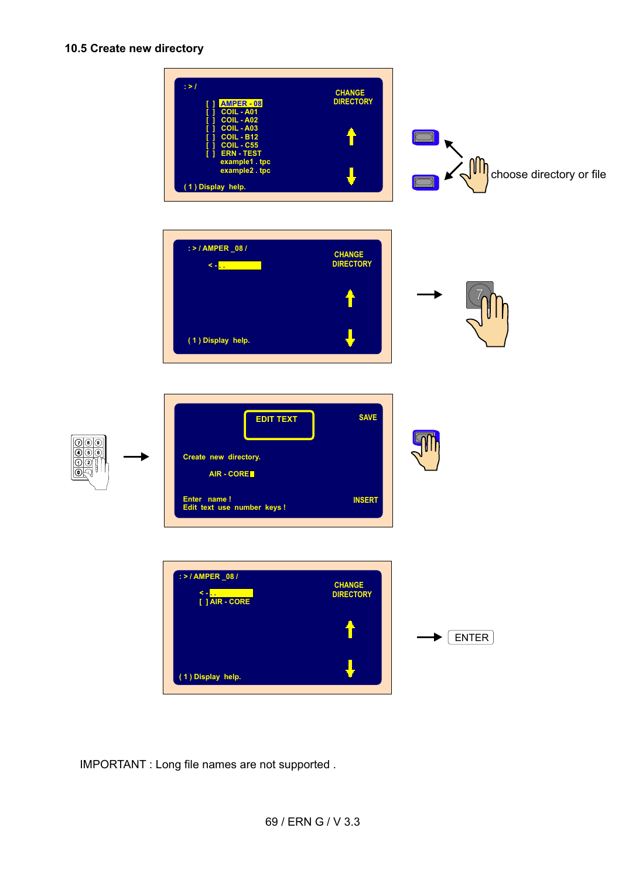## 10.5 Create new directory

: > /

[ ] AMPER - 08
[ ] COIL - A01
[ ] COIL - A02
[ ] COIL - A03
[ ] COIL - B12
[ ] COIL - C55
[ ] ERN - TEST
example1 . tpc
example2 . tpc

( 1 ) Display help.

CHANGE DIRECTORY

choose directory or file

: > / AMPER _08 /

< - . .

( 1 ) Display help.

CHANGE DIRECTORY

7

EDIT TEXT

SAVE

Create new directory.

AIR - CORE

Enter name !
Edit text use number keys !

INSERT

: > / AMPER _08 /

< - . .
[ ] AIR - CORE

( 1 ) Display help.

CHANGE DIRECTORY

ENTER

IMPORTANT : Long file names are not supported .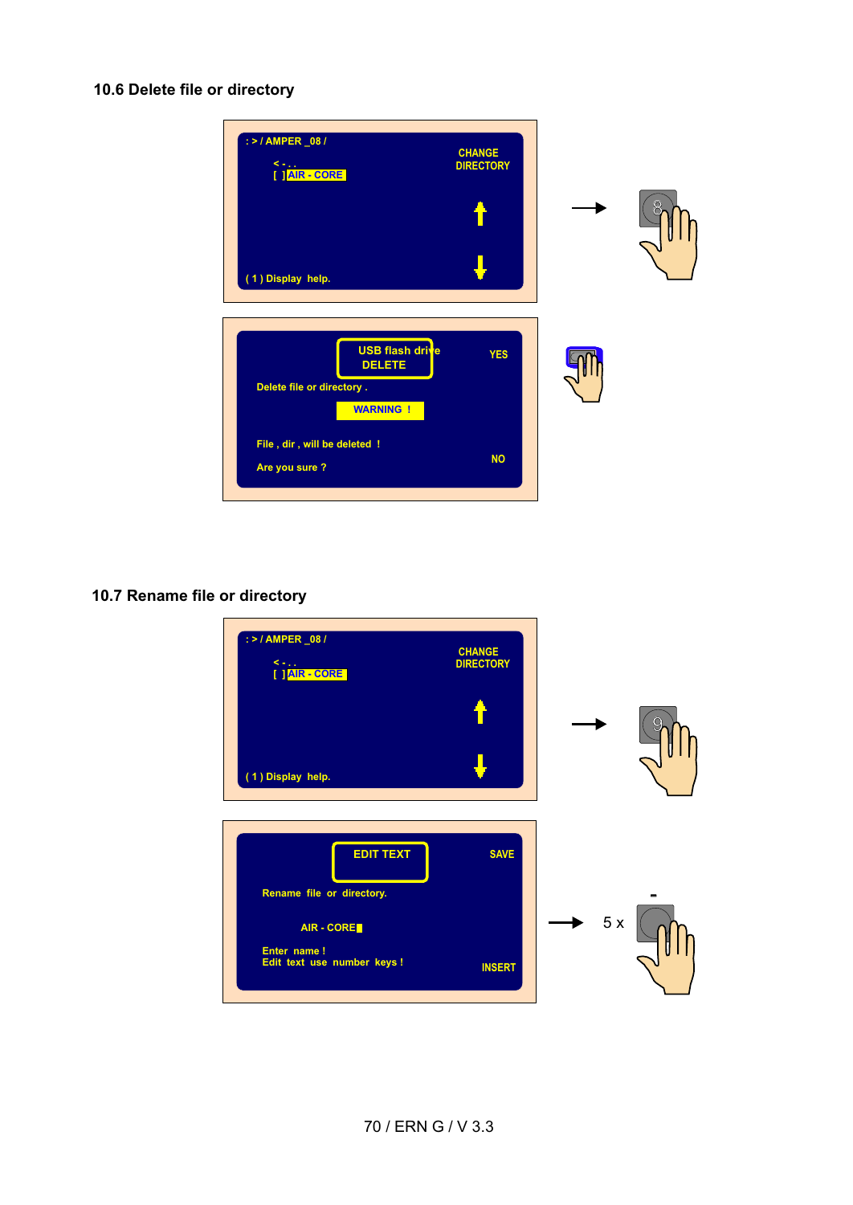## 10.6 Delete file or directory

: > / AMPER _08 /

< - . .
[ ] AIR - CORE

CHANGE DIRECTORY

( 1 ) Display help.

→ 8

USB flash drive
DELETE

YES

Delete file or directory .

WARNING !

File , dir , will be deleted !

Are you sure ?

NO

## 10.7 Rename file or directory

: > / AMPER _08 /

< - . .
[ ] AIR - CORE

CHANGE DIRECTORY

( 1 ) Display help.

→ 9

EDIT TEXT

SAVE

Rename file or directory.

AIR - CORE

Enter name !
Edit text use number keys !

INSERT

→ 5 x -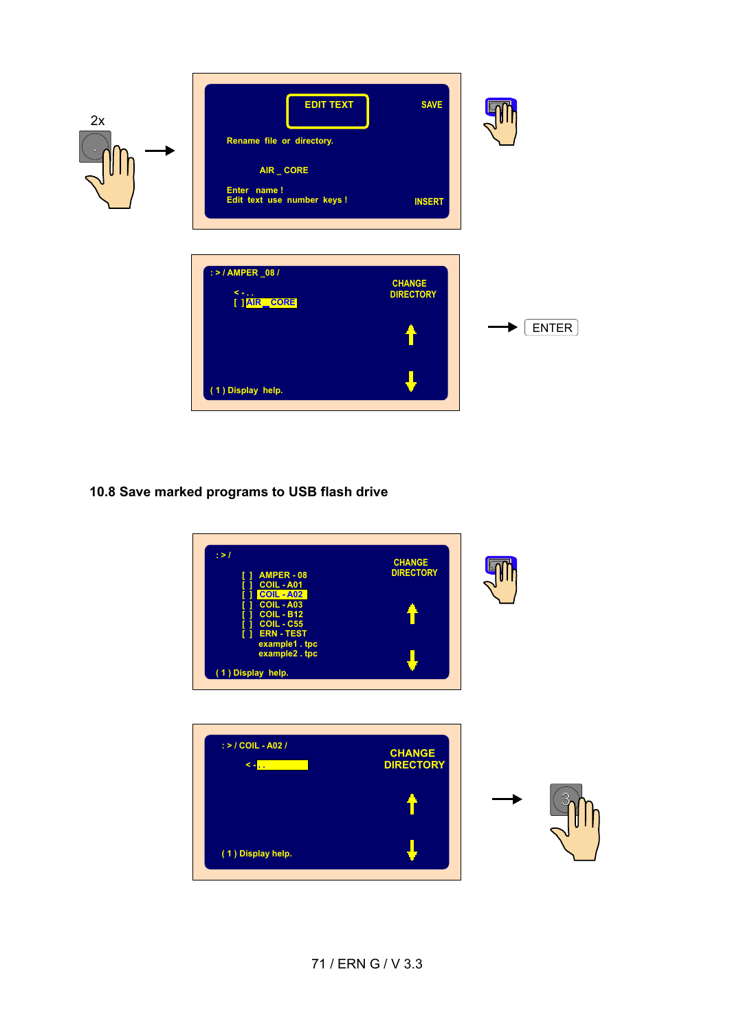2x

EDIT TEXT

SAVE

Rename file or directory.

AIR _ CORE

Enter name !
Edit text use number keys !

INSERT

: > / AMPER _08 /

< - . .
[ ] AIR _ CORE

CHANGE DIRECTORY

( 1 ) Display help.

ENTER

## 10.8 Save marked programs to USB flash drive

: > /

[ ] AMPER - 08
[ ] COIL - A01
[ ] COIL - A02
[ ] COIL - A03
[ ] COIL - B12
[ ] COIL - C55
[ ] ERN - TEST
example1 . tpc
example2 . tpc

CHANGE DIRECTORY

( 1 ) Display help.

: > / COIL - A02 /

< - . .

CHANGE DIRECTORY

( 1 ) Display help.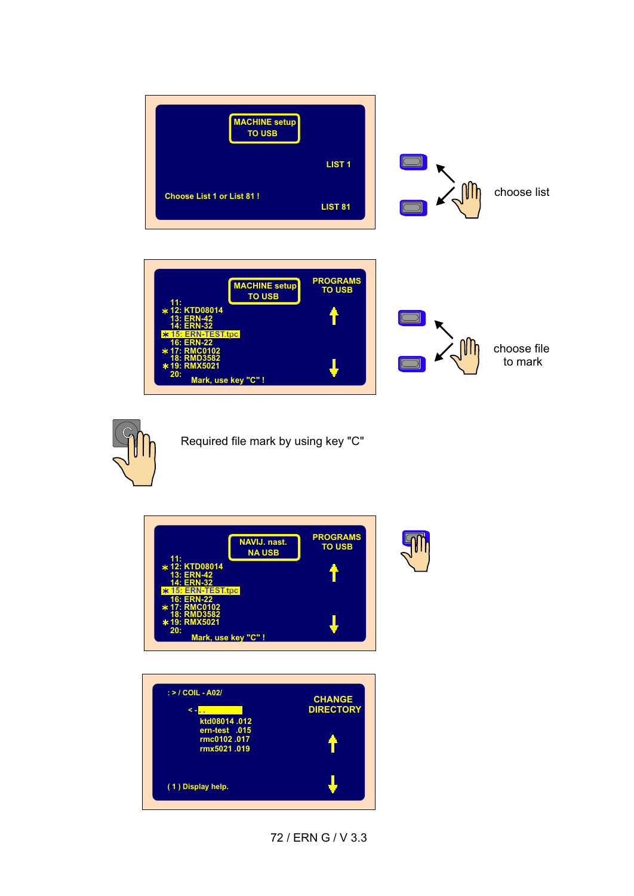MACHINE setup
TO USB

LIST 1

Choose List 1 or List 81 !

LIST 81

choose list

11:
* 12: KTD08014
13: ERN-42
14: ERN-32
* 15: ERN-TEST.tpc
16: ERN-22
* 17: RMC0102
18: RMD3582
* 19: RMX5021
20:

MACHINE setup
TO USB

PROGRAMS
TO USB

Mark, use key "C" !

choose file
to mark

Required file mark by using key "C"

NAVIJ. nast.
NA USB

PROGRAMS
TO USB

11:
* 12: KTD08014
13: ERN-42
14: ERN-32
* 15: ERN-TEST.tpc
16: ERN-22
* 17: RMC0102
18: RMD3582
* 19: RMX5021
20:

Mark, use key "C" !

: > / COIL - A02/

< - . .

ktd08014 .012
ern-test .015
rmc0102 .017
rmx5021 .019

CHANGE
DIRECTORY

( 1 ) Display help.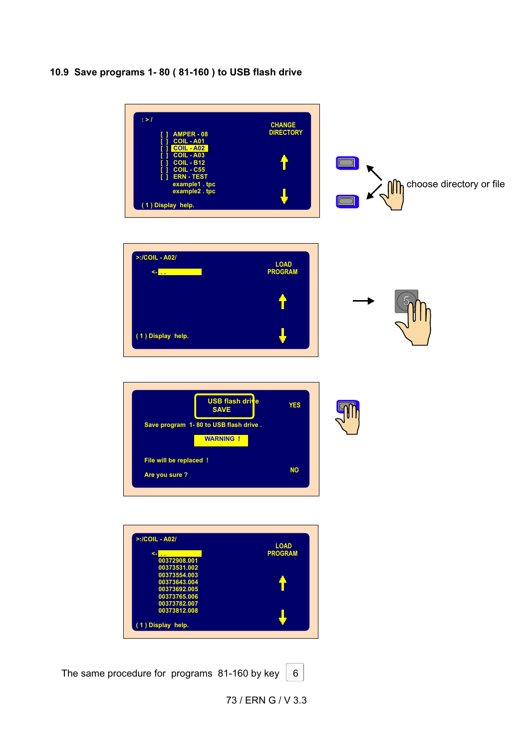## 10.9 Save programs 1- 80 ( 81-160 ) to USB flash drive

: > /

CHANGE DIRECTORY

[ ] AMPER - 08
[ ] COIL - A01
[ ] COIL - A02
[ ] COIL - A03
[ ] COIL - B12
[ ] COIL - C55
[ ] ERN - TEST
example1 . tpc
example2 . tpc

( 1 ) Display help.

choose directory or file

>:/COIL - A02/

<- . .

LOAD PROGRAM

( 1 ) Display help.

5

USB flash drive SAVE

YES

Save program 1- 80 to USB flash drive .

WARNING !

File will be replaced !

Are you sure ?

NO

>:/COIL - A02/

<- . .
00372908.001
00373531.002
00373554.003
00373643.004
00373692.005
00373765.006
00373782.007
00373812.008

LOAD PROGRAM

( 1 ) Display help.

The same procedure for programs 81-160 by key 6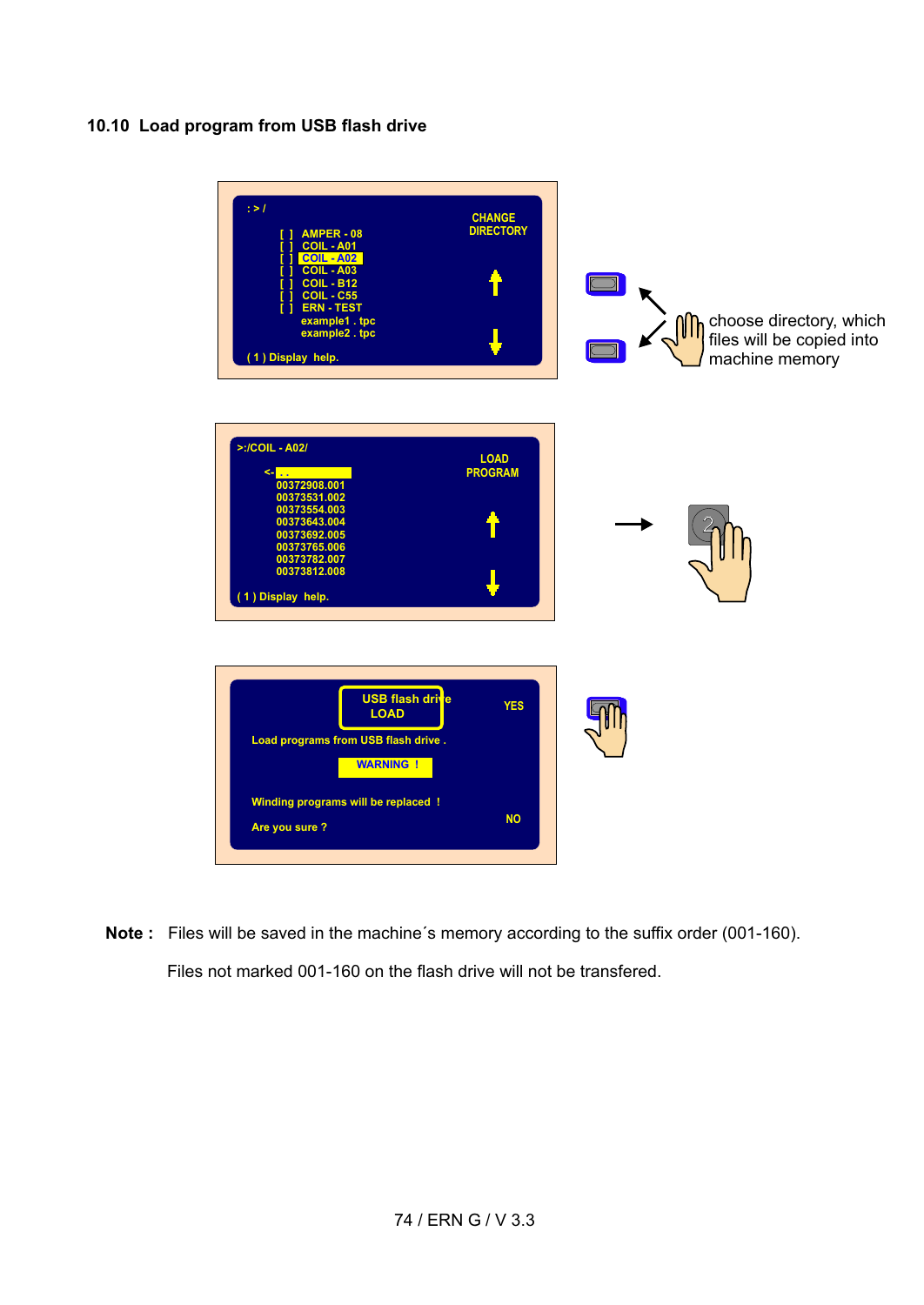## 10.10 Load program from USB flash drive

: > /

CHANGE DIRECTORY

[ ] AMPER - 08
[ ] COIL - A01
[ ] COIL - A02
[ ] COIL - A03
[ ] COIL - B12
[ ] COIL - C55
[ ] ERN - TEST
example1 . tpc
example2 . tpc

( 1 ) Display help.

choose directory, which files will be copied into machine memory

>:/COIL - A02/

LOAD PROGRAM

<- . .
00372908.001
00373531.002
00373554.003
00373643.004
00373692.005
00373765.006
00373782.007
00373812.008

( 1 ) Display help.

USB flash drive
LOAD

YES

Load programs from USB flash drive .

WARNING !

Winding programs will be replaced !

Are you sure ?

NO

**Note :** Files will be saved in the machine´s memory according to the suffix order (001-160).

Files not marked 001-160 on the flash drive will not be transfered.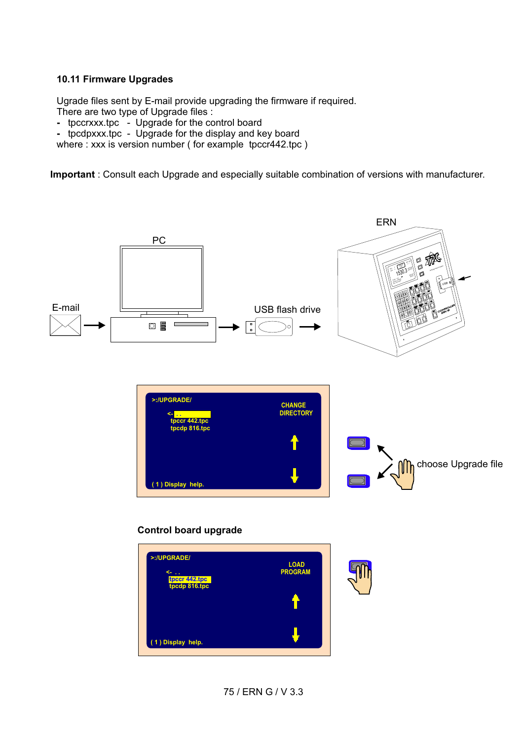### 10.11 Firmware Upgrades

Ugrade files sent by E-mail provide upgrading the firmware if required.
There are two type of Upgrade files :

- tpccrxxx.tpc - Upgrade for the control board
- tpcdpxxx.tpc - Upgrade for the display and key board

where : xxx is version number ( for example tpccr442.tpc )

**Important** : Consult each Upgrade and especially suitable combination of versions with manufacturer.

E-mail → PC → USB flash drive → ERN

choose Upgrade file

**Control board upgrade**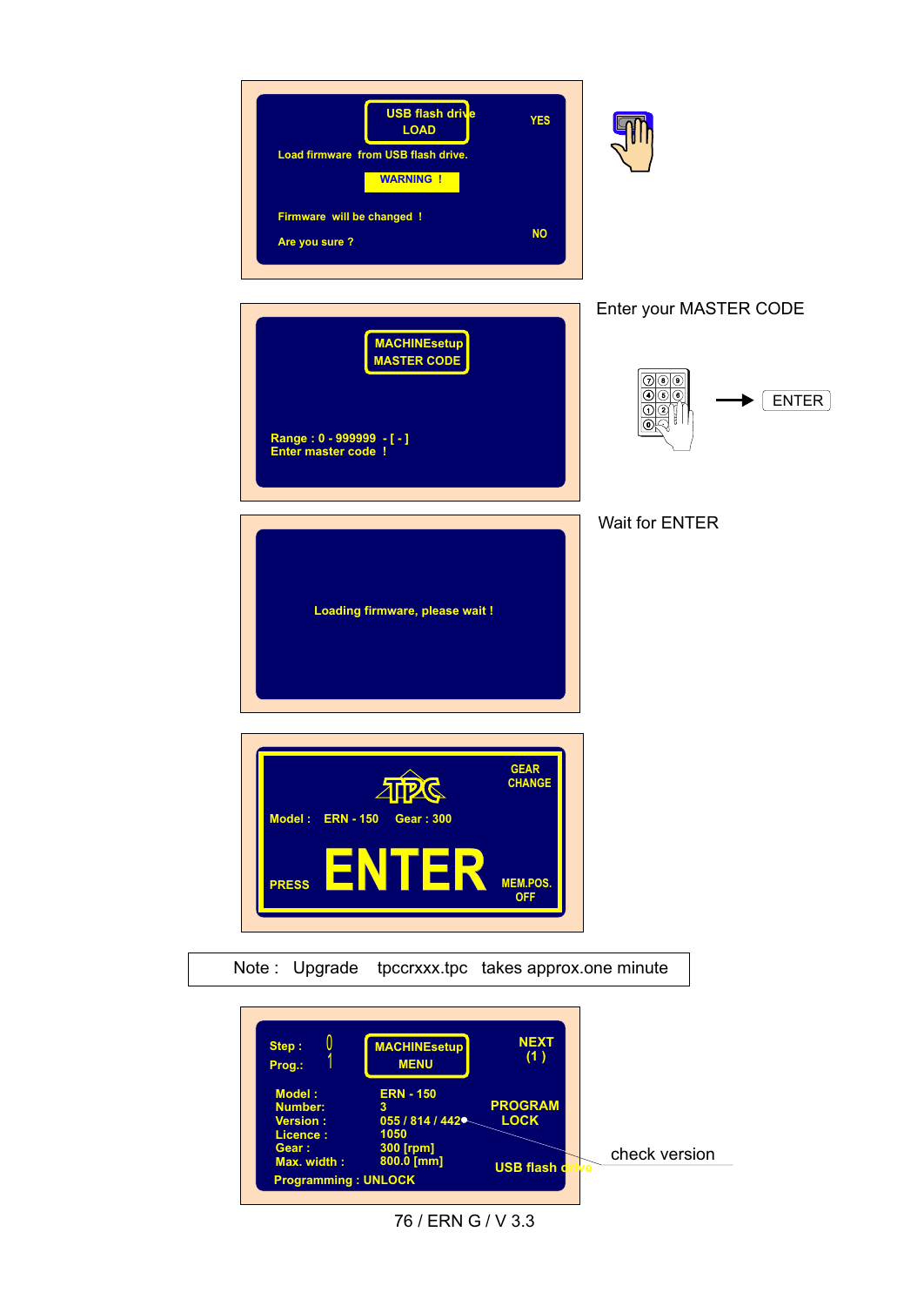USB flash drive
LOAD

YES

Load firmware from USB flash drive.

WARNING !

Firmware will be changed !

Are you sure ?

NO

---

MACHINEsetup
MASTER CODE

Range : 0 - 999999 - [ - ]
Enter master code !

Enter your MASTER CODE

ENTER

---

Loading firmware, please wait !

Wait for ENTER

---

GEAR
CHANGE

Model : ERN - 150 Gear : 300

PRESS **ENTER**

MEM.POS.
OFF

---

| Note : Upgrade tpccrxxx.tpc takes approx.one minute |
|---|

---

Step : 0
Prog.: 1

MACHINEsetup
MENU

NEXT
(1)

Model : ERN - 150
Number: 3
Version : 055 / 814 / 442
Licence : 1050
Gear : 300 [rpm]
Max. width : 800.0 [mm]

PROGRAM
LOCK

USB flash drive

Programming : UNLOCK

check version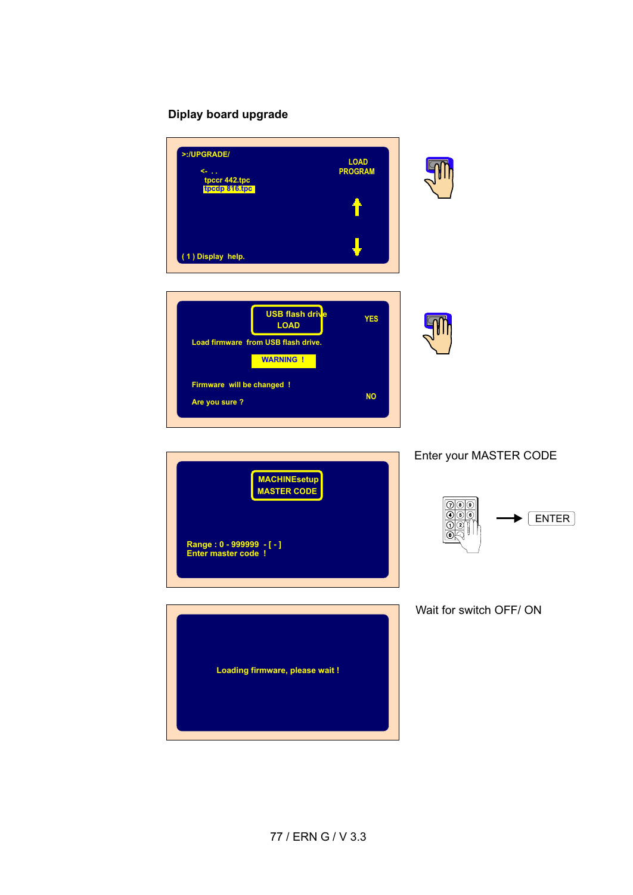## Diplay board upgrade

>:/UPGRADE/

<- . .
tpccr 442.tpc
tpcdp 816.tpc

LOAD
PROGRAM

( 1 ) Display help.

USB flash drive
LOAD

YES

Load firmware from USB flash drive.

WARNING !

Firmware will be changed !

Are you sure ?

NO

MACHINEsetup
MASTER CODE

Range : 0 - 999999 - [ - ]
Enter master code !

Enter your MASTER CODE

ENTER

Loading firmware, please wait !

Wait for switch OFF/ ON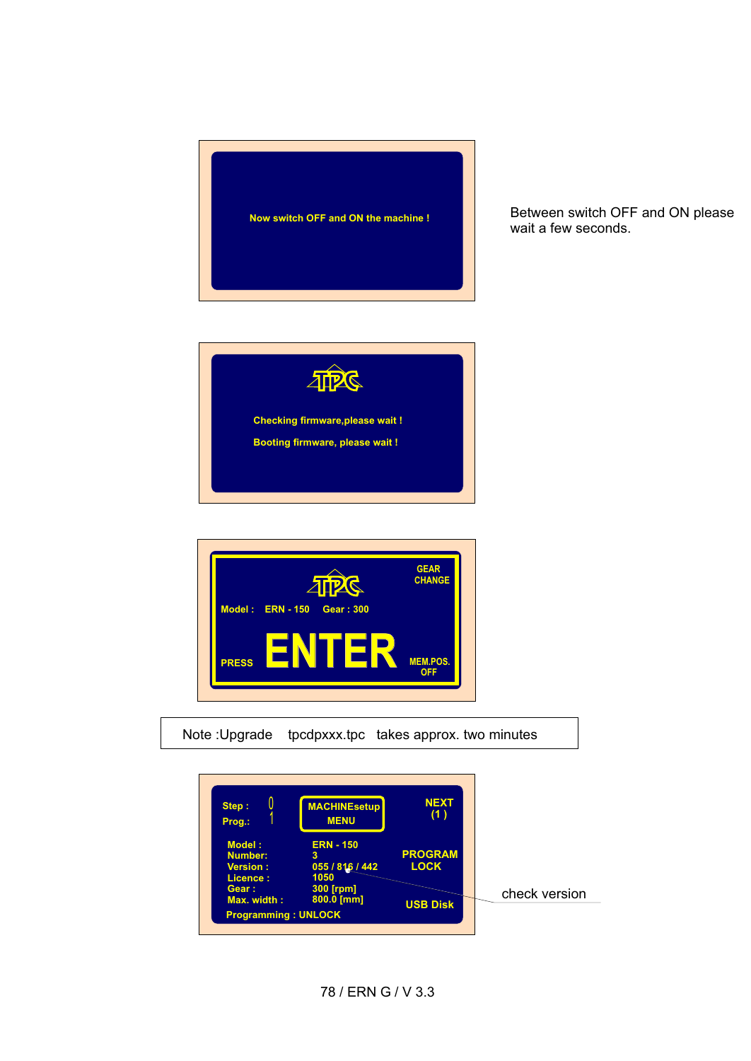Now switch OFF and ON the machine !

Between switch OFF and ON please wait a few seconds.

Checking firmware,please wait !

Booting firmware, please wait !

GEAR CHANGE

Model : ERN - 150 Gear : 300

PRESS **ENTER**

MEM.POS. OFF

| Note :Upgrade tpcdpxxx.tpc takes approx. two minutes |
|---|

Step : 0
Prog.: 1

MACHINEsetup MENU

NEXT (1)

| | |
|---|---|
| Model : | ERN - 150 |
| Number: | 3 |
| Version : | 055 / 816 / 442 |
| Licence : | 1050 |
| Gear : | 300 [rpm] |
| Max. width : | 800.0 [mm] |

Programming : UNLOCK

PROGRAM LOCK

USB Disk

check version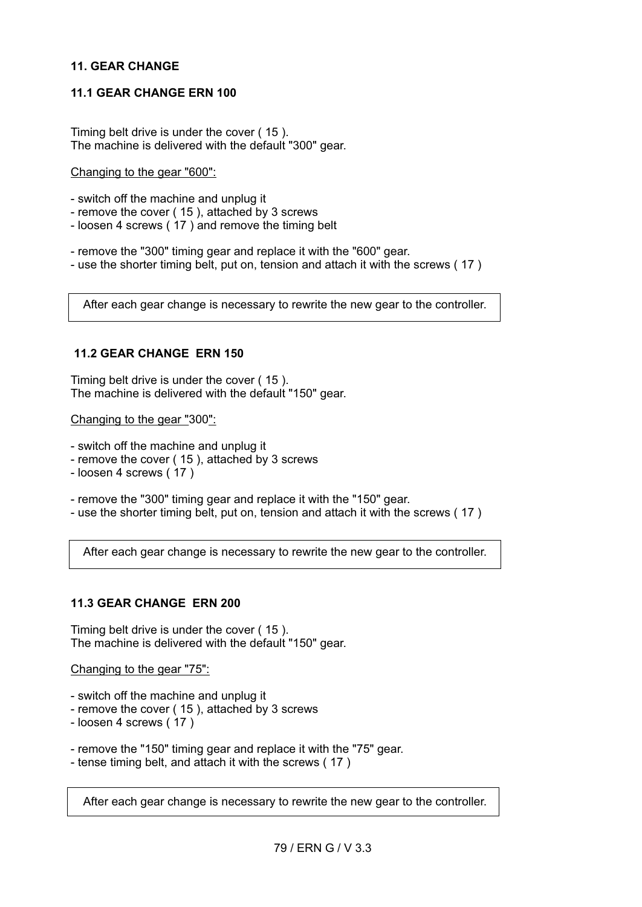## 11. GEAR CHANGE

### 11.1 GEAR CHANGE ERN 100

Timing belt drive is under the cover ( 15 ).
The machine is delivered with the default "300" gear.

<u>Changing to the gear "600":</u>

- switch off the machine and unplug it
- remove the cover ( 15 ), attached by 3 screws
- loosen 4 screws ( 17 ) and remove the timing belt

- remove the "300" timing gear and replace it with the "600" gear.
- use the shorter timing belt, put on, tension and attach it with the screws ( 17 )

| After each gear change is necessary to rewrite the new gear to the controller. |
|---|

### 11.2 GEAR CHANGE ERN 150

Timing belt drive is under the cover ( 15 ).
The machine is delivered with the default "150" gear.

<u>Changing to the gear "300":</u>

- switch off the machine and unplug it
- remove the cover ( 15 ), attached by 3 screws
- loosen 4 screws ( 17 )

- remove the "300" timing gear and replace it with the "150" gear.
- use the shorter timing belt, put on, tension and attach it with the screws ( 17 )

| After each gear change is necessary to rewrite the new gear to the controller. |
|---|

### 11.3 GEAR CHANGE ERN 200

Timing belt drive is under the cover ( 15 ).
The machine is delivered with the default "150" gear.

<u>Changing to the gear "75":</u>

- switch off the machine and unplug it
- remove the cover ( 15 ), attached by 3 screws
- loosen 4 screws ( 17 )

- remove the "150" timing gear and replace it with the "75" gear.
- tense timing belt, and attach it with the screws ( 17 )

| After each gear change is necessary to rewrite the new gear to the controller. |
|---|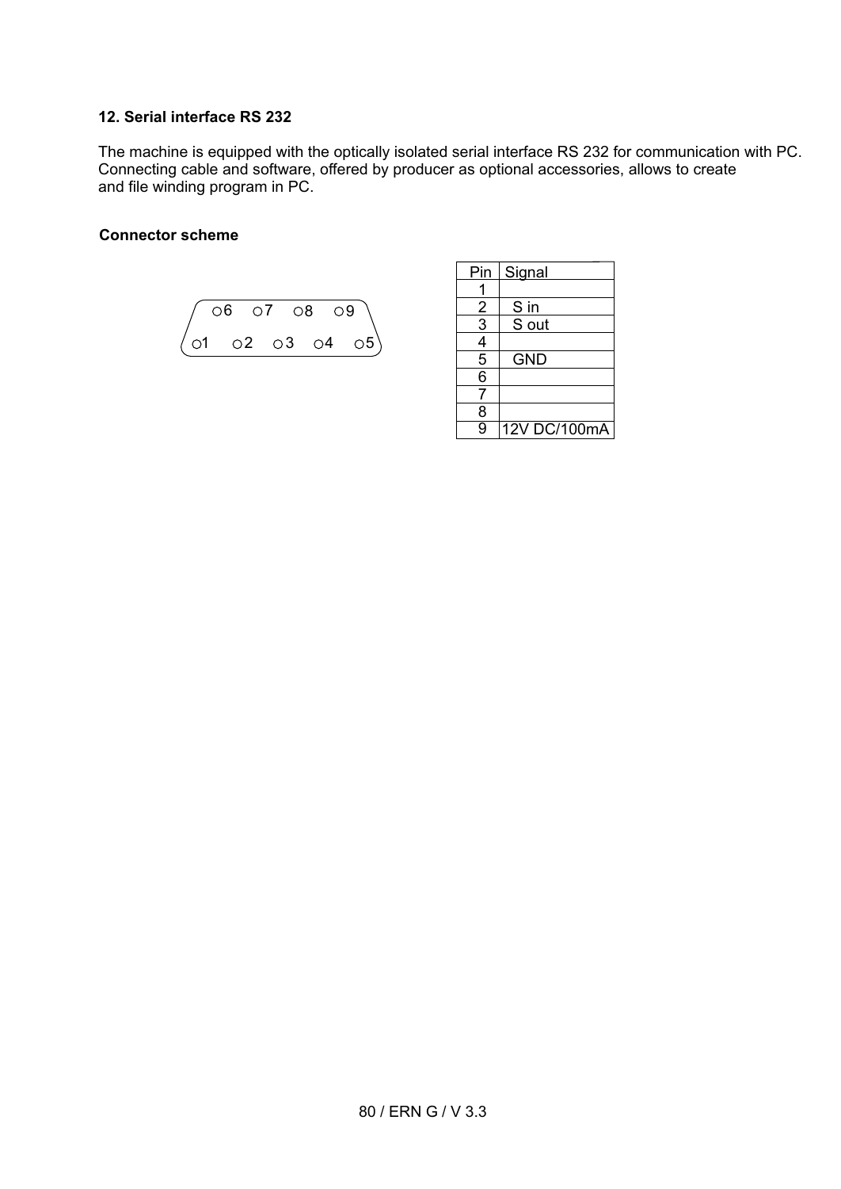## 12. Serial interface RS 232

The machine is equipped with the optically isolated serial interface RS 232 for communication with PC. Connecting cable and software, offered by producer as optional accessories, allows to create and file winding program in PC.

### Connector scheme

```
   ○6   ○7   ○8   ○9
○1   ○2   ○3   ○4   ○5
```

| Pin | Signal |
|---|---|
| 1 | |
| 2 | S in |
| 3 | S out |
| 4 | |
| 5 | GND |
| 6 | |
| 7 | |
| 8 | |
| 9 | 12V DC/100mA |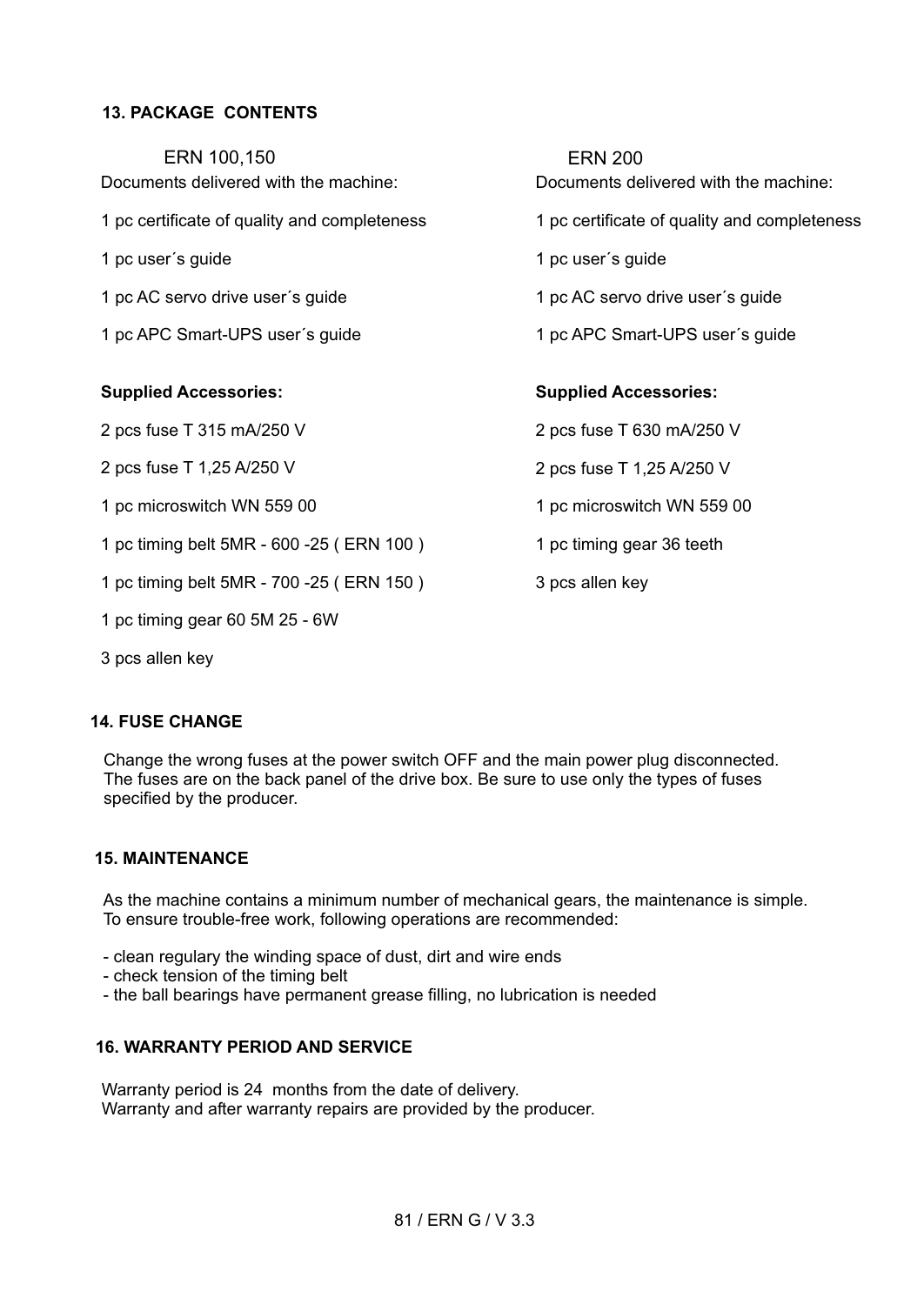## 13. PACKAGE  CONTENTS

### ERN 100,150

Documents delivered with the machine:

1 pc certificate of quality and completeness

1 pc user´s guide

1 pc AC servo drive user´s guide

1 pc APC Smart-UPS user´s guide

**Supplied Accessories:**

2 pcs fuse T 315 mA/250 V

2 pcs fuse T 1,25 A/250 V

1 pc microswitch WN 559 00

1 pc timing belt 5MR - 600 -25 ( ERN 100 )

1 pc timing belt 5MR - 700 -25 ( ERN 150 )

1 pc timing gear 60 5M 25 - 6W

3 pcs allen key

### ERN 200

Documents delivered with the machine:

1 pc certificate of quality and completeness

1 pc user´s guide

1 pc AC servo drive user´s guide

1 pc APC Smart-UPS user´s guide

**Supplied Accessories:**

2 pcs fuse T 630 mA/250 V

2 pcs fuse T 1,25 A/250 V

1 pc microswitch WN 559 00

1 pc timing gear 36 teeth

3 pcs allen key

## 14. FUSE CHANGE

Change the wrong fuses at the power switch OFF and the main power plug disconnected.
The fuses are on the back panel of the drive box. Be sure to use only the types of fuses specified by the producer.

## 15. MAINTENANCE

As the machine contains a minimum number of mechanical gears, the maintenance is simple.
To ensure trouble-free work, following operations are recommended:

- clean regulary the winding space of dust, dirt and wire ends
- check tension of the timing belt
- the ball bearings have permanent grease filling, no lubrication is needed

## 16. WARRANTY PERIOD AND SERVICE

Warranty period is 24  months from the date of delivery.
Warranty and after warranty repairs are provided by the producer.